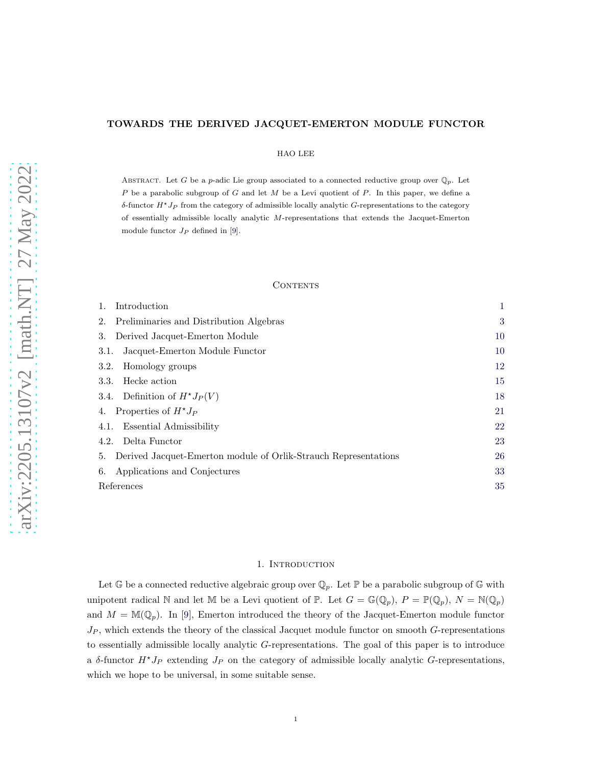# TOWARDS THE DERIVED JACQUET-EMERTON MODULE FUNCTOR

HAO LEE

Abstract. Let $G$ be a $p$-adic Lie group associated to a connected reductive group over $\mathbb{Q}_p$. Let $P$ be a parabolic subgroup of $G$ and let $M$ be a Levi quotient of $P$. In this paper, we define a $\delta$-functor $H^\star J_P$ from the category of admissible locally analytic $G$-representations to the category of essentially admissible locally analytic $M$-representations that extends the Jacquet-Emerton module functor $J_P$ defined in [9].

## Contents

1. Introduction — 1
2. Preliminaries and Distribution Algebras — 3
3. Derived Jacquet-Emerton Module — 10
   - 3.1. Jacquet-Emerton Module Functor — 10
   - 3.2. Homology groups — 12
   - 3.3. Hecke action — 15
   - 3.4. Definition of $H^\star J_P(V)$ — 18
4. Properties of $H^\star J_P$ — 21
   - 4.1. Essential Admissibility — 22
   - 4.2. Delta Functor — 23
5. Derived Jacquet-Emerton module of Orlik-Strauch Representations — 26
6. Applications and Conjectures — 33

References — 35

## 1. Introduction

Let $\mathbb{G}$ be a connected reductive algebraic group over $\mathbb{Q}_p$. Let $\mathbb{P}$ be a parabolic subgroup of $\mathbb{G}$ with unipotent radical $\mathbb{N}$ and let $\mathbb{M}$ be a Levi quotient of $\mathbb{P}$. Let $G = \mathbb{G}(\mathbb{Q}_p)$, $P = \mathbb{P}(\mathbb{Q}_p)$, $N = \mathbb{N}(\mathbb{Q}_p)$ and $M = \mathbb{M}(\mathbb{Q}_p)$. In [9], Emerton introduced the theory of the Jacquet-Emerton module functor $J_P$, which extends the theory of the classical Jacquet module functor on smooth $G$-representations to essentially admissible locally analytic $G$-representations. The goal of this paper is to introduce a $\delta$-functor $H^\star J_P$ extending $J_P$ on the category of admissible locally analytic $G$-representations, which we hope to be universal, in some suitable sense.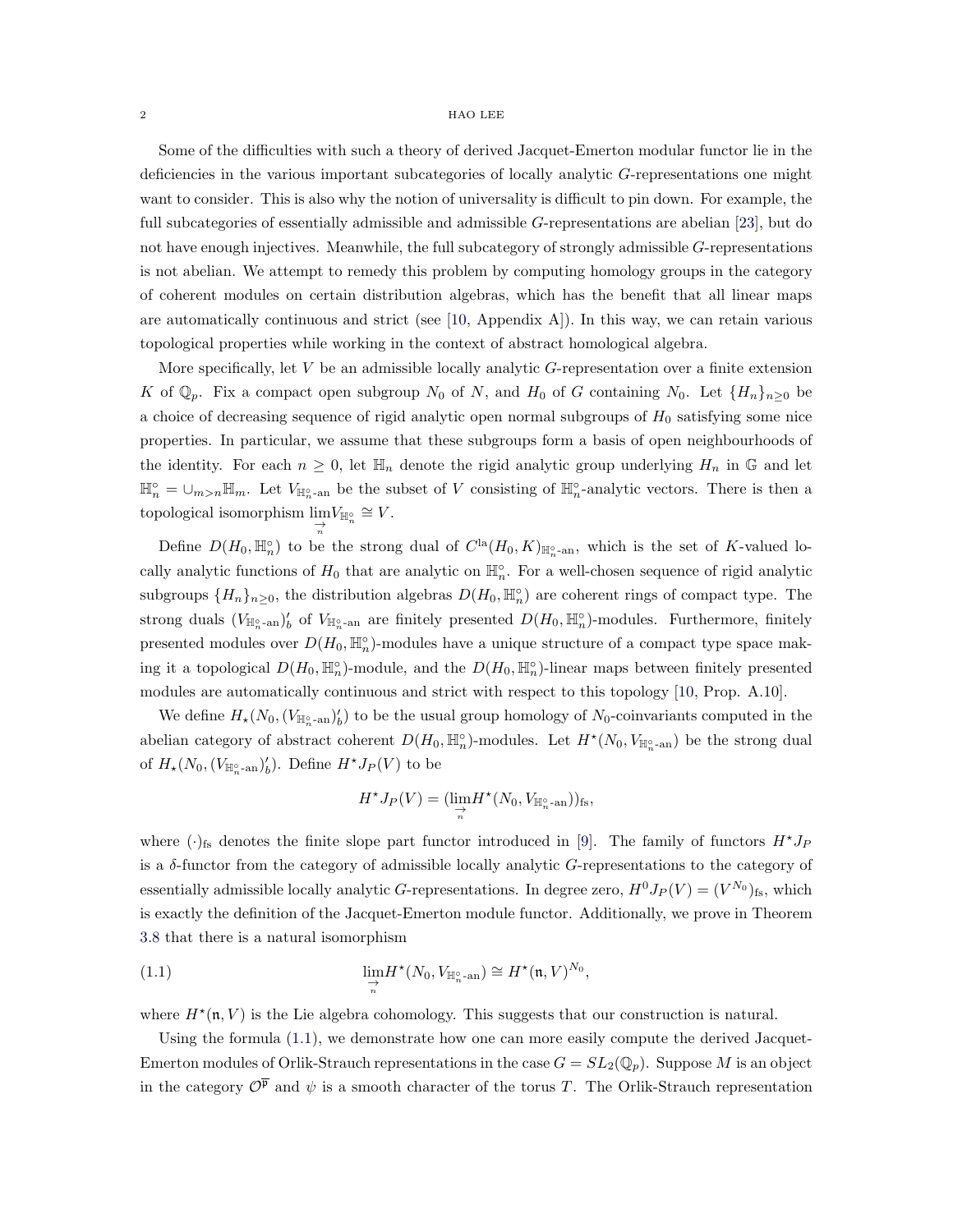Some of the difficulties with such a theory of derived Jacquet-Emerton modular functor lie in the deficiencies in the various important subcategories of locally analytic $G$-representations one might want to consider. This is also why the notion of universality is difficult to pin down. For example, the full subcategories of essentially admissible and admissible $G$-representations are abelian [23], but do not have enough injectives. Meanwhile, the full subcategory of strongly admissible $G$-representations is not abelian. We attempt to remedy this problem by computing homology groups in the category of coherent modules on certain distribution algebras, which has the benefit that all linear maps are automatically continuous and strict (see [10, Appendix A]). In this way, we can retain various topological properties while working in the context of abstract homological algebra.

More specifically, let $V$ be an admissible locally analytic $G$-representation over a finite extension $K$ of $\mathbb{Q}_p$. Fix a compact open subgroup $N_0$ of $N$, and $H_0$ of $G$ containing $N_0$. Let $\{H_n\}_{n\geq 0}$ be a choice of decreasing sequence of rigid analytic open normal subgroups of $H_0$ satisfying some nice properties. In particular, we assume that these subgroups form a basis of open neighbourhoods of the identity. For each $n \geq 0$, let $\mathbb{H}_n$ denote the rigid analytic group underlying $H_n$ in $\mathbb{G}$ and let $\mathbb{H}_n^\circ = \cup_{m>n}\mathbb{H}_m$. Let $V_{\mathbb{H}_n^\circ\text{-an}}$ be the subset of $V$ consisting of $\mathbb{H}_n^\circ$-analytic vectors. There is then a topological isomorphism $\varinjlim_n V_{\mathbb{H}_n^\circ} \cong V$.

Define $D(H_0, \mathbb{H}_n^\circ)$ to be the strong dual of $C^{\mathrm{la}}(H_0, K)_{\mathbb{H}_n^\circ\text{-an}}$, which is the set of $K$-valued locally analytic functions of $H_0$ that are analytic on $\mathbb{H}_n^\circ$. For a well-chosen sequence of rigid analytic subgroups $\{H_n\}_{n\geq 0}$, the distribution algebras $D(H_0, \mathbb{H}_n^\circ)$ are coherent rings of compact type. The strong duals $(V_{\mathbb{H}_n^\circ\text{-an}})'_b$ of $V_{\mathbb{H}_n^\circ\text{-an}}$ are finitely presented $D(H_0, \mathbb{H}_n^\circ)$-modules. Furthermore, finitely presented modules over $D(H_0, \mathbb{H}_n^\circ)$-modules have a unique structure of a compact type space making it a topological $D(H_0, \mathbb{H}_n^\circ)$-module, and the $D(H_0, \mathbb{H}_n^\circ)$-linear maps between finitely presented modules are automatically continuous and strict with respect to this topology [10, Prop. A.10].

We define $H_\star(N_0, (V_{\mathbb{H}_n^\circ\text{-an}})'_b)$ to be the usual group homology of $N_0$-coinvariants computed in the abelian category of abstract coherent $D(H_0, \mathbb{H}_n^\circ)$-modules. Let $H^\star(N_0, V_{\mathbb{H}_n^\circ\text{-an}})$ be the strong dual of $H_\star(N_0, (V_{\mathbb{H}_n^\circ\text{-an}})'_b)$. Define $H^\star J_P(V)$ to be

$$H^\star J_P(V) = (\varinjlim_n H^\star(N_0, V_{\mathbb{H}_n^\circ\text{-an}}))_{\mathrm{fs}},$$

where $(\cdot)_{\mathrm{fs}}$ denotes the finite slope part functor introduced in [9]. The family of functors $H^\star J_P$ is a $\delta$-functor from the category of admissible locally analytic $G$-representations to the category of essentially admissible locally analytic $G$-representations. In degree zero, $H^0 J_P(V) = (V^{N_0})_{\mathrm{fs}}$, which is exactly the definition of the Jacquet-Emerton module functor. Additionally, we prove in Theorem 3.8 that there is a natural isomorphism

$$\varinjlim_n H^\star(N_0, V_{\mathbb{H}_n^\circ\text{-an}}) \cong H^\star(\mathfrak{n}, V)^{N_0}, \tag{1.1}$$

where $H^\star(\mathfrak{n}, V)$ is the Lie algebra cohomology. This suggests that our construction is natural.

Using the formula (1.1), we demonstrate how one can more easily compute the derived Jacquet-Emerton modules of Orlik-Strauch representations in the case $G = SL_2(\mathbb{Q}_p)$. Suppose $M$ is an object in the category $\mathcal{O}^{\overline{\mathfrak{p}}}$ and $\psi$ is a smooth character of the torus $T$. The Orlik-Strauch representation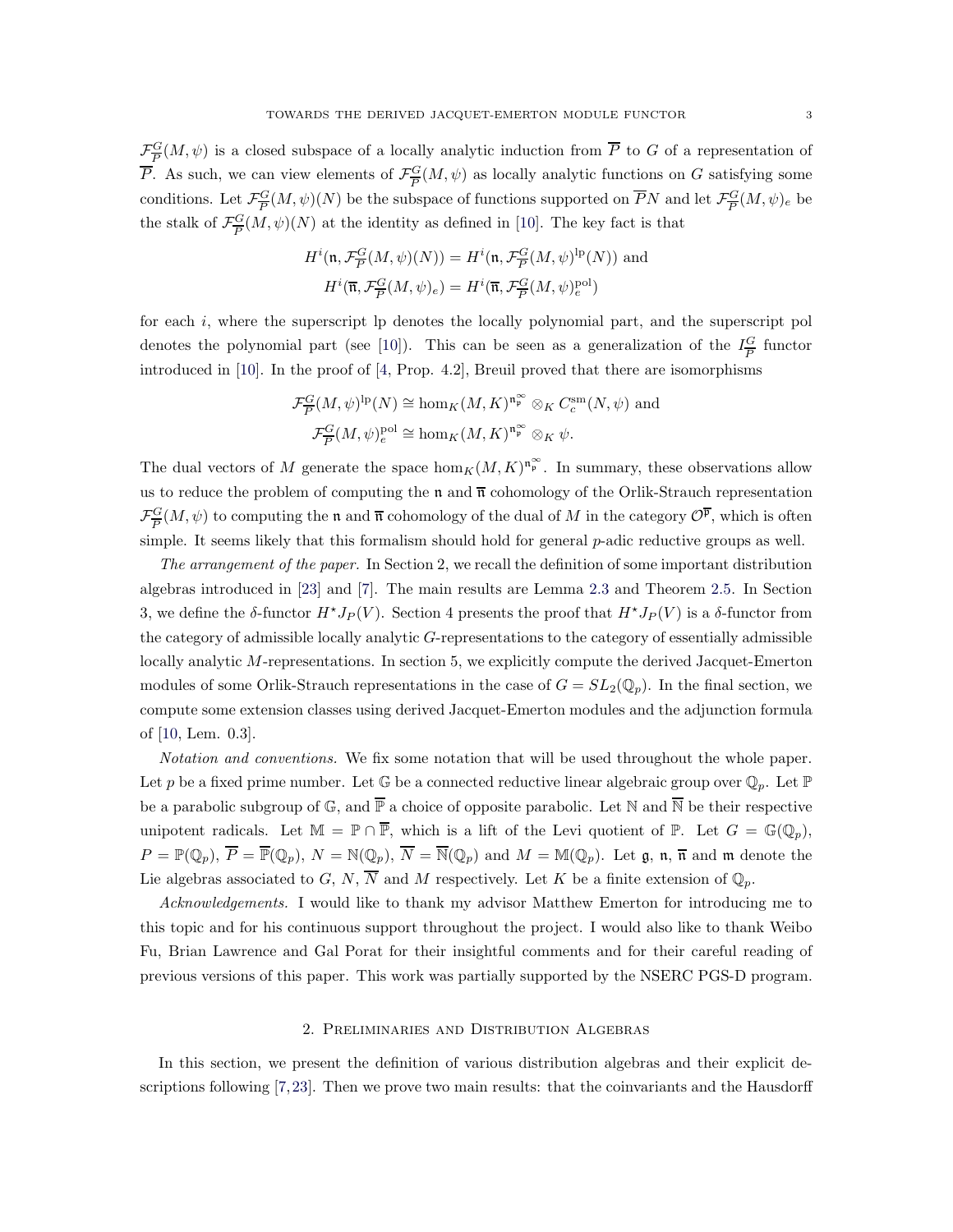$\mathcal{F}^G_{\overline{P}}(M,\psi)$ is a closed subspace of a locally analytic induction from $\overline{P}$ to $G$ of a representation of $\overline{P}$. As such, we can view elements of $\mathcal{F}^G_{\overline{P}}(M,\psi)$ as locally analytic functions on $G$ satisfying some conditions. Let $\mathcal{F}^G_{\overline{P}}(M,\psi)(N)$ be the subspace of functions supported on $\overline{P}N$ and let $\mathcal{F}^G_{\overline{P}}(M,\psi)_e$ be the stalk of $\mathcal{F}^G_{\overline{P}}(M,\psi)(N)$ at the identity as defined in [10]. The key fact is that

$$H^i(\mathfrak{n}, \mathcal{F}^G_{\overline{P}}(M,\psi)(N)) = H^i(\mathfrak{n}, \mathcal{F}^G_{\overline{P}}(M,\psi)^{\mathrm{lp}}(N)) \text{ and}$$
$$H^i(\overline{\mathfrak{n}}, \mathcal{F}^G_{\overline{P}}(M,\psi)_e) = H^i(\overline{\mathfrak{n}}, \mathcal{F}^G_{\overline{P}}(M,\psi)^{\mathrm{pol}}_e)$$

for each $i$, where the superscript lp denotes the locally polynomial part, and the superscript pol denotes the polynomial part (see [10]). This can be seen as a generalization of the $I^G_{\overline{P}}$ functor introduced in [10]. In the proof of [4, Prop. 4.2], Breuil proved that there are isomorphisms

$$\mathcal{F}^G_{\overline{P}}(M,\psi)^{\mathrm{lp}}(N) \cong \hom_K(M,K)^{\mathfrak{n}^\infty_{\mathfrak{p}}} \otimes_K C^{\mathrm{sm}}_c(N,\psi) \text{ and}$$
$$\mathcal{F}^G_{\overline{P}}(M,\psi)^{\mathrm{pol}}_e \cong \hom_K(M,K)^{\mathfrak{n}^\infty_{\mathfrak{p}}} \otimes_K \psi.$$

The dual vectors of $M$ generate the space $\hom_K(M,K)^{\mathfrak{n}^\infty_{\mathfrak{p}}}$. In summary, these observations allow us to reduce the problem of computing the $\mathfrak{n}$ and $\overline{\mathfrak{n}}$ cohomology of the Orlik-Strauch representation $\mathcal{F}^G_{\overline{P}}(M,\psi)$ to computing the $\mathfrak{n}$ and $\overline{\mathfrak{n}}$ cohomology of the dual of $M$ in the category $\mathcal{O}^{\overline{\mathfrak{p}}}$, which is often simple. It seems likely that this formalism should hold for general $p$-adic reductive groups as well.

*The arrangement of the paper.* In Section 2, we recall the definition of some important distribution algebras introduced in [23] and [7]. The main results are Lemma 2.3 and Theorem 2.5. In Section 3, we define the $\delta$-functor $H^\star J_P(V)$. Section 4 presents the proof that $H^\star J_P(V)$ is a $\delta$-functor from the category of admissible locally analytic $G$-representations to the category of essentially admissible locally analytic $M$-representations. In section 5, we explicitly compute the derived Jacquet-Emerton modules of some Orlik-Strauch representations in the case of $G = SL_2(\mathbb{Q}_p)$. In the final section, we compute some extension classes using derived Jacquet-Emerton modules and the adjunction formula of [10, Lem. 0.3].

*Notation and conventions.* We fix some notation that will be used throughout the whole paper. Let $p$ be a fixed prime number. Let $\mathbb{G}$ be a connected reductive linear algebraic group over $\mathbb{Q}_p$. Let $\mathbb{P}$ be a parabolic subgroup of $\mathbb{G}$, and $\overline{\mathbb{P}}$ a choice of opposite parabolic. Let $\mathbb{N}$ and $\overline{\mathbb{N}}$ be their respective unipotent radicals. Let $\mathbb{M} = \mathbb{P} \cap \overline{\mathbb{P}}$, which is a lift of the Levi quotient of $\mathbb{P}$. Let $G = \mathbb{G}(\mathbb{Q}_p)$, $P = \mathbb{P}(\mathbb{Q}_p)$, $\overline{P} = \overline{\mathbb{P}}(\mathbb{Q}_p)$, $N = \mathbb{N}(\mathbb{Q}_p)$, $\overline{N} = \overline{\mathbb{N}}(\mathbb{Q}_p)$ and $M = \mathbb{M}(\mathbb{Q}_p)$. Let $\mathfrak{g}$, $\mathfrak{n}$, $\overline{\mathfrak{n}}$ and $\mathfrak{m}$ denote the Lie algebras associated to $G$, $N$, $\overline{N}$ and $M$ respectively. Let $K$ be a finite extension of $\mathbb{Q}_p$.

*Acknowledgements.* I would like to thank my advisor Matthew Emerton for introducing me to this topic and for his continuous support throughout the project. I would also like to thank Weibo Fu, Brian Lawrence and Gal Porat for their insightful comments and for their careful reading of previous versions of this paper. This work was partially supported by the NSERC PGS-D program.

## 2. Preliminaries and Distribution Algebras

In this section, we present the definition of various distribution algebras and their explicit descriptions following [7, 23]. Then we prove two main results: that the coinvariants and the Hausdorff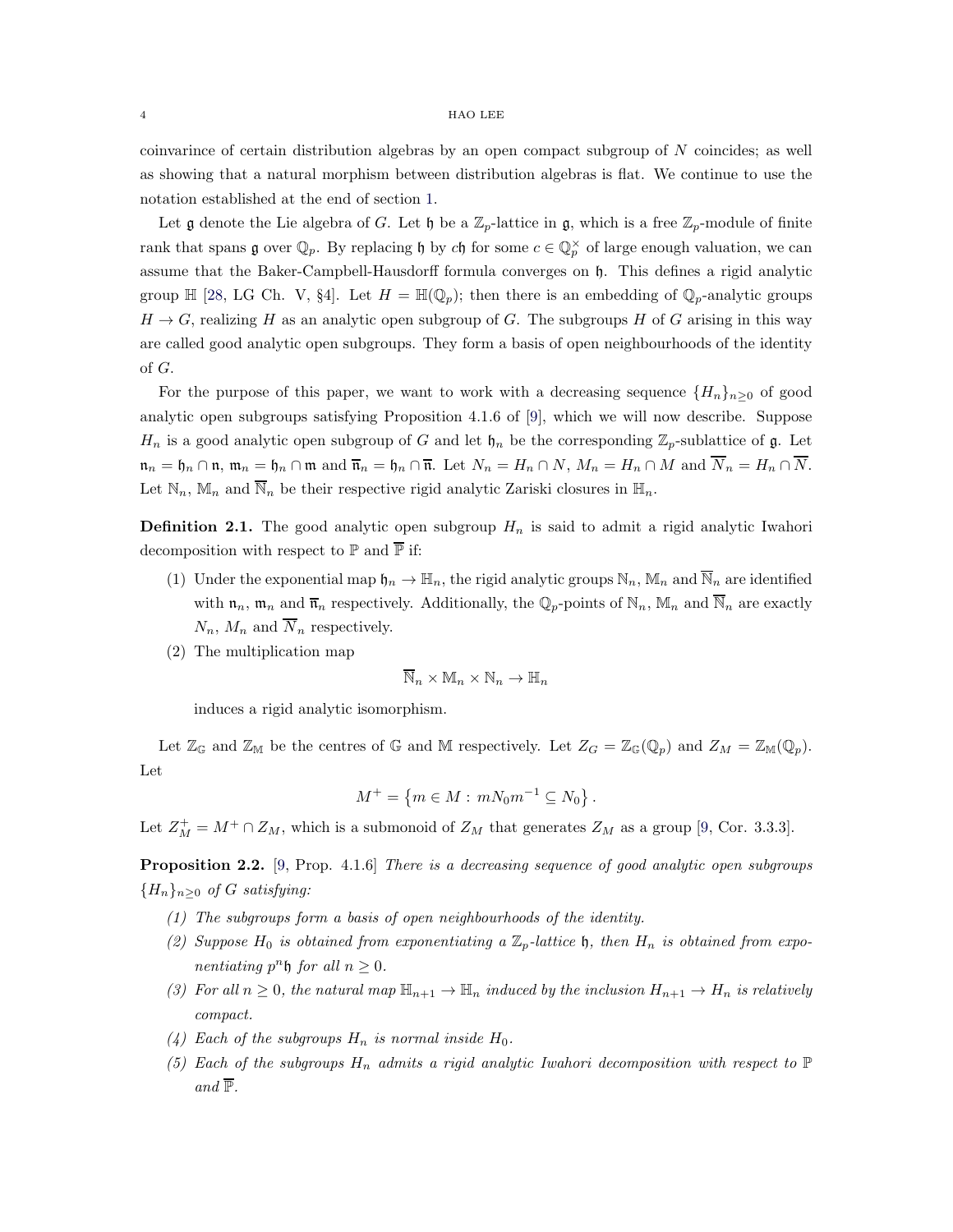coinvarince of certain distribution algebras by an open compact subgroup of $N$ coincides; as well as showing that a natural morphism between distribution algebras is flat. We continue to use the notation established at the end of section 1.

Let $\mathfrak{g}$ denote the Lie algebra of $G$. Let $\mathfrak{h}$ be a $\mathbb{Z}_p$-lattice in $\mathfrak{g}$, which is a free $\mathbb{Z}_p$-module of finite rank that spans $\mathfrak{g}$ over $\mathbb{Q}_p$. By replacing $\mathfrak{h}$ by $c\mathfrak{h}$ for some $c \in \mathbb{Q}_p^\times$ of large enough valuation, we can assume that the Baker-Campbell-Hausdorff formula converges on $\mathfrak{h}$. This defines a rigid analytic group $\mathbb{H}$ [28, LG Ch. V, §4]. Let $H = \mathbb{H}(\mathbb{Q}_p)$; then there is an embedding of $\mathbb{Q}_p$-analytic groups $H \to G$, realizing $H$ as an analytic open subgroup of $G$. The subgroups $H$ of $G$ arising in this way are called good analytic open subgroups. They form a basis of open neighbourhoods of the identity of $G$.

For the purpose of this paper, we want to work with a decreasing sequence $\{H_n\}_{n\geq 0}$ of good analytic open subgroups satisfying Proposition 4.1.6 of [9], which we will now describe. Suppose $H_n$ is a good analytic open subgroup of $G$ and let $\mathfrak{h}_n$ be the corresponding $\mathbb{Z}_p$-sublattice of $\mathfrak{g}$. Let $\mathfrak{n}_n = \mathfrak{h}_n \cap \mathfrak{n}$, $\mathfrak{m}_n = \mathfrak{h}_n \cap \mathfrak{m}$ and $\overline{\mathfrak{n}}_n = \mathfrak{h}_n \cap \overline{\mathfrak{n}}$. Let $N_n = H_n \cap N$, $M_n = H_n \cap M$ and $\overline{N}_n = H_n \cap \overline{N}$. Let $\mathbb{N}_n$, $\mathbb{M}_n$ and $\overline{\mathbb{N}}_n$ be their respective rigid analytic Zariski closures in $\mathbb{H}_n$.

**Definition 2.1.** The good analytic open subgroup $H_n$ is said to admit a rigid analytic Iwahori decomposition with respect to $\mathbb{P}$ and $\overline{\mathbb{P}}$ if:

(1) Under the exponential map $\mathfrak{h}_n \to \mathbb{H}_n$, the rigid analytic groups $\mathbb{N}_n$, $\mathbb{M}_n$ and $\overline{\mathbb{N}}_n$ are identified with $\mathfrak{n}_n$, $\mathfrak{m}_n$ and $\overline{\mathfrak{n}}_n$ respectively. Additionally, the $\mathbb{Q}_p$-points of $\mathbb{N}_n$, $\mathbb{M}_n$ and $\overline{\mathbb{N}}_n$ are exactly $N_n$, $M_n$ and $\overline{N}_n$ respectively.

(2) The multiplication map
$$\overline{\mathbb{N}}_n \times \mathbb{M}_n \times \mathbb{N}_n \to \mathbb{H}_n$$
induces a rigid analytic isomorphism.

Let $\mathbb{Z}_{\mathbb{G}}$ and $\mathbb{Z}_{\mathbb{M}}$ be the centres of $\mathbb{G}$ and $\mathbb{M}$ respectively. Let $Z_G = \mathbb{Z}_{\mathbb{G}}(\mathbb{Q}_p)$ and $Z_M = \mathbb{Z}_{\mathbb{M}}(\mathbb{Q}_p)$. Let
$$M^+ = \left\{ m \in M : mN_0m^{-1} \subseteq N_0 \right\}.$$
Let $Z_M^+ = M^+ \cap Z_M$, which is a submonoid of $Z_M$ that generates $Z_M$ as a group [9, Cor. 3.3.3].

**Proposition 2.2.** [9, Prop. 4.1.6] *There is a decreasing sequence of good analytic open subgroups $\{H_n\}_{n\geq 0}$ of $G$ satisfying:*

*(1) The subgroups form a basis of open neighbourhoods of the identity.*

*(2) Suppose $H_0$ is obtained from exponentiating a $\mathbb{Z}_p$-lattice $\mathfrak{h}$, then $H_n$ is obtained from exponentiating $p^n\mathfrak{h}$ for all $n \geq 0$.*

*(3) For all $n \geq 0$, the natural map $\mathbb{H}_{n+1} \to \mathbb{H}_n$ induced by the inclusion $H_{n+1} \to H_n$ is relatively compact.*

*(4) Each of the subgroups $H_n$ is normal inside $H_0$.*

*(5) Each of the subgroups $H_n$ admits a rigid analytic Iwahori decomposition with respect to $\mathbb{P}$ and $\overline{\mathbb{P}}$.*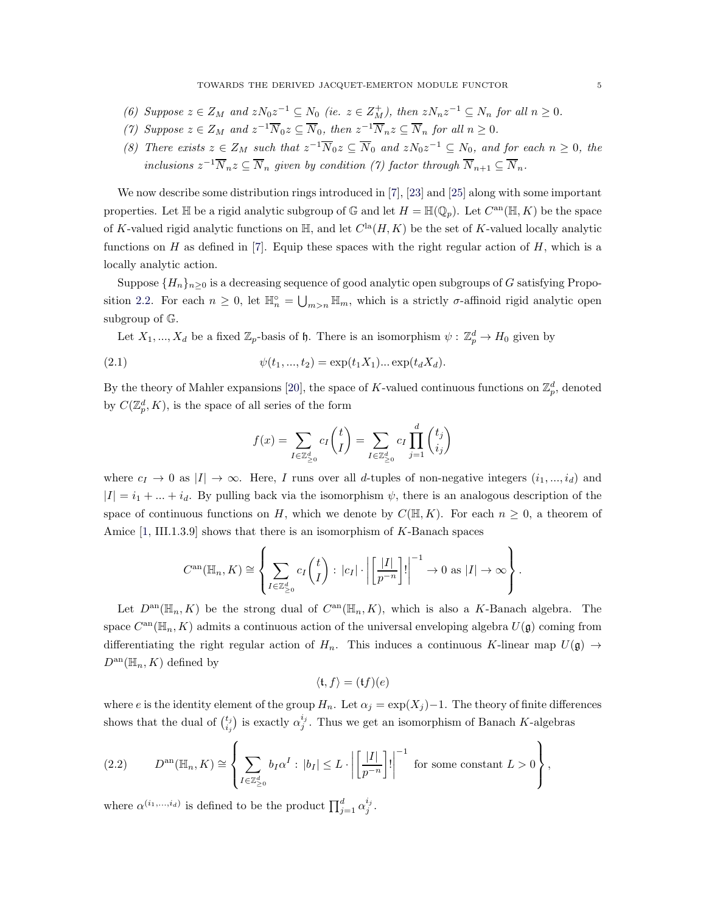(6) *Suppose $z \in Z_M$ and $zN_0z^{-1} \subseteq N_0$ (ie. $z \in Z_M^+$), then $zN_nz^{-1} \subseteq N_n$ for all $n \geq 0$.*

(7) *Suppose $z \in Z_M$ and $z^{-1}\overline{N}_0 z \subseteq \overline{N}_0$, then $z^{-1}\overline{N}_n z \subseteq \overline{N}_n$ for all $n \geq 0$.*

(8) *There exists $z \in Z_M$ such that $z^{-1}\overline{N}_0 z \subseteq \overline{N}_0$ and $zN_0z^{-1} \subseteq N_0$, and for each $n \geq 0$, the inclusions $z^{-1}\overline{N}_n z \subseteq \overline{N}_n$ given by condition (7) factor through $\overline{N}_{n+1} \subseteq \overline{N}_n$.*

We now describe some distribution rings introduced in [7], [23] and [25] along with some important properties. Let $\mathbb{H}$ be a rigid analytic subgroup of $\mathbb{G}$ and let $H = \mathbb{H}(\mathbb{Q}_p)$. Let $C^{\mathrm{an}}(\mathbb{H}, K)$ be the space of $K$-valued rigid analytic functions on $\mathbb{H}$, and let $C^{\mathrm{la}}(H, K)$ be the set of $K$-valued locally analytic functions on $H$ as defined in [7]. Equip these spaces with the right regular action of $H$, which is a locally analytic action.

Suppose $\{H_n\}_{n\geq 0}$ is a decreasing sequence of good analytic open subgroups of $G$ satisfying Proposition 2.2. For each $n \geq 0$, let $\mathbb{H}_n^\circ = \bigcup_{m>n} \mathbb{H}_m$, which is a strictly $\sigma$-affinoid rigid analytic open subgroup of $\mathbb{G}$.

Let $X_1, ..., X_d$ be a fixed $\mathbb{Z}_p$-basis of $\mathfrak{h}$. There is an isomorphism $\psi : \mathbb{Z}_p^d \to H_0$ given by

$$\psi(t_1, ..., t_2) = \exp(t_1 X_1) ... \exp(t_d X_d). \tag{2.1}$$

By the theory of Mahler expansions [20], the space of $K$-valued continuous functions on $\mathbb{Z}_p^d$, denoted by $C(\mathbb{Z}_p^d, K)$, is the space of all series of the form

$$f(x) = \sum_{I \in \mathbb{Z}_{\geq 0}^d} c_I \binom{t}{I} = \sum_{I \in \mathbb{Z}_{\geq 0}^d} c_I \prod_{j=1}^d \binom{t_j}{i_j}$$

where $c_I \to 0$ as $|I| \to \infty$. Here, $I$ runs over all $d$-tuples of non-negative integers $(i_1, ..., i_d)$ and $|I| = i_1 + ... + i_d$. By pulling back via the isomorphism $\psi$, there is an analogous description of the space of continuous functions on $H$, which we denote by $C(\mathbb{H}, K)$. For each $n \geq 0$, a theorem of Amice [1, III.1.3.9] shows that there is an isomorphism of $K$-Banach spaces

$$C^{\mathrm{an}}(\mathbb{H}_n, K) \cong \left\{ \sum_{I \in \mathbb{Z}_{\geq 0}^d} c_I \binom{t}{I} : |c_I| \cdot \left| \left[ \frac{|I|}{p^{-n}} \right]! \right|^{-1} \to 0 \text{ as } |I| \to \infty \right\}.$$

Let $D^{\mathrm{an}}(\mathbb{H}_n, K)$ be the strong dual of $C^{\mathrm{an}}(\mathbb{H}_n, K)$, which is also a $K$-Banach algebra. The space $C^{\mathrm{an}}(\mathbb{H}_n, K)$ admits a continuous action of the universal enveloping algebra $U(\mathfrak{g})$ coming from differentiating the right regular action of $H_n$. This induces a continuous $K$-linear map $U(\mathfrak{g}) \to D^{\mathrm{an}}(\mathbb{H}_n, K)$ defined by

$$\langle \mathfrak{t}, f \rangle = (\mathfrak{t} f)(e)$$

where $e$ is the identity element of the group $H_n$. Let $\alpha_j = \exp(X_j) - 1$. The theory of finite differences shows that the dual of $\binom{t_j}{i_j}$ is exactly $\alpha_j^{i_j}$. Thus we get an isomorphism of Banach $K$-algebras

$$D^{\mathrm{an}}(\mathbb{H}_n, K) \cong \left\{ \sum_{I \in \mathbb{Z}_{\geq 0}^d} b_I \alpha^I : |b_I| \leq L \cdot \left| \left[ \frac{|I|}{p^{-n}} \right]! \right|^{-1} \text{ for some constant } L > 0 \right\}, \tag{2.2}$$

where $\alpha^{(i_1, ..., i_d)}$ is defined to be the product $\prod_{j=1}^d \alpha_j^{i_j}$.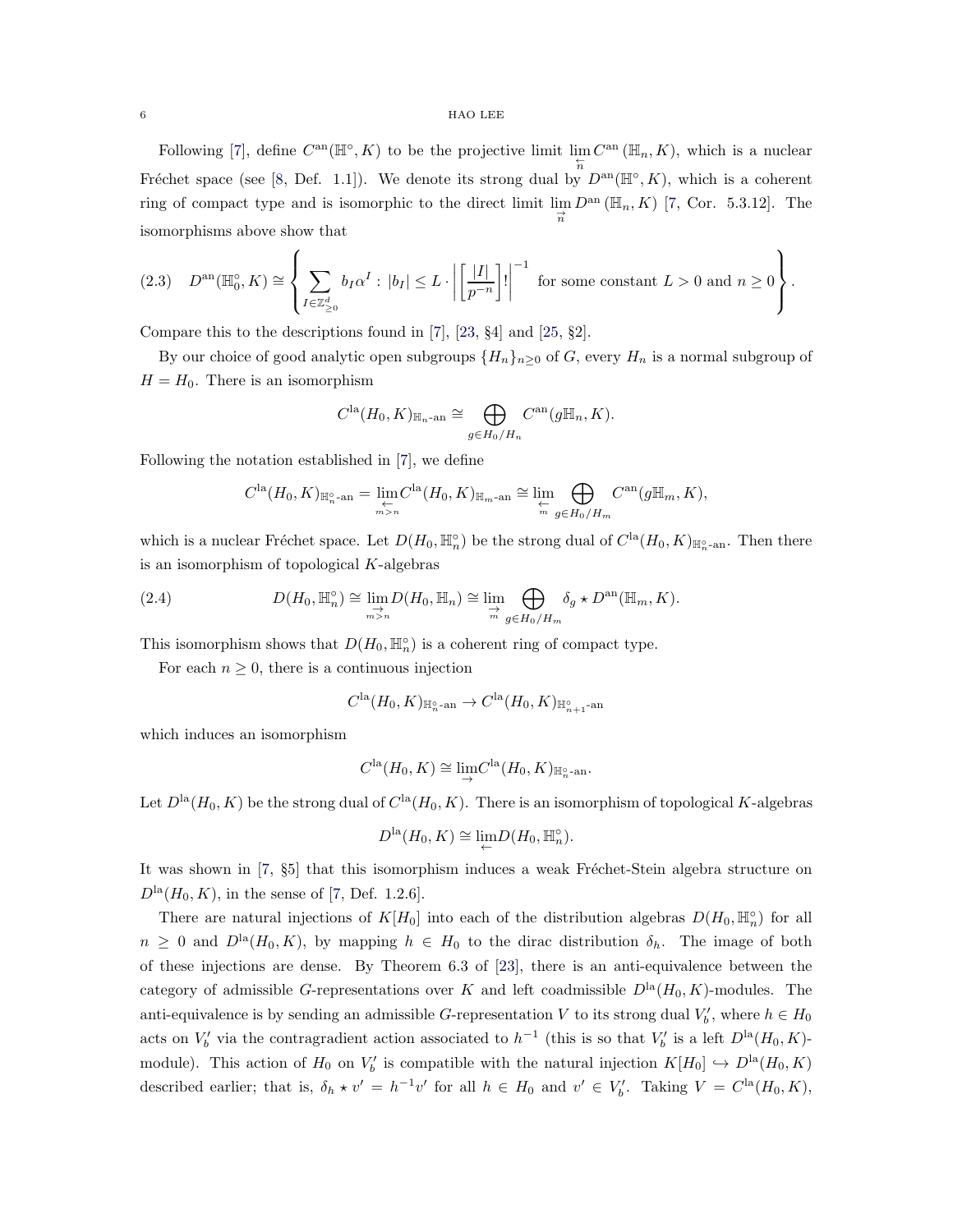Following [7], define $C^{\text{an}}(\mathbb{H}^\circ, K)$ to be the projective limit $\varprojlim_n C^{\text{an}}(\mathbb{H}_n, K)$, which is a nuclear Fréchet space (see [8, Def. 1.1]). We denote its strong dual by $D^{\text{an}}(\mathbb{H}^\circ, K)$, which is a coherent ring of compact type and is isomorphic to the direct limit $\varinjlim_n D^{\text{an}}(\mathbb{H}_n, K)$ [7, Cor. 5.3.12]. The isomorphisms above show that

$$D^{\text{an}}(\mathbb{H}_0^\circ, K) \cong \left\{ \sum_{I \in \mathbb{Z}_{\geq 0}^d} b_I \alpha^I : |b_I| \leq L \cdot \left| \left[ \frac{|I|}{p^{-n}} \right]! \right|^{-1} \text{ for some constant } L > 0 \text{ and } n \geq 0 \right\}. \tag{2.3}$$

Compare this to the descriptions found in [7], [23, §4] and [25, §2].

By our choice of good analytic open subgroups $\{H_n\}_{n\geq 0}$ of $G$, every $H_n$ is a normal subgroup of $H = H_0$. There is an isomorphism

$$C^{\text{la}}(H_0, K)_{\mathbb{H}_n\text{-an}} \cong \bigoplus_{g \in H_0/H_n} C^{\text{an}}(g\mathbb{H}_n, K).$$

Following the notation established in [7], we define

$$C^{\text{la}}(H_0, K)_{\mathbb{H}_n^\circ\text{-an}} = \varprojlim_{m>n} C^{\text{la}}(H_0, K)_{\mathbb{H}_m\text{-an}} \cong \varprojlim_m \bigoplus_{g \in H_0/H_m} C^{\text{an}}(g\mathbb{H}_m, K),$$

which is a nuclear Fréchet space. Let $D(H_0, \mathbb{H}_n^\circ)$ be the strong dual of $C^{\text{la}}(H_0, K)_{\mathbb{H}_n^\circ\text{-an}}$. Then there is an isomorphism of topological $K$-algebras

$$D(H_0, \mathbb{H}_n^\circ) \cong \varinjlim_{m>n} D(H_0, \mathbb{H}_n) \cong \varinjlim_m \bigoplus_{g \in H_0/H_m} \delta_g \star D^{\text{an}}(\mathbb{H}_m, K). \tag{2.4}$$

This isomorphism shows that $D(H_0, \mathbb{H}_n^\circ)$ is a coherent ring of compact type.

For each $n \geq 0$, there is a continuous injection

$$C^{\text{la}}(H_0, K)_{\mathbb{H}_n^\circ\text{-an}} \to C^{\text{la}}(H_0, K)_{\mathbb{H}_{n+1}^\circ\text{-an}}$$

which induces an isomorphism

$$C^{\text{la}}(H_0, K) \cong \varinjlim C^{\text{la}}(H_0, K)_{\mathbb{H}_n^\circ\text{-an}}.$$

Let $D^{\text{la}}(H_0, K)$ be the strong dual of $C^{\text{la}}(H_0, K)$. There is an isomorphism of topological $K$-algebras

$$D^{\text{la}}(H_0, K) \cong \varprojlim D(H_0, \mathbb{H}_n^\circ).$$

It was shown in [7, §5] that this isomorphism induces a weak Fréchet-Stein algebra structure on $D^{\text{la}}(H_0, K)$, in the sense of [7, Def. 1.2.6].

There are natural injections of $K[H_0]$ into each of the distribution algebras $D(H_0, \mathbb{H}_n^\circ)$ for all $n \geq 0$ and $D^{\text{la}}(H_0, K)$, by mapping $h \in H_0$ to the dirac distribution $\delta_h$. The image of both of these injections are dense. By Theorem 6.3 of [23], there is an anti-equivalence between the category of admissible $G$-representations over $K$ and left coadmissible $D^{\text{la}}(H_0, K)$-modules. The anti-equivalence is by sending an admissible $G$-representation $V$ to its strong dual $V_b'$, where $h \in H_0$ acts on $V_b'$ via the contragradient action associated to $h^{-1}$ (this is so that $V_b'$ is a left $D^{\text{la}}(H_0, K)$-module). This action of $H_0$ on $V_b'$ is compatible with the natural injection $K[H_0] \hookrightarrow D^{\text{la}}(H_0, K)$ described earlier; that is, $\delta_h \star v' = h^{-1}v'$ for all $h \in H_0$ and $v' \in V_b'$. Taking $V = C^{\text{la}}(H_0, K)$,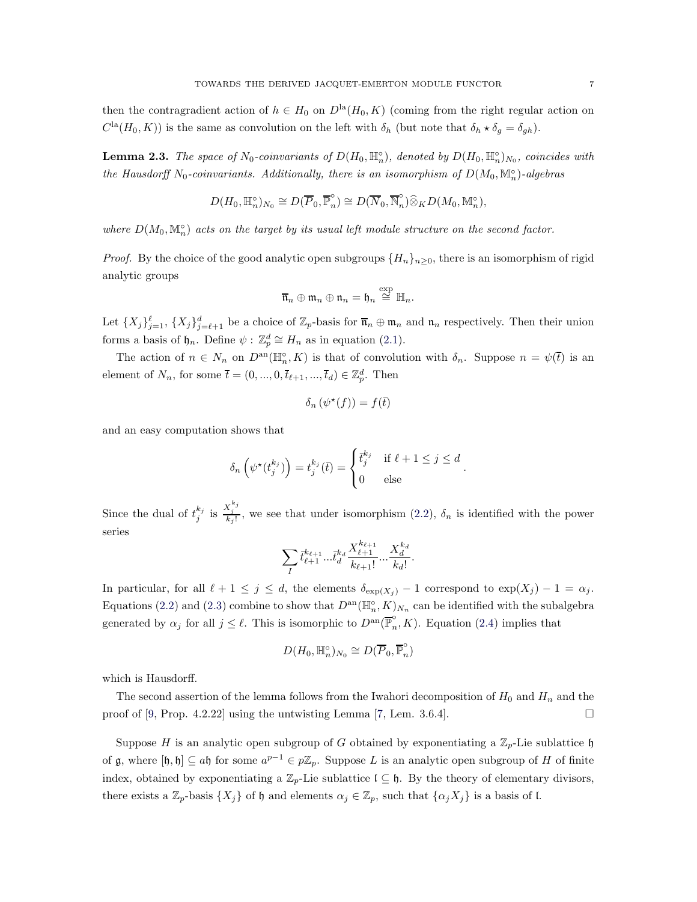then the contragradient action of $h \in H_0$ on $D^{\mathrm{la}}(H_0, K)$ (coming from the right regular action on $C^{\mathrm{la}}(H_0, K)$) is the same as convolution on the left with $\delta_h$ (but note that $\delta_h \star \delta_g = \delta_{gh}$).

**Lemma 2.3.** *The space of $N_0$-coinvariants of $D(H_0, \mathbb{H}_n^\circ)$, denoted by $D(H_0, \mathbb{H}_n^\circ)_{N_0}$, coincides with the Hausdorff $N_0$-coinvariants. Additionally, there is an isomorphism of $D(M_0, \mathbb{M}_n^\circ)$-algebras*

$$D(H_0, \mathbb{H}_n^\circ)_{N_0} \cong D(\overline{P}_0, \overline{\mathbb{P}}_n^\circ) \cong D(\overline{N}_0, \overline{\mathbb{N}}_n^\circ) \widehat{\otimes}_K D(M_0, \mathbb{M}_n^\circ),$$

*where $D(M_0, \mathbb{M}_n^\circ)$ acts on the target by its usual left module structure on the second factor.*

*Proof.* By the choice of the good analytic open subgroups $\{H_n\}_{n \geq 0}$, there is an isomorphism of rigid analytic groups

$$\overline{\mathfrak{n}}_n \oplus \mathfrak{m}_n \oplus \mathfrak{n}_n = \mathfrak{h}_n \overset{\exp}{\cong} \mathbb{H}_n.$$

Let $\{X_j\}_{j=1}^{\ell}$, $\{X_j\}_{j=\ell+1}^{d}$ be a choice of $\mathbb{Z}_p$-basis for $\overline{\mathfrak{n}}_n \oplus \mathfrak{m}_n$ and $\mathfrak{n}_n$ respectively. Then their union forms a basis of $\mathfrak{h}_n$. Define $\psi : \mathbb{Z}_p^d \cong H_n$ as in equation (2.1).

The action of $n \in N_n$ on $D^{\mathrm{an}}(\mathbb{H}_n^\circ, K)$ is that of convolution with $\delta_n$. Suppose $n = \psi(\overline{t})$ is an element of $N_n$, for some $\overline{t} = (0, ..., 0, \overline{t}_{\ell+1}, ..., \overline{t}_d) \in \mathbb{Z}_p^d$. Then

$$\delta_n \left(\psi^\star(f)\right) = f(\overline{t})$$

and an easy computation shows that

$$\delta_n \left(\psi^\star(t_j^{k_j})\right) = t_j^{k_j}(\overline{t}) = \begin{cases} \overline{t}_j^{k_j} & \text{if } \ell+1 \leq j \leq d \\ 0 & \text{else} \end{cases}.$$

Since the dual of $t_j^{k_j}$ is $\frac{X_j^{k_j}}{k_j!}$, we see that under isomorphism (2.2), $\delta_n$ is identified with the power series

$$\sum_I \overline{t}_{\ell+1}^{k_{\ell+1}} ... \overline{t}_d^{k_d} \frac{X_{\ell+1}^{k_{\ell+1}}}{k_{\ell+1}!} ... \frac{X_d^{k_d}}{k_d!}.$$

In particular, for all $\ell + 1 \leq j \leq d$, the elements $\delta_{\exp(X_j)} - 1$ correspond to $\exp(X_j) - 1 = \alpha_j$. Equations (2.2) and (2.3) combine to show that $D^{\mathrm{an}}(\mathbb{H}_n^\circ, K)_{N_n}$ can be identified with the subalgebra generated by $\alpha_j$ for all $j \leq \ell$. This is isomorphic to $D^{\mathrm{an}}(\overline{\mathbb{P}}_n^\circ, K)$. Equation (2.4) implies that

$$D(H_0, \mathbb{H}_n^\circ)_{N_0} \cong D(\overline{P}_0, \overline{\mathbb{P}}_n^\circ)$$

which is Hausdorff.

The second assertion of the lemma follows from the Iwahori decomposition of $H_0$ and $H_n$ and the proof of [9, Prop. 4.2.22] using the untwisting Lemma [7, Lem. 3.6.4]. $\square$

Suppose $H$ is an analytic open subgroup of $G$ obtained by exponentiating a $\mathbb{Z}_p$-Lie sublattice $\mathfrak{h}$ of $\mathfrak{g}$, where $[\mathfrak{h}, \mathfrak{h}] \subseteq a\mathfrak{h}$ for some $a^{p-1} \in p\mathbb{Z}_p$. Suppose $L$ is an analytic open subgroup of $H$ of finite index, obtained by exponentiating a $\mathbb{Z}_p$-Lie sublattice $\mathfrak{l} \subseteq \mathfrak{h}$. By the theory of elementary divisors, there exists a $\mathbb{Z}_p$-basis $\{X_j\}$ of $\mathfrak{h}$ and elements $\alpha_j \in \mathbb{Z}_p$, such that $\{\alpha_j X_j\}$ is a basis of $\mathfrak{l}$.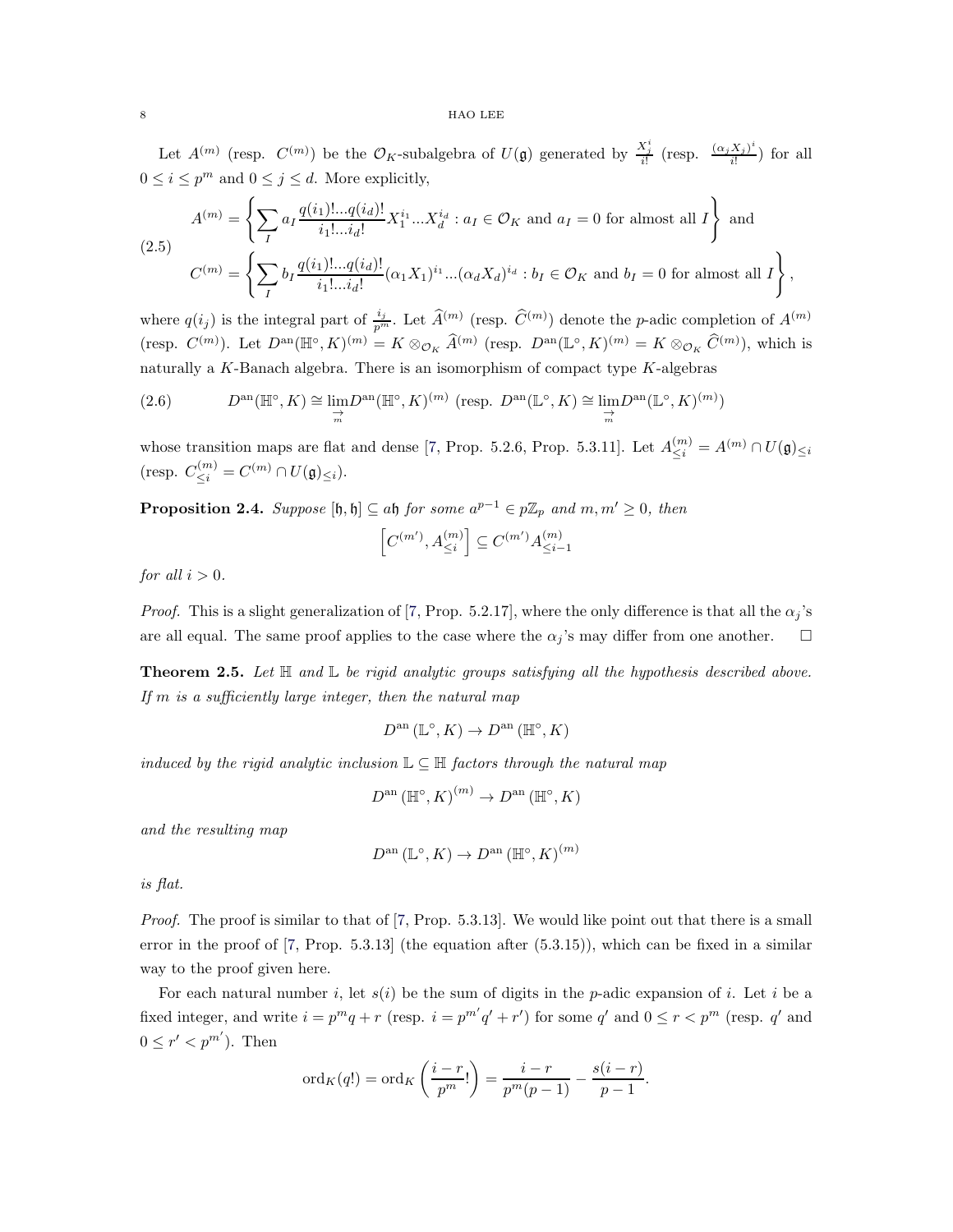Let $A^{(m)}$ (resp. $C^{(m)}$) be the $\mathcal{O}_K$-subalgebra of $U(\mathfrak{g})$ generated by $\frac{X_j^i}{i!}$ (resp. $\frac{(\alpha_j X_j)^i}{i!}$) for all $0 \leq i \leq p^m$ and $0 \leq j \leq d$. More explicitly,

$$
\begin{aligned}
A^{(m)} &= \left\{ \sum_I a_I \frac{q(i_1)!...q(i_d)!}{i_1!...i_d!} X_1^{i_1}...X_d^{i_d} : a_I \in \mathcal{O}_K \text{ and } a_I = 0 \text{ for almost all } I \right\} \text{ and} \\
C^{(m)} &= \left\{ \sum_I b_I \frac{q(i_1)!...q(i_d)!}{i_1!...i_d!} (\alpha_1 X_1)^{i_1}...(\alpha_d X_d)^{i_d} : b_I \in \mathcal{O}_K \text{ and } b_I = 0 \text{ for almost all } I \right\},
\end{aligned} \tag{2.5}
$$

where $q(i_j)$ is the integral part of $\frac{i_j}{p^m}$. Let $\widehat{A}^{(m)}$ (resp. $\widehat{C}^{(m)}$) denote the $p$-adic completion of $A^{(m)}$ (resp. $C^{(m)}$). Let $D^{\mathrm{an}}(\mathbb{H}^\circ, K)^{(m)} = K \otimes_{\mathcal{O}_K} \widehat{A}^{(m)}$ (resp. $D^{\mathrm{an}}(\mathbb{L}^\circ, K)^{(m)} = K \otimes_{\mathcal{O}_K} \widehat{C}^{(m)}$), which is naturally a $K$-Banach algebra. There is an isomorphism of compact type $K$-algebras

$$
D^{\mathrm{an}}(\mathbb{H}^\circ, K) \cong \varinjlim_m D^{\mathrm{an}}(\mathbb{H}^\circ, K)^{(m)} \text{ (resp. } D^{\mathrm{an}}(\mathbb{L}^\circ, K) \cong \varinjlim_m D^{\mathrm{an}}(\mathbb{L}^\circ, K)^{(m)}) \tag{2.6}
$$

whose transition maps are flat and dense [7, Prop. 5.2.6, Prop. 5.3.11]. Let $A^{(m)}_{\leq i} = A^{(m)} \cap U(\mathfrak{g})_{\leq i}$ (resp. $C^{(m)}_{\leq i} = C^{(m)} \cap U(\mathfrak{g})_{\leq i}$).

**Proposition 2.4.** *Suppose $[\mathfrak{h}, \mathfrak{h}] \subseteq a\mathfrak{h}$ for some $a^{p-1} \in p\mathbb{Z}_p$ and $m, m' \geq 0$, then*

$$
\left[ C^{(m')}, A^{(m)}_{\leq i} \right] \subseteq C^{(m')} A^{(m)}_{\leq i-1}
$$

*for all $i > 0$.*

*Proof.* This is a slight generalization of [7, Prop. 5.2.17], where the only difference is that all the $\alpha_j$'s are all equal. The same proof applies to the case where the $\alpha_j$'s may differ from one another. $\square$

**Theorem 2.5.** *Let $\mathbb{H}$ and $\mathbb{L}$ be rigid analytic groups satisfying all the hypothesis described above. If $m$ is a sufficiently large integer, then the natural map*

$$
D^{\mathrm{an}}(\mathbb{L}^\circ, K) \to D^{\mathrm{an}}(\mathbb{H}^\circ, K)
$$

*induced by the rigid analytic inclusion $\mathbb{L} \subseteq \mathbb{H}$ factors through the natural map*

$$
D^{\mathrm{an}}(\mathbb{H}^\circ, K)^{(m)} \to D^{\mathrm{an}}(\mathbb{H}^\circ, K)
$$

*and the resulting map*

$$
D^{\mathrm{an}}(\mathbb{L}^\circ, K) \to D^{\mathrm{an}}(\mathbb{H}^\circ, K)^{(m)}
$$

*is flat.*

*Proof.* The proof is similar to that of [7, Prop. 5.3.13]. We would like point out that there is a small error in the proof of [7, Prop. 5.3.13] (the equation after (5.3.15)), which can be fixed in a similar way to the proof given here.

For each natural number $i$, let $s(i)$ be the sum of digits in the $p$-adic expansion of $i$. Let $i$ be a fixed integer, and write $i = p^m q + r$ (resp. $i = p^{m'} q' + r'$) for some $q'$ and $0 \leq r < p^m$ (resp. $q'$ and $0 \leq r' < p^{m'}$). Then

$$
\mathrm{ord}_K(q!) = \mathrm{ord}_K\left(\frac{i-r}{p^m}!\right) = \frac{i-r}{p^m(p-1)} - \frac{s(i-r)}{p-1}.
$$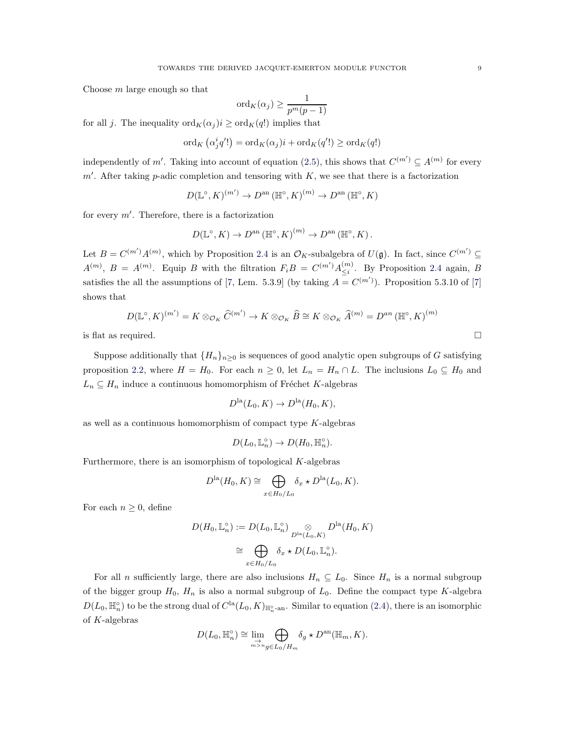Choose $m$ large enough so that

$$\operatorname{ord}_K(\alpha_j) \geq \frac{1}{p^m(p-1)}$$

for all $j$. The inequality $\operatorname{ord}_K(\alpha_j)i \geq \operatorname{ord}_K(q!)$ implies that

$$\operatorname{ord}_K\left(\alpha_j^i q'!\right) = \operatorname{ord}_K(\alpha_j)i + \operatorname{ord}_K(q'!) \geq \operatorname{ord}_K(q!)$$

independently of $m'$. Taking into account of equation (2.5), this shows that $C^{(m')} \subseteq A^{(m)}$ for every $m'$. After taking $p$-adic completion and tensoring with $K$, we see that there is a factorization

$$D(\mathbb{L}^\circ, K)^{(m')} \to D^{\mathrm{an}}\left(\mathbb{H}^\circ, K\right)^{(m)} \to D^{\mathrm{an}}\left(\mathbb{H}^\circ, K\right)$$

for every $m'$. Therefore, there is a factorization

$$D(\mathbb{L}^\circ, K) \to D^{\mathrm{an}}\left(\mathbb{H}^\circ, K\right)^{(m)} \to D^{\mathrm{an}}\left(\mathbb{H}^\circ, K\right).$$

Let $B = C^{(m')}A^{(m)}$, which by Proposition 2.4 is an $\mathcal{O}_K$-subalgebra of $U(\mathfrak{g})$. In fact, since $C^{(m')} \subseteq A^{(m)}$, $B = A^{(m)}$. Equip $B$ with the filtration $F_iB = C^{(m')}A^{(m)}_{\leq i}$. By Proposition 2.4 again, $B$ satisfies the all the assumptions of [7, Lem. 5.3.9] (by taking $A = C^{(m')}$). Proposition 5.3.10 of [7] shows that

$$D(\mathbb{L}^\circ, K)^{(m')} = K \otimes_{\mathcal{O}_K} \widehat{C}^{(m')} \to K \otimes_{\mathcal{O}_K} \widehat{B} \cong K \otimes_{\mathcal{O}_K} \widehat{A}^{(m)} = D^{an}\left(\mathbb{H}^\circ, K\right)^{(m)}$$

is flat as required. $\square$

Suppose additionally that $\{H_n\}_{n\geq 0}$ is sequences of good analytic open subgroups of $G$ satisfying proposition 2.2, where $H = H_0$. For each $n \geq 0$, let $L_n = H_n \cap L$. The inclusions $L_0 \subseteq H_0$ and $L_n \subseteq H_n$ induce a continuous homomorphism of Fréchet $K$-algebras

$$D^{\mathrm{la}}(L_0, K) \to D^{\mathrm{la}}(H_0, K),$$

as well as a continuous homomorphism of compact type $K$-algebras

$$D(L_0, \mathbb{L}_n^\circ) \to D(H_0, \mathbb{H}_n^\circ).$$

Furthermore, there is an isomorphism of topological $K$-algebras

$$D^{\mathrm{la}}(H_0, K) \cong \bigoplus_{x \in H_0/L_0} \delta_x \star D^{\mathrm{la}}(L_0, K).$$

For each $n \geq 0$, define

$$\begin{aligned} D(H_0, \mathbb{L}_n^\circ) &:= D(L_0, \mathbb{L}_n^\circ) \underset{D^{\mathrm{la}}(L_0,K)}{\otimes} D^{\mathrm{la}}(H_0, K) \\ &\cong \bigoplus_{x \in H_0/L_0} \delta_x \star D(L_0, \mathbb{L}_n^\circ). \end{aligned}$$

For all $n$ sufficiently large, there are also inclusions $H_n \subseteq L_0$. Since $H_n$ is a normal subgroup of the bigger group $H_0$, $H_n$ is also a normal subgroup of $L_0$. Define the compact type $K$-algebra $D(L_0, \mathbb{H}_n^\circ)$ to be the strong dual of $C^{\mathrm{la}}(L_0, K)_{\mathbb{H}_n^\circ\text{-an}}$. Similar to equation (2.4), there is an isomorphic of $K$-algebras

$$D(L_0, \mathbb{H}_n^\circ) \cong \varinjlim_{m > n} \bigoplus_{g \in L_0/H_m} \delta_g \star D^{\mathrm{an}}(\mathbb{H}_m, K).$$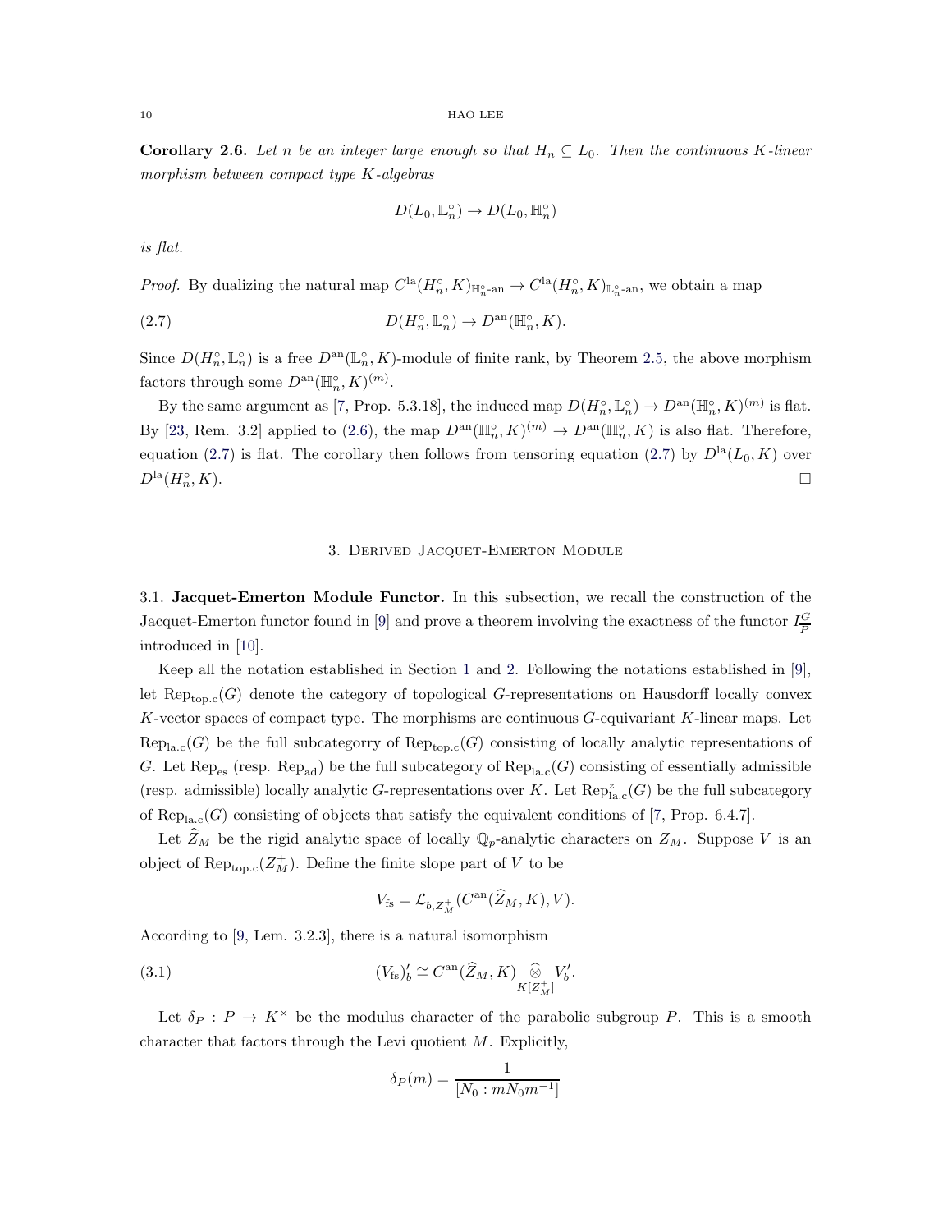**Corollary 2.6.** *Let $n$ be an integer large enough so that $H_n \subseteq L_0$. Then the continuous $K$-linear morphism between compact type $K$-algebras*

$$D(L_0, \mathbb{L}_n^\circ) \to D(L_0, \mathbb{H}_n^\circ)$$

*is flat.*

*Proof.* By dualizing the natural map $C^{\mathrm{la}}(H_n^\circ, K)_{\mathbb{H}_n^\circ\text{-an}} \to C^{\mathrm{la}}(H_n^\circ, K)_{\mathbb{L}_n^\circ\text{-an}}$, we obtain a map

$$D(H_n^\circ, \mathbb{L}_n^\circ) \to D^{\mathrm{an}}(\mathbb{H}_n^\circ, K). \tag{2.7}$$

Since $D(H_n^\circ, \mathbb{L}_n^\circ)$ is a free $D^{\mathrm{an}}(\mathbb{L}_n^\circ, K)$-module of finite rank, by Theorem 2.5, the above morphism factors through some $D^{\mathrm{an}}(\mathbb{H}_n^\circ, K)^{(m)}$.

By the same argument as [7, Prop. 5.3.18], the induced map $D(H_n^\circ, \mathbb{L}_n^\circ) \to D^{\mathrm{an}}(\mathbb{H}_n^\circ, K)^{(m)}$ is flat. By [23, Rem. 3.2] applied to (2.6), the map $D^{\mathrm{an}}(\mathbb{H}_n^\circ, K)^{(m)} \to D^{\mathrm{an}}(\mathbb{H}_n^\circ, K)$ is also flat. Therefore, equation (2.7) is flat. The corollary then follows from tensoring equation (2.7) by $D^{\mathrm{la}}(L_0, K)$ over $D^{\mathrm{la}}(H_n^\circ, K)$. $\square$

## 3. Derived Jacquet-Emerton Module

3.1. **Jacquet-Emerton Module Functor.** In this subsection, we recall the construction of the Jacquet-Emerton functor found in [9] and prove a theorem involving the exactness of the functor $I_{\overline{P}}^G$ introduced in [10].

Keep all the notation established in Section 1 and 2. Following the notations established in [9], let $\mathrm{Rep}_{\mathrm{top.c}}(G)$ denote the category of topological $G$-representations on Hausdorff locally convex $K$-vector spaces of compact type. The morphisms are continuous $G$-equivariant $K$-linear maps. Let $\mathrm{Rep}_{\mathrm{la.c}}(G)$ be the full subcategorry of $\mathrm{Rep}_{\mathrm{top.c}}(G)$ consisting of locally analytic representations of $G$. Let $\mathrm{Rep}_{\mathrm{es}}$ (resp. $\mathrm{Rep}_{\mathrm{ad}}$) be the full subcategory of $\mathrm{Rep}_{\mathrm{la.c}}(G)$ consisting of essentially admissible (resp. admissible) locally analytic $G$-representations over $K$. Let $\mathrm{Rep}_{\mathrm{la.c}}^{z}(G)$ be the full subcategory of $\mathrm{Rep}_{\mathrm{la.c}}(G)$ consisting of objects that satisfy the equivalent conditions of [7, Prop. 6.4.7].

Let $\widehat{Z}_M$ be the rigid analytic space of locally $\mathbb{Q}_p$-analytic characters on $Z_M$. Suppose $V$ is an object of $\mathrm{Rep}_{\mathrm{top.c}}(Z_M^+)$. Define the finite slope part of $V$ to be

$$V_{\mathrm{fs}} = \mathcal{L}_{b, Z_M^+}(C^{\mathrm{an}}(\widehat{Z}_M, K), V).$$

According to [9, Lem. 3.2.3], there is a natural isomorphism

$$(V_{\mathrm{fs}})'_b \cong C^{\mathrm{an}}(\widehat{Z}_M, K) \mathop{\widehat{\otimes}}_{K[Z_M^+]} V'_b. \tag{3.1}$$

Let $\delta_P : P \to K^\times$ be the modulus character of the parabolic subgroup $P$. This is a smooth character that factors through the Levi quotient $M$. Explicitly,

$$\delta_P(m) = \frac{1}{[N_0 : mN_0m^{-1}]}$$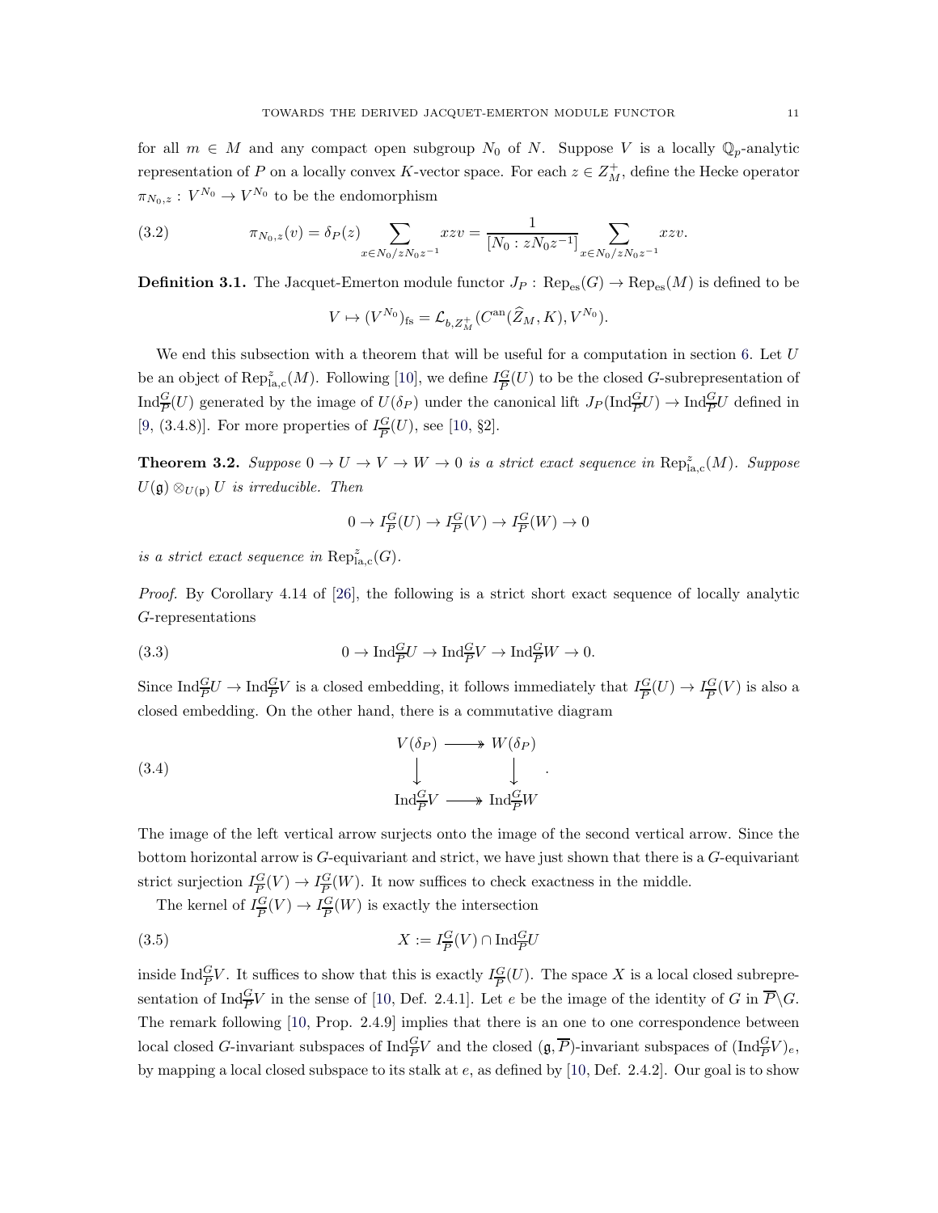for all $m \in M$ and any compact open subgroup $N_0$ of $N$. Suppose $V$ is a locally $\mathbb{Q}_p$-analytic representation of $P$ on a locally convex $K$-vector space. For each $z \in Z_M^+$, define the Hecke operator $\pi_{N_0,z} : V^{N_0} \to V^{N_0}$ to be the endomorphism

$$\pi_{N_0,z}(v) = \delta_P(z) \sum_{x \in N_0/zN_0z^{-1}} xzv = \frac{1}{[N_0 : zN_0z^{-1}]} \sum_{x \in N_0/zN_0z^{-1}} xzv. \tag{3.2}$$

**Definition 3.1.** The Jacquet-Emerton module functor $J_P : \mathrm{Rep}_{\mathrm{es}}(G) \to \mathrm{Rep}_{\mathrm{es}}(M)$ is defined to be

$$V \mapsto (V^{N_0})_{\mathrm{fs}} = \mathcal{L}_{b,Z_M^+}(C^{\mathrm{an}}(\widehat{Z}_M, K), V^{N_0}).$$

We end this subsection with a theorem that will be useful for a computation in section 6. Let $U$ be an object of $\mathrm{Rep}^z_{\mathrm{la,c}}(M)$. Following [10], we define $I^G_{\overline{P}}(U)$ to be the closed $G$-subrepresentation of $\mathrm{Ind}^G_{\overline{P}}(U)$ generated by the image of $U(\delta_P)$ under the canonical lift $J_P(\mathrm{Ind}^G_{\overline{P}}U) \to \mathrm{Ind}^G_{\overline{P}}U$ defined in [9, (3.4.8)]. For more properties of $I^G_{\overline{P}}(U)$, see [10, §2].

**Theorem 3.2.** *Suppose $0 \to U \to V \to W \to 0$ is a strict exact sequence in $\mathrm{Rep}^z_{\mathrm{la,c}}(M)$. Suppose $U(\mathfrak{g}) \otimes_{U(\mathfrak{p})} U$ is irreducible. Then*

$$0 \to I^G_{\overline{P}}(U) \to I^G_{\overline{P}}(V) \to I^G_{\overline{P}}(W) \to 0$$

*is a strict exact sequence in $\mathrm{Rep}^z_{\mathrm{la,c}}(G)$.*

*Proof.* By Corollary 4.14 of [26], the following is a strict short exact sequence of locally analytic $G$-representations

$$0 \to \mathrm{Ind}^G_{\overline{P}}U \to \mathrm{Ind}^G_{\overline{P}}V \to \mathrm{Ind}^G_{\overline{P}}W \to 0. \tag{3.3}$$

Since $\mathrm{Ind}^G_{\overline{P}}U \to \mathrm{Ind}^G_{\overline{P}}V$ is a closed embedding, it follows immediately that $I^G_{\overline{P}}(U) \to I^G_{\overline{P}}(V)$ is also a closed embedding. On the other hand, there is a commutative diagram

$$\begin{array}{ccc} V(\delta_P) & \twoheadrightarrow & W(\delta_P) \\ \downarrow & & \downarrow \\ \mathrm{Ind}^G_{\overline{P}}V & \twoheadrightarrow & \mathrm{Ind}^G_{\overline{P}}W \end{array} . \tag{3.4}$$

The image of the left vertical arrow surjects onto the image of the second vertical arrow. Since the bottom horizontal arrow is $G$-equivariant and strict, we have just shown that there is a $G$-equivariant strict surjection $I^G_{\overline{P}}(V) \to I^G_{\overline{P}}(W)$. It now suffices to check exactness in the middle.

The kernel of $I^G_{\overline{P}}(V) \to I^G_{\overline{P}}(W)$ is exactly the intersection

$$X := I^G_{\overline{P}}(V) \cap \mathrm{Ind}^G_{\overline{P}}U \tag{3.5}$$

inside $\mathrm{Ind}^G_{\overline{P}}V$. It suffices to show that this is exactly $I^G_{\overline{P}}(U)$. The space $X$ is a local closed subrepresentation of $\mathrm{Ind}^G_{\overline{P}}V$ in the sense of [10, Def. 2.4.1]. Let $e$ be the image of the identity of $G$ in $\overline{P}\backslash G$. The remark following [10, Prop. 2.4.9] implies that there is an one to one correspondence between local closed $G$-invariant subspaces of $\mathrm{Ind}^G_{\overline{P}}V$ and the closed $(\mathfrak{g}, \overline{P})$-invariant subspaces of $(\mathrm{Ind}^G_{\overline{P}}V)_e$, by mapping a local closed subspace to its stalk at $e$, as defined by [10, Def. 2.4.2]. Our goal is to show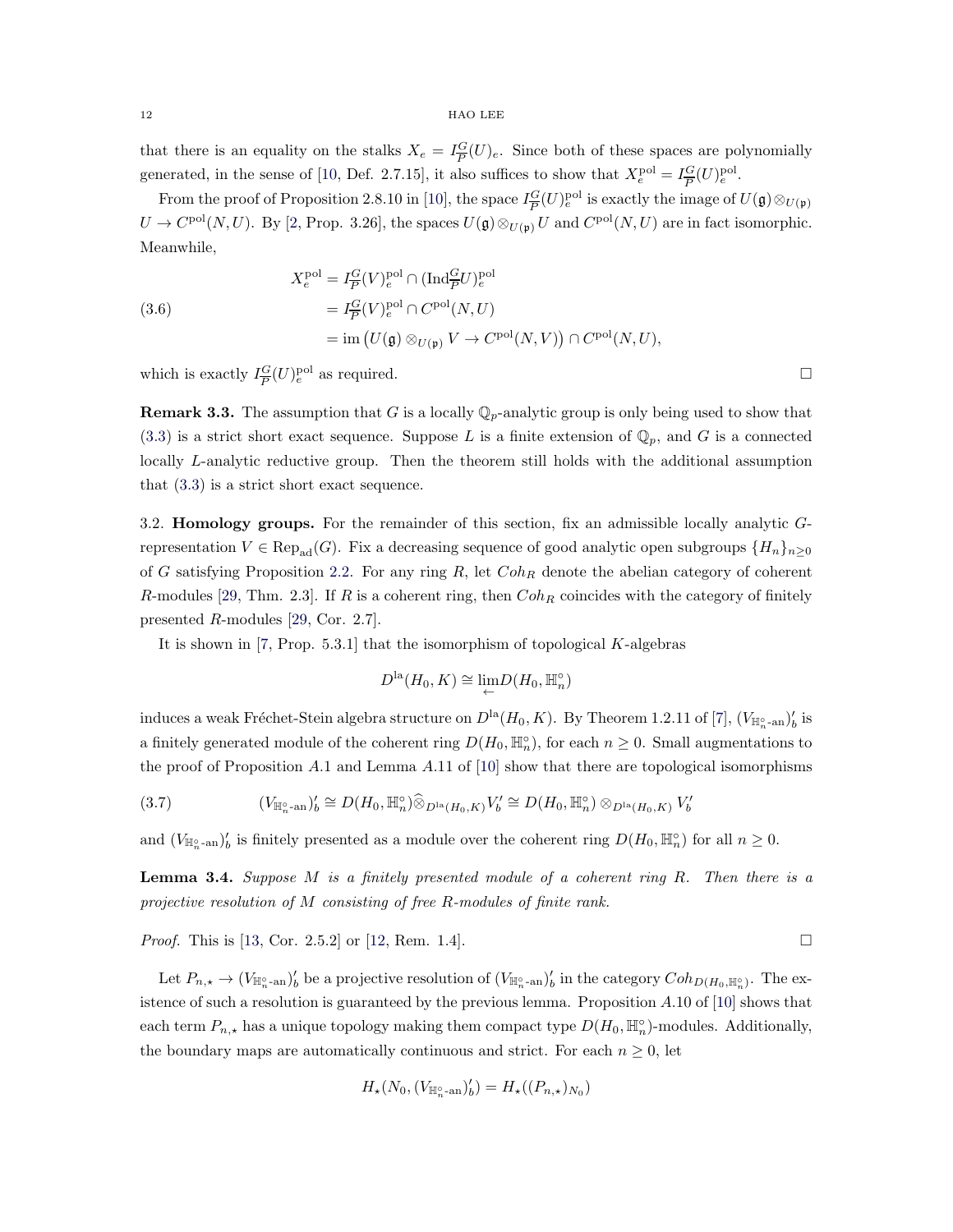that there is an equality on the stalks $X_e = I_P^G(U)_e$. Since both of these spaces are polynomially generated, in the sense of [10, Def. 2.7.15], it also suffices to show that $X_e^{\mathrm{pol}} = I_P^G(U)_e^{\mathrm{pol}}$.

From the proof of Proposition 2.8.10 in [10], the space $I_P^G(U)_e^{\mathrm{pol}}$ is exactly the image of $U(\mathfrak{g}) \otimes_{U(\mathfrak{p})} U \to C^{\mathrm{pol}}(N, U)$. By [2, Prop. 3.26], the spaces $U(\mathfrak{g}) \otimes_{U(\mathfrak{p})} U$ and $C^{\mathrm{pol}}(N, U)$ are in fact isomorphic. Meanwhile,

$$
\begin{aligned}
X_e^{\mathrm{pol}} &= I_P^G(V)_e^{\mathrm{pol}} \cap (\mathrm{Ind}_P^G U)_e^{\mathrm{pol}} \\
&= I_P^G(V)_e^{\mathrm{pol}} \cap C^{\mathrm{pol}}(N, U) \\
&= \mathrm{im}\left(U(\mathfrak{g}) \otimes_{U(\mathfrak{p})} V \to C^{\mathrm{pol}}(N, V)\right) \cap C^{\mathrm{pol}}(N, U),
\end{aligned}
\tag{3.6}
$$

which is exactly $I_P^G(U)_e^{\mathrm{pol}}$ as required. □

**Remark 3.3.** The assumption that $G$ is a locally $\mathbb{Q}_p$-analytic group is only being used to show that (3.3) is a strict short exact sequence. Suppose $L$ is a finite extension of $\mathbb{Q}_p$, and $G$ is a connected locally $L$-analytic reductive group. Then the theorem still holds with the additional assumption that (3.3) is a strict short exact sequence.

3.2. **Homology groups.** For the remainder of this section, fix an admissible locally analytic $G$-representation $V \in \mathrm{Rep}_{\mathrm{ad}}(G)$. Fix a decreasing sequence of good analytic open subgroups $\{H_n\}_{n\geq 0}$ of $G$ satisfying Proposition 2.2. For any ring $R$, let $Coh_R$ denote the abelian category of coherent $R$-modules [29, Thm. 2.3]. If $R$ is a coherent ring, then $Coh_R$ coincides with the category of finitely presented $R$-modules [29, Cor. 2.7].

It is shown in [7, Prop. 5.3.1] that the isomorphism of topological $K$-algebras

$$D^{\mathrm{la}}(H_0, K) \cong \varprojlim D(H_0, \mathbb{H}_n^{\circ})$$

induces a weak Fréchet-Stein algebra structure on $D^{\mathrm{la}}(H_0, K)$. By Theorem 1.2.11 of [7], $(V_{\mathbb{H}_n^{\circ}\text{-an}})'_b$ is a finitely generated module of the coherent ring $D(H_0, \mathbb{H}_n^{\circ})$, for each $n \geq 0$. Small augmentations to the proof of Proposition $A.1$ and Lemma $A.11$ of [10] show that there are topological isomorphisms

$$(V_{\mathbb{H}_n^{\circ}\text{-an}})'_b \cong D(H_0, \mathbb{H}_n^{\circ}) \widehat{\otimes}_{D^{\mathrm{la}}(H_0,K)} V'_b \cong D(H_0, \mathbb{H}_n^{\circ}) \otimes_{D^{\mathrm{la}}(H_0,K)} V'_b \tag{3.7}$$

and $(V_{\mathbb{H}_n^{\circ}\text{-an}})'_b$ is finitely presented as a module over the coherent ring $D(H_0, \mathbb{H}_n^{\circ})$ for all $n \geq 0$.

**Lemma 3.4.** *Suppose $M$ is a finitely presented module of a coherent ring $R$. Then there is a projective resolution of $M$ consisting of free $R$-modules of finite rank.*

*Proof.* This is [13, Cor. 2.5.2] or [12, Rem. 1.4]. □

Let $P_{n,\star} \to (V_{\mathbb{H}_n^{\circ}\text{-an}})'_b$ be a projective resolution of $(V_{\mathbb{H}_n^{\circ}\text{-an}})'_b$ in the category $Coh_{D(H_0,\mathbb{H}_n^{\circ})}$. The existence of such a resolution is guaranteed by the previous lemma. Proposition $A.10$ of [10] shows that each term $P_{n,\star}$ has a unique topology making them compact type $D(H_0, \mathbb{H}_n^{\circ})$-modules. Additionally, the boundary maps are automatically continuous and strict. For each $n \geq 0$, let

$$H_\star(N_0, (V_{\mathbb{H}_n^{\circ}\text{-an}})'_b) = H_\star((P_{n,\star})_{N_0})$$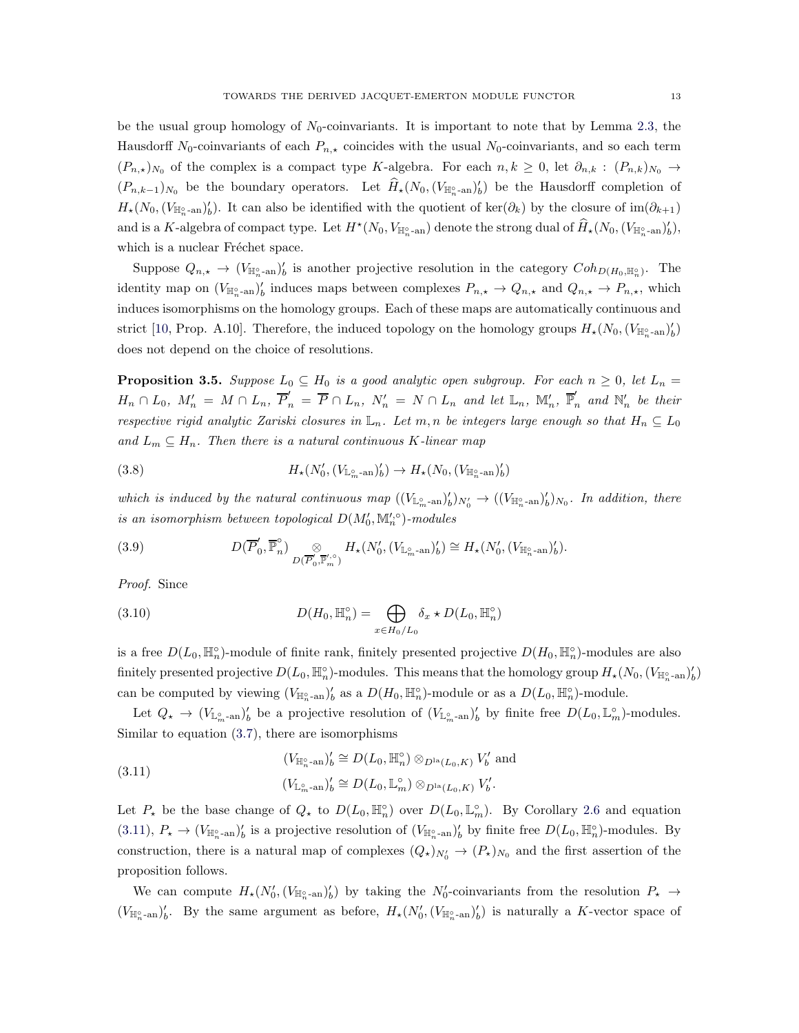be the usual group homology of $N_0$-coinvariants. It is important to note that by Lemma 2.3, the Hausdorff $N_0$-coinvariants of each $P_{n,\star}$ coincides with the usual $N_0$-coinvariants, and so each term $(P_{n,\star})_{N_0}$ of the complex is a compact type $K$-algebra. For each $n,k \geq 0$, let $\partial_{n,k} : (P_{n,k})_{N_0} \to (P_{n,k-1})_{N_0}$ be the boundary operators. Let $\widehat{H}_\star(N_0, (V_{\mathbb{H}_n^\circ\text{-an}})'_b)$ be the Hausdorff completion of $H_\star(N_0, (V_{\mathbb{H}_n^\circ\text{-an}})'_b)$. It can also be identified with the quotient of $\ker(\partial_k)$ by the closure of $\operatorname{im}(\partial_{k+1})$ and is a $K$-algebra of compact type. Let $H^\star(N_0, V_{\mathbb{H}_n^\circ\text{-an}})$ denote the strong dual of $\widehat{H}_\star(N_0, (V_{\mathbb{H}_n^\circ\text{-an}})'_b)$, which is a nuclear Fréchet space.

Suppose $Q_{n,\star} \to (V_{\mathbb{H}_n^\circ\text{-an}})'_b$ is another projective resolution in the category $Coh_{D(H_0,\mathbb{H}_n^\circ)}$. The identity map on $(V_{\mathbb{H}_n^\circ\text{-an}})'_b$ induces maps between complexes $P_{n,\star} \to Q_{n,\star}$ and $Q_{n,\star} \to P_{n,\star}$, which induces isomorphisms on the homology groups. Each of these maps are automatically continuous and strict [10, Prop. A.10]. Therefore, the induced topology on the homology groups $H_\star(N_0, (V_{\mathbb{H}_n^\circ\text{-an}})'_b)$ does not depend on the choice of resolutions.

**Proposition 3.5.** *Suppose $L_0 \subseteq H_0$ is a good analytic open subgroup. For each $n \geq 0$, let $L_n = H_n \cap L_0$, $M'_n = M \cap L_n$, $\overline{P}'_n = \overline{P} \cap L_n$, $N'_n = N \cap L_n$ and let $\mathbb{L}_n$, $\mathbb{M}'_n$, $\overline{\mathbb{P}}'_n$ and $\mathbb{N}'_n$ be their respective rigid analytic Zariski closures in $\mathbb{L}_n$. Let $m,n$ be integers large enough so that $H_n \subseteq L_0$ and $L_m \subseteq H_n$. Then there is a natural continuous $K$-linear map*

$$H_\star(N'_0, (V_{\mathbb{L}_m^\circ\text{-an}})'_b) \to H_\star(N_0, (V_{\mathbb{H}_n^\circ\text{-an}})'_b) \tag{3.8}$$

*which is induced by the natural continuous map $((V_{\mathbb{L}_m^\circ\text{-an}})'_b)_{N'_0} \to ((V_{\mathbb{H}_n^\circ\text{-an}})'_b)_{N_0}$. In addition, there is an isomorphism between topological $D(M'_0, \mathbb{M}'^{\circ}_n)$-modules*

$$D(\overline{P}'_0, \overline{\mathbb{P}}^\circ_n) \underset{D(\overline{P}'_0, \overline{\mathbb{P}}'^{\circ}_m)}{\otimes} H_\star(N'_0, (V_{\mathbb{L}_m^\circ\text{-an}})'_b) \cong H_\star(N'_0, (V_{\mathbb{H}_n^\circ\text{-an}})'_b). \tag{3.9}$$

*Proof.* Since

$$D(H_0, \mathbb{H}_n^\circ) = \bigoplus_{x \in H_0/L_0} \delta_x \star D(L_0, \mathbb{H}_n^\circ) \tag{3.10}$$

is a free $D(L_0, \mathbb{H}_n^\circ)$-module of finite rank, finitely presented projective $D(H_0, \mathbb{H}_n^\circ)$-modules are also finitely presented projective $D(L_0, \mathbb{H}_n^\circ)$-modules. This means that the homology group $H_\star(N_0, (V_{\mathbb{H}_n^\circ\text{-an}})'_b)$ can be computed by viewing $(V_{\mathbb{H}_n^\circ\text{-an}})'_b$ as a $D(H_0, \mathbb{H}_n^\circ)$-module or as a $D(L_0, \mathbb{H}_n^\circ)$-module.

Let $Q_\star \to (V_{\mathbb{L}_m^\circ\text{-an}})'_b$ be a projective resolution of $(V_{\mathbb{L}_m^\circ\text{-an}})'_b$ by finite free $D(L_0, \mathbb{L}_m^\circ)$-modules. Similar to equation (3.7), there are isomorphisms

$$\begin{aligned}(V_{\mathbb{H}_n^\circ\text{-an}})'_b &\cong D(L_0, \mathbb{H}_n^\circ) \otimes_{D^{\mathrm{la}}(L_0,K)} V'_b \text{ and} \\ (V_{\mathbb{L}_m^\circ\text{-an}})'_b &\cong D(L_0, \mathbb{L}_m^\circ) \otimes_{D^{\mathrm{la}}(L_0,K)} V'_b.\end{aligned} \tag{3.11}$$

Let $P_\star$ be the base change of $Q_\star$ to $D(L_0, \mathbb{H}_n^\circ)$ over $D(L_0, \mathbb{L}_m^\circ)$. By Corollary 2.6 and equation (3.11), $P_\star \to (V_{\mathbb{H}_n^\circ\text{-an}})'_b$ is a projective resolution of $(V_{\mathbb{H}_n^\circ\text{-an}})'_b$ by finite free $D(L_0, \mathbb{H}_n^\circ)$-modules. By construction, there is a natural map of complexes $(Q_\star)_{N'_0} \to (P_\star)_{N_0}$ and the first assertion of the proposition follows.

We can compute $H_\star(N'_0, (V_{\mathbb{H}_n^\circ\text{-an}})'_b)$ by taking the $N'_0$-coinvariants from the resolution $P_\star \to (V_{\mathbb{H}_n^\circ\text{-an}})'_b$. By the same argument as before, $H_\star(N'_0, (V_{\mathbb{H}_n^\circ\text{-an}})'_b)$ is naturally a $K$-vector space of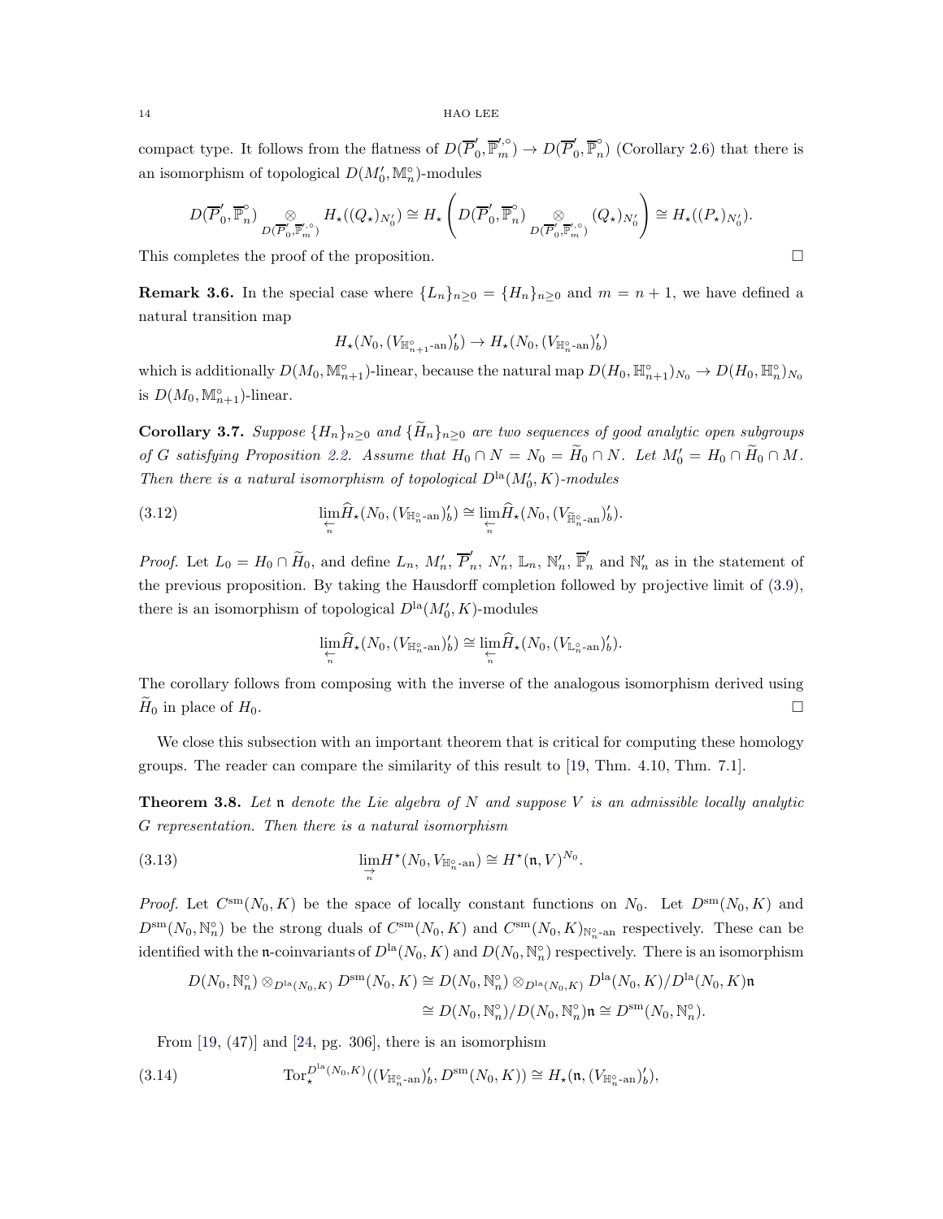compact type. It follows from the flatness of $D(\overline{P}_0', \overline{\mathbb{P}}_m'^{,\circ}) \to D(\overline{P}_0', \overline{\mathbb{P}}_n^\circ)$ (Corollary 2.6) that there is an isomorphism of topological $D(M_0', \mathbb{M}_n^\circ)$-modules

$$D(\overline{P}_0', \overline{\mathbb{P}}_n^\circ) \underset{D(\overline{P}_0', \overline{\mathbb{P}}_m'^{,\circ})}{\otimes} H_\star((Q_\star)_{N_0'}) \cong H_\star\left(D(\overline{P}_0', \overline{\mathbb{P}}_n^\circ) \underset{D(\overline{P}_0', \overline{\mathbb{P}}_m'^{,\circ})}{\otimes} (Q_\star)_{N_0'}\right) \cong H_\star((P_\star)_{N_0'}).$$

This completes the proof of the proposition. □

**Remark 3.6.** In the special case where $\{L_n\}_{n\geq 0} = \{H_n\}_{n\geq 0}$ and $m = n+1$, we have defined a natural transition map

$$H_\star(N_0, (V_{\mathbb{H}_{n+1}^\circ\text{-an}})_b') \to H_\star(N_0, (V_{\mathbb{H}_n^\circ\text{-an}})_b')$$

which is additionally $D(M_0, \mathbb{M}_{n+1}^\circ)$-linear, because the natural map $D(H_0, \mathbb{H}_{n+1}^\circ)_{N_0} \to D(H_0, \mathbb{H}_n^\circ)_{N_0}$ is $D(M_0, \mathbb{M}_{n+1}^\circ)$-linear.

**Corollary 3.7.** *Suppose $\{H_n\}_{n\geq 0}$ and $\{\widetilde{H}_n\}_{n\geq 0}$ are two sequences of good analytic open subgroups of $G$ satisfying Proposition 2.2. Assume that $H_0 \cap N = N_0 = \widetilde{H}_0 \cap N$. Let $M_0' = H_0 \cap \widetilde{H}_0 \cap M$. Then there is a natural isomorphism of topological $D^{\mathrm{la}}(M_0', K)$-modules*

$$\varprojlim_n \widehat{H}_\star(N_0, (V_{\mathbb{H}_n^\circ\text{-an}})_b') \cong \varprojlim_n \widehat{H}_\star(N_0, (V_{\widetilde{\mathbb{H}}_n^\circ\text{-an}})_b'). \tag{3.12}$$

*Proof.* Let $L_0 = H_0 \cap \widetilde{H}_0$, and define $L_n$, $M_n'$, $\overline{P}_n'$, $N_n'$, $\mathbb{L}_n$, $\mathbb{N}_n'$, $\overline{\mathbb{P}}_n'$ and $\mathbb{N}_n'$ as in the statement of the previous proposition. By taking the Hausdorff completion followed by projective limit of (3.9), there is an isomorphism of topological $D^{\mathrm{la}}(M_0', K)$-modules

$$\varprojlim_n \widehat{H}_\star(N_0, (V_{\mathbb{H}_n^\circ\text{-an}})_b') \cong \varprojlim_n \widehat{H}_\star(N_0, (V_{\mathbb{L}_n^\circ\text{-an}})_b').$$

The corollary follows from composing with the inverse of the analogous isomorphism derived using $\widetilde{H}_0$ in place of $H_0$. □

We close this subsection with an important theorem that is critical for computing these homology groups. The reader can compare the similarity of this result to [19, Thm. 4.10, Thm. 7.1].

**Theorem 3.8.** *Let $\mathfrak{n}$ denote the Lie algebra of $N$ and suppose $V$ is an admissible locally analytic $G$ representation. Then there is a natural isomorphism*

$$\varinjlim_n H^\star(N_0, V_{\mathbb{H}_n^\circ\text{-an}}) \cong H^\star(\mathfrak{n}, V)^{N_0}. \tag{3.13}$$

*Proof.* Let $C^{\mathrm{sm}}(N_0, K)$ be the space of locally constant functions on $N_0$. Let $D^{\mathrm{sm}}(N_0, K)$ and $D^{\mathrm{sm}}(N_0, \mathbb{N}_n^\circ)$ be the strong duals of $C^{\mathrm{sm}}(N_0, K)$ and $C^{\mathrm{sm}}(N_0, K)_{\mathbb{N}_n^\circ\text{-an}}$ respectively. These can be identified with the $\mathfrak{n}$-coinvariants of $D^{\mathrm{la}}(N_0, K)$ and $D(N_0, \mathbb{N}_n^\circ)$ respectively. There is an isomorphism

$$\begin{aligned} D(N_0, \mathbb{N}_n^\circ) \otimes_{D^{\mathrm{la}}(N_0,K)} D^{\mathrm{sm}}(N_0, K) &\cong D(N_0, \mathbb{N}_n^\circ) \otimes_{D^{\mathrm{la}}(N_0,K)} D^{\mathrm{la}}(N_0, K)/D^{\mathrm{la}}(N_0, K)\mathfrak{n} \\ &\cong D(N_0, \mathbb{N}_n^\circ)/D(N_0, \mathbb{N}_n^\circ)\mathfrak{n} \cong D^{\mathrm{sm}}(N_0, \mathbb{N}_n^\circ). \end{aligned}$$

From [19, (47)] and [24, pg. 306], there is an isomorphism

$$\mathrm{Tor}_\star^{D^{\mathrm{la}}(N_0,K)}((V_{\mathbb{H}_n^\circ\text{-an}})_b', D^{\mathrm{sm}}(N_0, K)) \cong H_\star(\mathfrak{n}, (V_{\mathbb{H}_n^\circ\text{-an}})_b'), \tag{3.14}$$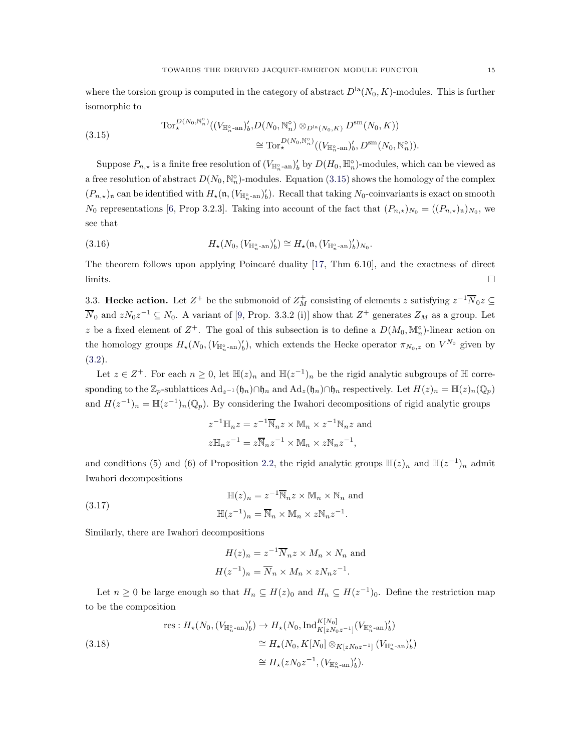where the torsion group is computed in the category of abstract $D^{\mathrm{la}}(N_0, K)$-modules. This is further isomorphic to

$$
\begin{aligned}
\tag{3.15}
&\mathrm{Tor}_\star^{D(N_0,\mathbb{N}_n^\circ)}((V_{\mathbb{H}_n^\circ\text{-an}})_b', D(N_0,\mathbb{N}_n^\circ) \otimes_{D^{\mathrm{la}}(N_0,K)} D^{\mathrm{sm}}(N_0,K)) \\
&\qquad\qquad \cong \mathrm{Tor}_\star^{D(N_0,\mathbb{N}_n^\circ)}((V_{\mathbb{H}_n^\circ\text{-an}})_b', D^{\mathrm{sm}}(N_0,\mathbb{N}_n^\circ)).
\end{aligned}
$$

Suppose $P_{n,\star}$ is a finite free resolution of $(V_{\mathbb{H}_n^\circ\text{-an}})_b'$ by $D(H_0,\mathbb{H}_n^\circ)$-modules, which can be viewed as a free resolution of abstract $D(N_0,\mathbb{N}_n^\circ)$-modules. Equation (3.15) shows the homology of the complex $(P_{n,\star})_{\mathfrak{n}}$ can be identified with $H_\star(\mathfrak{n}, (V_{\mathbb{H}_n^\circ\text{-an}})_b')$. Recall that taking $N_0$-coinvariants is exact on smooth $N_0$ representations [6, Prop 3.2.3]. Taking into account of the fact that $(P_{n,\star})_{N_0} = ((P_{n,\star})_{\mathfrak{n}})_{N_0}$, we see that

$$
\tag{3.16}
H_\star(N_0, (V_{\mathbb{H}_n^\circ\text{-an}})_b') \cong H_\star(\mathfrak{n}, (V_{\mathbb{H}_n^\circ\text{-an}})_b')_{N_0}.
$$

The theorem follows upon applying Poincaré duality [17, Thm 6.10], and the exactness of direct limits. $\square$

3.3. **Hecke action.** Let $Z^+$ be the submonoid of $Z_M^+$ consisting of elements $z$ satisfying $z^{-1}\overline{N}_0 z \subseteq \overline{N}_0$ and $zN_0z^{-1} \subseteq N_0$. A variant of [9, Prop. 3.3.2 (i)] show that $Z^+$ generates $Z_M$ as a group. Let $z$ be a fixed element of $Z^+$. The goal of this subsection is to define a $D(M_0,\mathbb{M}_n^\circ)$-linear action on the homology groups $H_\star(N_0, (V_{\mathbb{H}_n^\circ\text{-an}})_b')$, which extends the Hecke operator $\pi_{N_0,z}$ on $V^{N_0}$ given by (3.2).

Let $z \in Z^+$. For each $n \geq 0$, let $\mathbb{H}(z)_n$ and $\mathbb{H}(z^{-1})_n$ be the rigid analytic subgroups of $\mathbb{H}$ corresponding to the $\mathbb{Z}_p$-sublattices $\mathrm{Ad}_{z^{-1}}(\mathfrak{h}_n) \cap \mathfrak{h}_n$ and $\mathrm{Ad}_z(\mathfrak{h}_n) \cap \mathfrak{h}_n$ respectively. Let $H(z)_n = \mathbb{H}(z)_n(\mathbb{Q}_p)$ and $H(z^{-1})_n = \mathbb{H}(z^{-1})_n(\mathbb{Q}_p)$. By considering the Iwahori decompositions of rigid analytic groups

$$
\begin{aligned}
z^{-1}\mathbb{H}_n z &= z^{-1}\overline{\mathbb{N}}_n z \times \mathbb{M}_n \times z^{-1}\mathbb{N}_n z \text{ and} \\
z\mathbb{H}_n z^{-1} &= z\overline{\mathbb{N}}_n z^{-1} \times \mathbb{M}_n \times z\mathbb{N}_n z^{-1},
\end{aligned}
$$

and conditions (5) and (6) of Proposition 2.2, the rigid analytic groups $\mathbb{H}(z)_n$ and $\mathbb{H}(z^{-1})_n$ admit Iwahori decompositions

$$
\tag{3.17}
\begin{aligned}
\mathbb{H}(z)_n &= z^{-1}\overline{\mathbb{N}}_n z \times \mathbb{M}_n \times \mathbb{N}_n \text{ and} \\
\mathbb{H}(z^{-1})_n &= \overline{\mathbb{N}}_n \times \mathbb{M}_n \times z\mathbb{N}_n z^{-1}.
\end{aligned}
$$

Similarly, there are Iwahori decompositions

$$
\begin{aligned}
H(z)_n &= z^{-1}\overline{N}_n z \times M_n \times N_n \text{ and} \\
H(z^{-1})_n &= \overline{N}_n \times M_n \times zN_n z^{-1}.
\end{aligned}
$$

Let $n \geq 0$ be large enough so that $H_n \subseteq H(z)_0$ and $H_n \subseteq H(z^{-1})_0$. Define the restriction map to be the composition

$$
\tag{3.18}
\begin{aligned}
\mathrm{res} : H_\star(N_0, (V_{\mathbb{H}_n^\circ\text{-an}})_b') &\to H_\star(N_0, \mathrm{Ind}_{K[zN_0z^{-1}]}^{K[N_0]}(V_{\mathbb{H}_n^\circ\text{-an}})_b') \\
&\cong H_\star(N_0, K[N_0] \otimes_{K[zN_0z^{-1}]} (V_{\mathbb{H}_n^\circ\text{-an}})_b') \\
&\cong H_\star(zN_0z^{-1}, (V_{\mathbb{H}_n^\circ\text{-an}})_b').
\end{aligned}
$$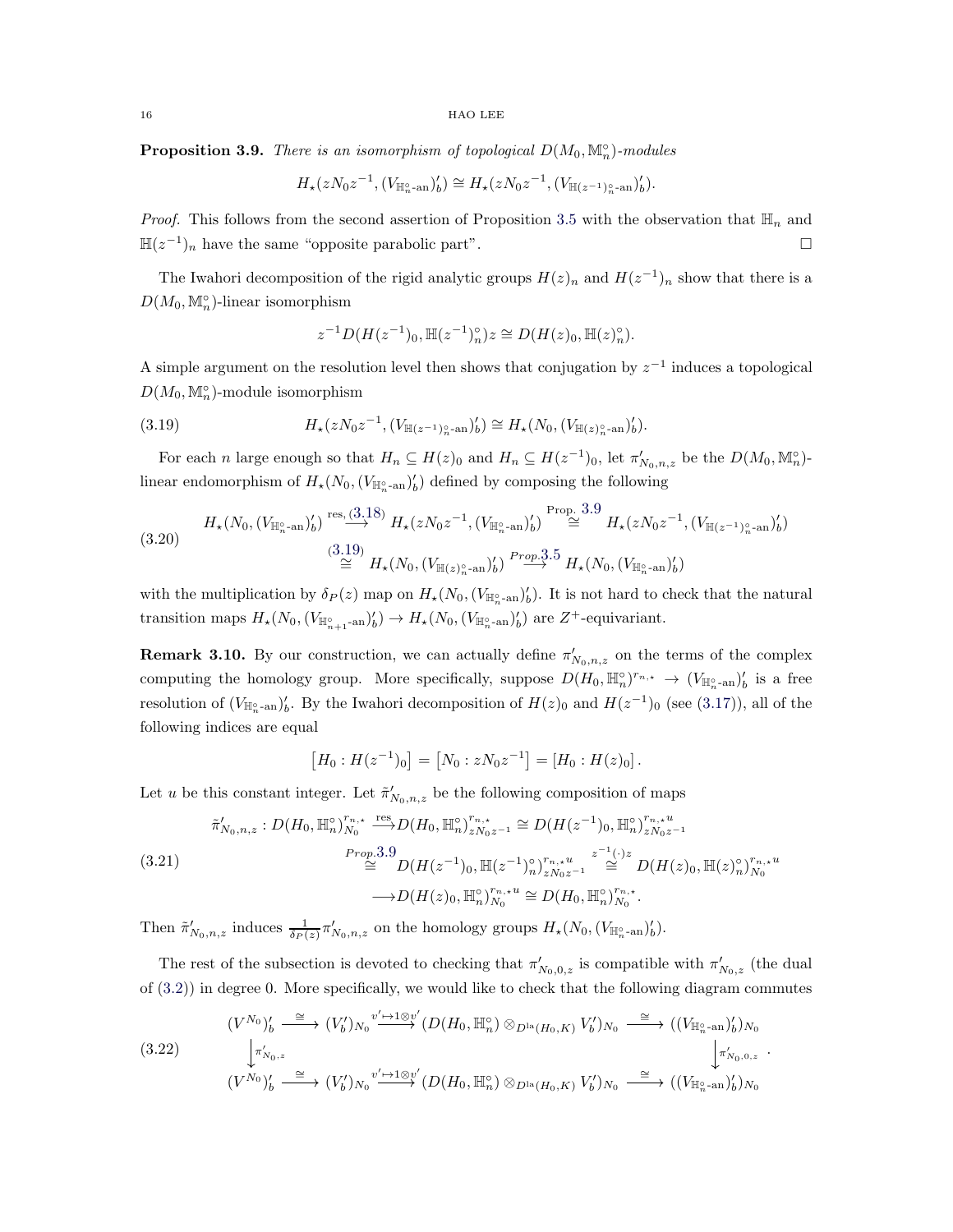**Proposition 3.9.** *There is an isomorphism of topological $D(M_0, \mathbb{M}_n^\circ)$-modules*

$$H_\star(zN_0z^{-1}, (V_{\mathbb{H}_n^\circ\text{-an}})'_b) \cong H_\star(zN_0z^{-1}, (V_{\mathbb{H}(z^{-1})_n^\circ\text{-an}})'_b).$$

*Proof.* This follows from the second assertion of Proposition 3.5 with the observation that $\mathbb{H}_n$ and $\mathbb{H}(z^{-1})_n$ have the same "opposite parabolic part". □

The Iwahori decomposition of the rigid analytic groups $H(z)_n$ and $H(z^{-1})_n$ show that there is a $D(M_0, \mathbb{M}_n^\circ)$-linear isomorphism

$$z^{-1}D(H(z^{-1})_0, \mathbb{H}(z^{-1})_n^\circ)z \cong D(H(z)_0, \mathbb{H}(z)_n^\circ).$$

A simple argument on the resolution level then shows that conjugation by $z^{-1}$ induces a topological $D(M_0, \mathbb{M}_n^\circ)$-module isomorphism

$$H_\star(zN_0z^{-1}, (V_{\mathbb{H}(z^{-1})_n^\circ\text{-an}})'_b) \cong H_\star(N_0, (V_{\mathbb{H}(z)_n^\circ\text{-an}})'_b). \tag{3.19}$$

For each $n$ large enough so that $H_n \subseteq H(z)_0$ and $H_n \subseteq H(z^{-1})_0$, let $\pi'_{N_0,n,z}$ be the $D(M_0, \mathbb{M}_n^\circ)$-linear endomorphism of $H_\star(N_0, (V_{\mathbb{H}_n^\circ\text{-an}})'_b)$ defined by composing the following

$$\begin{aligned} H_\star(N_0, (V_{\mathbb{H}_n^\circ\text{-an}})'_b) &\overset{\text{res}, (3.18)}{\longrightarrow} H_\star(zN_0z^{-1}, (V_{\mathbb{H}_n^\circ\text{-an}})'_b) \overset{\text{Prop. 3.9}}{\cong} H_\star(zN_0z^{-1}, (V_{\mathbb{H}(z^{-1})_n^\circ\text{-an}})'_b) \\ &\overset{(3.19)}{\cong} H_\star(N_0, (V_{\mathbb{H}(z)_n^\circ\text{-an}})'_b) \overset{Prop. 3.5}{\longrightarrow} H_\star(N_0, (V_{\mathbb{H}_n^\circ\text{-an}})'_b) \end{aligned} \tag{3.20}$$

with the multiplication by $\delta_P(z)$ map on $H_\star(N_0, (V_{\mathbb{H}_n^\circ\text{-an}})'_b)$. It is not hard to check that the natural transition maps $H_\star(N_0, (V_{\mathbb{H}_{n+1}^\circ\text{-an}})'_b) \to H_\star(N_0, (V_{\mathbb{H}_n^\circ\text{-an}})'_b)$ are $Z^+$-equivariant.

**Remark 3.10.** By our construction, we can actually define $\pi'_{N_0,n,z}$ on the terms of the complex computing the homology group. More specifically, suppose $D(H_0, \mathbb{H}_n^\circ)^{r_{n,\star}} \to (V_{\mathbb{H}_n^\circ\text{-an}})'_b$ is a free resolution of $(V_{\mathbb{H}_n^\circ\text{-an}})'_b$. By the Iwahori decomposition of $H(z)_0$ and $H(z^{-1})_0$ (see (3.17)), all of the following indices are equal

$$\left[H_0 : H(z^{-1})_0\right] = \left[N_0 : zN_0z^{-1}\right] = \left[H_0 : H(z)_0\right].$$

Let $u$ be this constant integer. Let $\tilde{\pi}'_{N_0,n,z}$ be the following composition of maps

$$\begin{aligned} \tilde{\pi}'_{N_0,n,z} : D(H_0, \mathbb{H}_n^\circ)^{r_{n,\star}}_{N_0} &\overset{\text{res}}{\longrightarrow} D(H_0, \mathbb{H}_n^\circ)^{r_{n,\star}}_{zN_0z^{-1}} \cong D(H(z^{-1})_0, \mathbb{H}_n^\circ)^{r_{n,\star}u}_{zN_0z^{-1}} \\ &\overset{Prop. 3.9}{\cong} D(H(z^{-1})_0, \mathbb{H}(z^{-1})_n^\circ)^{r_{n,\star}u}_{zN_0z^{-1}} \overset{z^{-1}(\cdot)z}{\cong} D(H(z)_0, \mathbb{H}(z)_n^\circ)^{r_{n,\star}u}_{N_0} \\ &\longrightarrow D(H(z)_0, \mathbb{H}_n^\circ)^{r_{n,\star}u}_{N_0} \cong D(H_0, \mathbb{H}_n^\circ)^{r_{n,\star}}_{N_0}. \end{aligned} \tag{3.21}$$

Then $\tilde{\pi}'_{N_0,n,z}$ induces $\frac{1}{\delta_P(z)}\pi'_{N_0,n,z}$ on the homology groups $H_\star(N_0, (V_{\mathbb{H}_n^\circ\text{-an}})'_b)$.

The rest of the subsection is devoted to checking that $\pi'_{N_0,0,z}$ is compatible with $\pi'_{N_0,z}$ (the dual of (3.2)) in degree 0. More specifically, we would like to check that the following diagram commutes

$$\begin{array}{ccccccc} (V^{N_0})'_b & \xrightarrow{\cong} & (V'_b)_{N_0} & \xrightarrow{v' \mapsto 1 \otimes v'} & (D(H_0, \mathbb{H}_n^\circ) \otimes_{D^{\text{la}}(H_0,K)} V'_b)_{N_0} & \xrightarrow{\cong} & ((V_{\mathbb{H}_n^\circ\text{-an}})'_b)_{N_0} \\ \downarrow \pi'_{N_0,z} & & & & & & \downarrow \pi'_{N_0,0,z} \\ (V^{N_0})'_b & \xrightarrow{\cong} & (V'_b)_{N_0} & \xrightarrow{v' \mapsto 1 \otimes v'} & (D(H_0, \mathbb{H}_n^\circ) \otimes_{D^{\text{la}}(H_0,K)} V'_b)_{N_0} & \xrightarrow{\cong} & ((V_{\mathbb{H}_n^\circ\text{-an}})'_b)_{N_0} \end{array} \tag{3.22}$$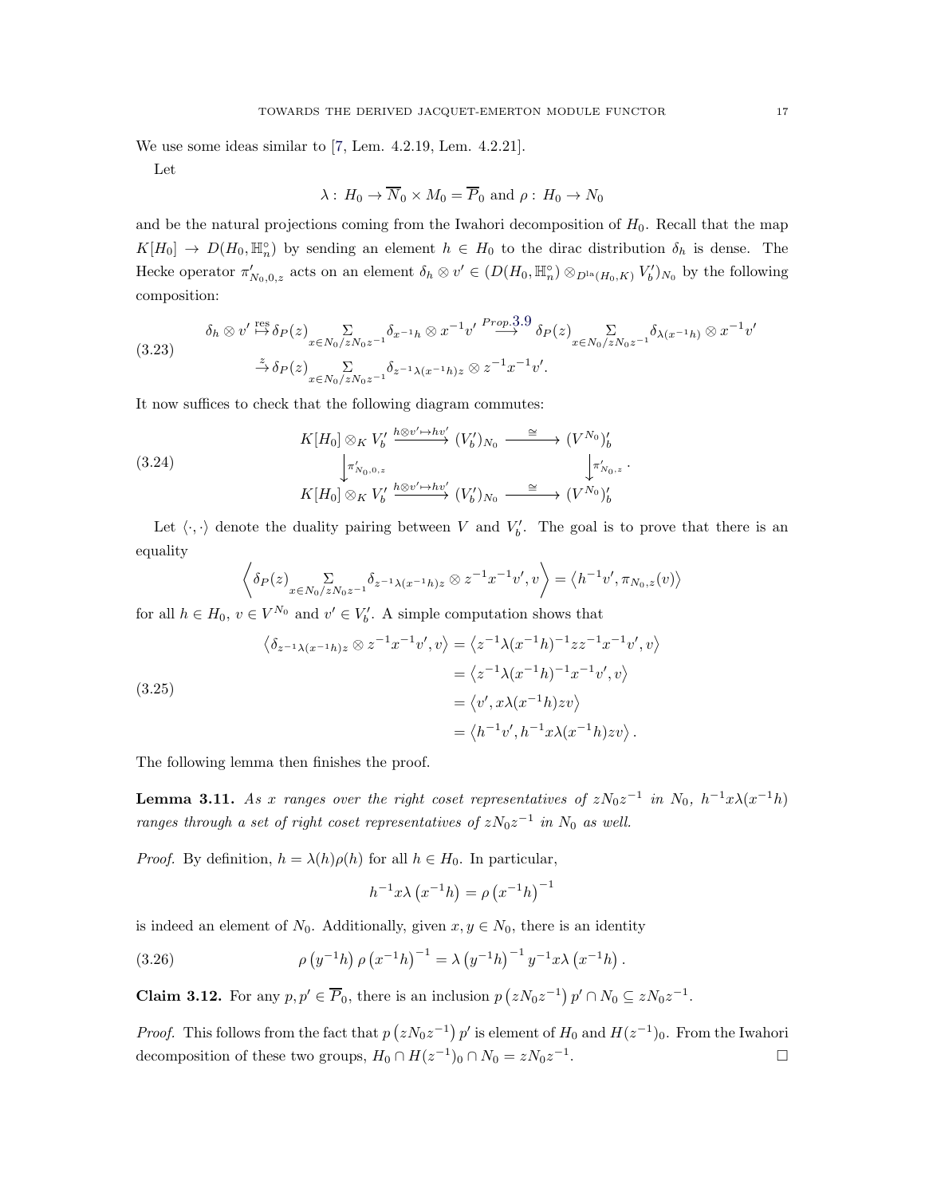We use some ideas similar to [7, Lem. 4.2.19, Lem. 4.2.21].

Let

$$\lambda :\, H_0 \to \overline{N}_0 \times M_0 = \overline{P}_0 \text{ and } \rho :\, H_0 \to N_0$$

and be the natural projections coming from the Iwahori decomposition of $H_0$. Recall that the map $K[H_0] \to D(H_0, \mathbb{H}_n^\circ)$ by sending an element $h \in H_0$ to the dirac distribution $\delta_h$ is dense. The Hecke operator $\pi'_{N_0,0,z}$ acts on an element $\delta_h \otimes v' \in (D(H_0, \mathbb{H}_n^\circ) \otimes_{D^{\mathrm{la}}(H_0,K)} V'_b)_{N_0}$ by the following composition:

$$\begin{aligned}
\delta_h \otimes v' &\overset{\mathrm{res}}{\mapsto} \delta_P(z) \sum_{x \in N_0/zN_0z^{-1}} \delta_{x^{-1}h} \otimes x^{-1}v' \overset{Prop. 3.9}{\longrightarrow} \delta_P(z) \sum_{x \in N_0/zN_0z^{-1}} \delta_{\lambda(x^{-1}h)} \otimes x^{-1}v' \\
&\overset{z}{\to} \delta_P(z) \sum_{x \in N_0/zN_0z^{-1}} \delta_{z^{-1}\lambda(x^{-1}h)z} \otimes z^{-1}x^{-1}v'.
\end{aligned} \tag{3.23}$$

It now suffices to check that the following diagram commutes:

$$\begin{array}{ccccc}
K[H_0] \otimes_K V'_b & \xrightarrow{h \otimes v' \mapsto hv'} & (V'_b)_{N_0} & \xrightarrow{\cong} & (V^{N_0})'_b \\
\downarrow{\pi'_{N_0,0,z}} & & & & \downarrow{\pi'_{N_0,z}} \\
K[H_0] \otimes_K V'_b & \xrightarrow{h \otimes v' \mapsto hv'} & (V'_b)_{N_0} & \xrightarrow{\cong} & (V^{N_0})'_b
\end{array} . \tag{3.24}$$

Let $\langle \cdot, \cdot \rangle$ denote the duality pairing between $V$ and $V'_b$. The goal is to prove that there is an equality

$$\left\langle \delta_P(z) \sum_{x \in N_0/zN_0z^{-1}} \delta_{z^{-1}\lambda(x^{-1}h)z} \otimes z^{-1}x^{-1}v', v \right\rangle = \left\langle h^{-1}v', \pi_{N_0,z}(v) \right\rangle$$

for all $h \in H_0$, $v \in V^{N_0}$ and $v' \in V'_b$. A simple computation shows that

$$\begin{aligned}
\left\langle \delta_{z^{-1}\lambda(x^{-1}h)z} \otimes z^{-1}x^{-1}v', v \right\rangle &= \left\langle z^{-1}\lambda(x^{-1}h)^{-1}zz^{-1}x^{-1}v', v \right\rangle \\
&= \left\langle z^{-1}\lambda(x^{-1}h)^{-1}x^{-1}v', v \right\rangle \\
&= \left\langle v', x\lambda(x^{-1}h)zv \right\rangle \\
&= \left\langle h^{-1}v', h^{-1}x\lambda(x^{-1}h)zv \right\rangle .
\end{aligned} \tag{3.25}$$

The following lemma then finishes the proof.

**Lemma 3.11.** *As $x$ ranges over the right coset representatives of $zN_0z^{-1}$ in $N_0$, $h^{-1}x\lambda(x^{-1}h)$ ranges through a set of right coset representatives of $zN_0z^{-1}$ in $N_0$ as well.*

*Proof.* By definition, $h = \lambda(h)\rho(h)$ for all $h \in H_0$. In particular,

$$h^{-1}x\lambda\left(x^{-1}h\right) = \rho\left(x^{-1}h\right)^{-1}$$

is indeed an element of $N_0$. Additionally, given $x, y \in N_0$, there is an identity

$$\rho\left(y^{-1}h\right)\rho\left(x^{-1}h\right)^{-1} = \lambda\left(y^{-1}h\right)^{-1}y^{-1}x\lambda\left(x^{-1}h\right). \tag{3.26}$$

**Claim 3.12.** For any $p, p' \in \overline{P}_0$, there is an inclusion $p\left(zN_0z^{-1}\right)p' \cap N_0 \subseteq zN_0z^{-1}$.

*Proof.* This follows from the fact that $p\left(zN_0z^{-1}\right)p'$ is element of $H_0$ and $H(z^{-1})_0$. From the Iwahori decomposition of these two groups, $H_0 \cap H(z^{-1})_0 \cap N_0 = zN_0z^{-1}$. $\square$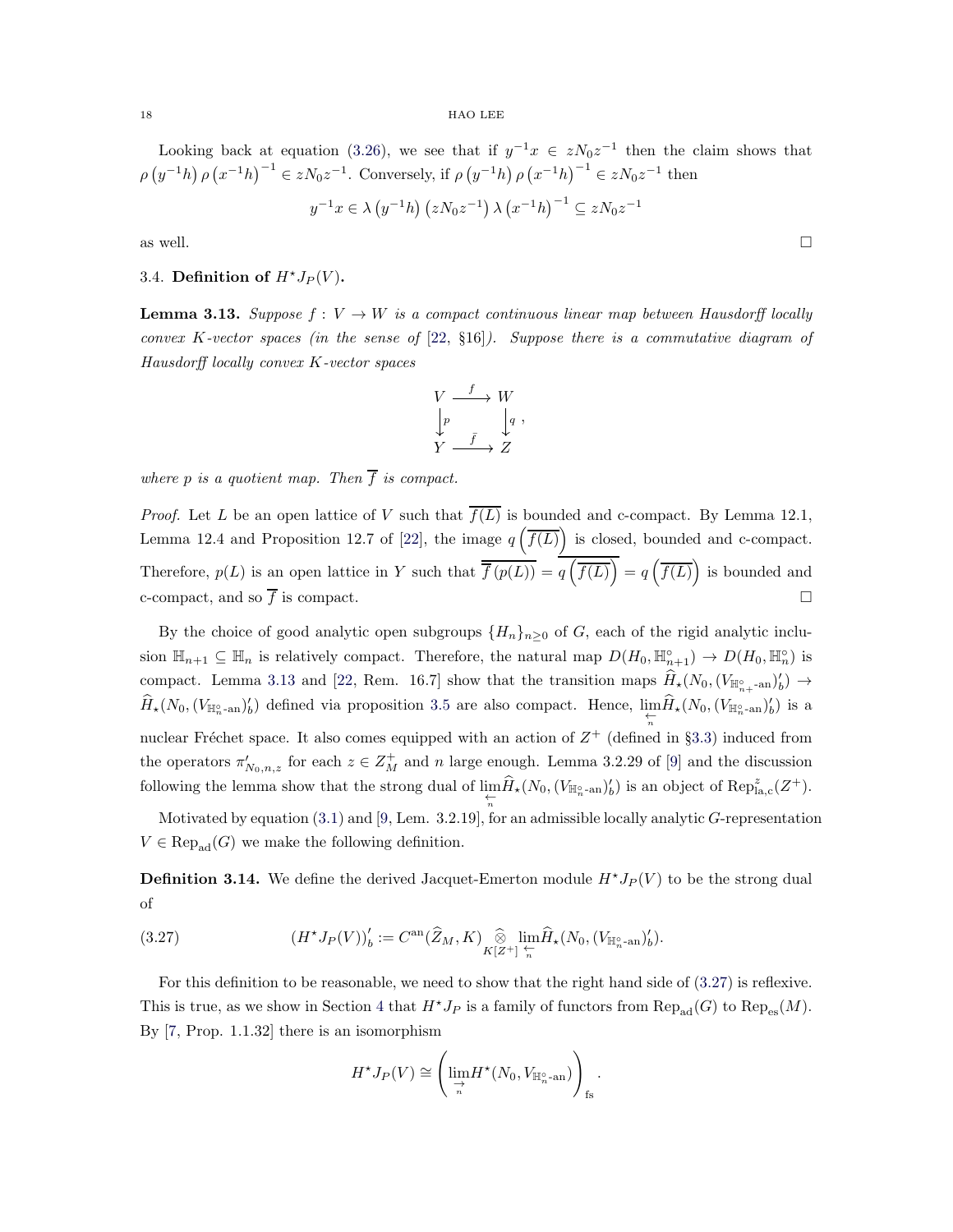Looking back at equation (3.26), we see that if $y^{-1}x \in zN_0z^{-1}$ then the claim shows that $\rho\left(y^{-1}h\right)\rho\left(x^{-1}h\right)^{-1} \in zN_0z^{-1}$. Conversely, if $\rho\left(y^{-1}h\right)\rho\left(x^{-1}h\right)^{-1} \in zN_0z^{-1}$ then

$$y^{-1}x \in \lambda\left(y^{-1}h\right)\left(zN_0z^{-1}\right)\lambda\left(x^{-1}h\right)^{-1} \subseteq zN_0z^{-1}$$

as well. $\square$

### 3.4. Definition of $H^\star J_P(V)$.

**Lemma 3.13.** *Suppose $f : V \to W$ is a compact continuous linear map between Hausdorff locally convex $K$-vector spaces (in the sense of [22, §16]). Suppose there is a commutative diagram of Hausdorff locally convex $K$-vector spaces*

$$\begin{array}{ccc} V & \xrightarrow{f} & W \\ \downarrow{\scriptstyle p} & & \downarrow{\scriptstyle q} \\ Y & \xrightarrow{\bar{f}} & Z \end{array},$$

*where $p$ is a quotient map. Then $\overline{f}$ is compact.*

*Proof.* Let $L$ be an open lattice of $V$ such that $\overline{f(L)}$ is bounded and c-compact. By Lemma 12.1, Lemma 12.4 and Proposition 12.7 of [22], the image $q\left(\overline{f(L)}\right)$ is closed, bounded and c-compact. Therefore, $p(L)$ is an open lattice in $Y$ such that $\overline{\overline{f}\left(p(L)\right)} = \overline{q\left(\overline{f(L)}\right)} = q\left(\overline{f(L)}\right)$ is bounded and c-compact, and so $\overline{f}$ is compact. $\square$

By the choice of good analytic open subgroups $\{H_n\}_{n\geq 0}$ of $G$, each of the rigid analytic inclusion $\mathbb{H}_{n+1} \subseteq \mathbb{H}_n$ is relatively compact. Therefore, the natural map $D(H_0, \mathbb{H}_{n+1}^\circ) \to D(H_0, \mathbb{H}_n^\circ)$ is compact. Lemma 3.13 and [22, Rem. 16.7] show that the transition maps $\widehat{H}_\star(N_0, (V_{\mathbb{H}_{n+}^\circ\text{-an}})'_b) \to \widehat{H}_\star(N_0, (V_{\mathbb{H}_n^\circ\text{-an}})'_b)$ defined via proposition 3.5 are also compact. Hence, $\varprojlim_n \widehat{H}_\star(N_0, (V_{\mathbb{H}_n^\circ\text{-an}})'_b)$ is a nuclear Fréchet space. It also comes equipped with an action of $Z^+$ (defined in §3.3) induced from the operators $\pi'_{N_0,n,z}$ for each $z \in Z_M^+$ and $n$ large enough. Lemma 3.2.29 of [9] and the discussion following the lemma show that the strong dual of $\varprojlim_n \widehat{H}_\star(N_0, (V_{\mathbb{H}_n^\circ\text{-an}})'_b)$ is an object of $\mathrm{Rep}^z_{\mathrm{la,c}}(Z^+)$.

Motivated by equation (3.1) and [9, Lem. 3.2.19], for an admissible locally analytic $G$-representation $V \in \mathrm{Rep}_{\mathrm{ad}}(G)$ we make the following definition.

**Definition 3.14.** We define the derived Jacquet-Emerton module $H^\star J_P(V)$ to be the strong dual of

$$(H^\star J_P(V))'_b := C^{\mathrm{an}}(\widehat{Z}_M, K) \mathop{\widehat{\otimes}}_{K[Z^+]} \varprojlim_n \widehat{H}_\star(N_0, (V_{\mathbb{H}_n^\circ\text{-an}})'_b). \tag{3.27}$$

For this definition to be reasonable, we need to show that the right hand side of (3.27) is reflexive. This is true, as we show in Section 4 that $H^\star J_P$ is a family of functors from $\mathrm{Rep}_{\mathrm{ad}}(G)$ to $\mathrm{Rep}_{\mathrm{es}}(M)$. By [7, Prop. 1.1.32] there is an isomorphism

$$H^\star J_P(V) \cong \left(\varinjlim_n H^\star(N_0, V_{\mathbb{H}_n^\circ\text{-an}})\right)_{\mathrm{fs}}.$$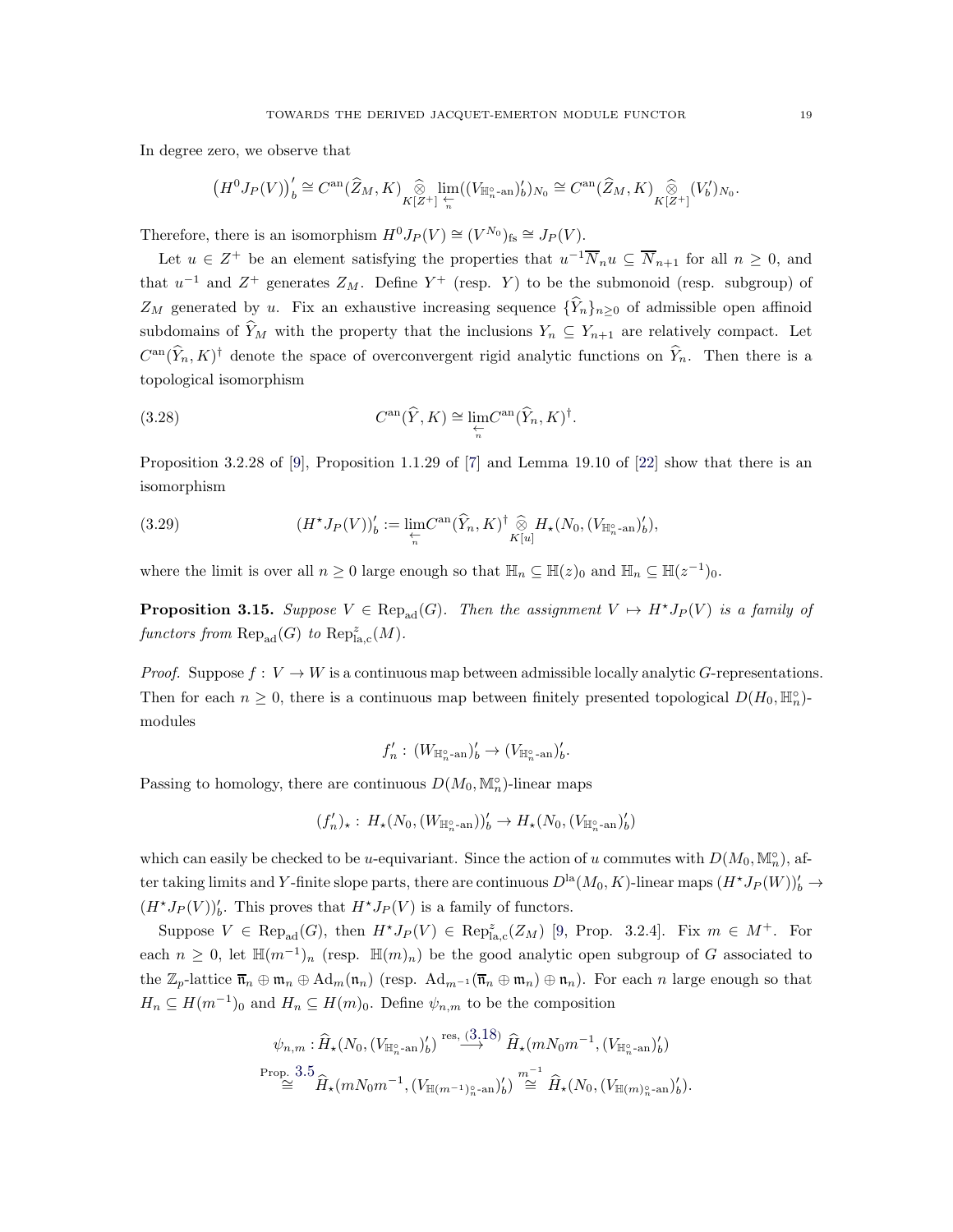In degree zero, we observe that

$$\left(H^0 J_P(V)\right)'_b \cong C^{\mathrm{an}}(\widehat{Z}_M, K) \underset{K[Z^+]}{\widehat{\otimes}} \varprojlim_n ((V_{\mathbb{H}_n^\circ\text{-an}})'_b)_{N_0} \cong C^{\mathrm{an}}(\widehat{Z}_M, K) \underset{K[Z^+]}{\widehat{\otimes}} (V'_b)_{N_0}.$$

Therefore, there is an isomorphism $H^0 J_P(V) \cong (V^{N_0})_{\mathrm{fs}} \cong J_P(V)$.

Let $u \in Z^+$ be an element satisfying the properties that $u^{-1}\overline{N}_n u \subseteq \overline{N}_{n+1}$ for all $n \geq 0$, and that $u^{-1}$ and $Z^+$ generates $Z_M$. Define $Y^+$ (resp. $Y$) to be the submonoid (resp. subgroup) of $Z_M$ generated by $u$. Fix an exhaustive increasing sequence $\{\widehat{Y}_n\}_{n\geq 0}$ of admissible open affinoid subdomains of $\widehat{Y}_M$ with the property that the inclusions $Y_n \subseteq Y_{n+1}$ are relatively compact. Let $C^{\mathrm{an}}(\widehat{Y}_n, K)^\dagger$ denote the space of overconvergent rigid analytic functions on $\widehat{Y}_n$. Then there is a topological isomorphism

$$C^{\mathrm{an}}(\widehat{Y}, K) \cong \varprojlim_n C^{\mathrm{an}}(\widehat{Y}_n, K)^\dagger. \tag{3.28}$$

Proposition 3.2.28 of [9], Proposition 1.1.29 of [7] and Lemma 19.10 of [22] show that there is an isomorphism

$$(H^\star J_P(V))'_b := \varprojlim_n C^{\mathrm{an}}(\widehat{Y}_n, K)^\dagger \underset{K[u]}{\widehat{\otimes}} H_\star(N_0, (V_{\mathbb{H}_n^\circ\text{-an}})'_b), \tag{3.29}$$

where the limit is over all $n \geq 0$ large enough so that $\mathbb{H}_n \subseteq \mathbb{H}(z)_0$ and $\mathbb{H}_n \subseteq \mathbb{H}(z^{-1})_0$.

**Proposition 3.15.** *Suppose $V \in \mathrm{Rep}_{\mathrm{ad}}(G)$. Then the assignment $V \mapsto H^\star J_P(V)$ is a family of functors from $\mathrm{Rep}_{\mathrm{ad}}(G)$ to $\mathrm{Rep}^z_{\mathrm{la,c}}(M)$.*

*Proof.* Suppose $f : V \to W$ is a continuous map between admissible locally analytic $G$-representations. Then for each $n \geq 0$, there is a continuous map between finitely presented topological $D(H_0, \mathbb{H}_n^\circ)$-modules

$$f'_n : (W_{\mathbb{H}_n^\circ\text{-an}})'_b \to (V_{\mathbb{H}_n^\circ\text{-an}})'_b.$$

Passing to homology, there are continuous $D(M_0, \mathbb{M}_n^\circ)$-linear maps

$$(f'_n)_\star : H_\star(N_0, (W_{\mathbb{H}_n^\circ\text{-an}}))'_b \to H_\star(N_0, (V_{\mathbb{H}_n^\circ\text{-an}})'_b)$$

which can easily be checked to be $u$-equivariant. Since the action of $u$ commutes with $D(M_0, \mathbb{M}_n^\circ)$, after taking limits and $Y$-finite slope parts, there are continuous $D^{\mathrm{la}}(M_0, K)$-linear maps $(H^\star J_P(W))'_b \to (H^\star J_P(V))'_b$. This proves that $H^\star J_P(V)$ is a family of functors.

Suppose $V \in \mathrm{Rep}_{\mathrm{ad}}(G)$, then $H^\star J_P(V) \in \mathrm{Rep}^z_{\mathrm{la,c}}(Z_M)$ [9, Prop. 3.2.4]. Fix $m \in M^+$. For each $n \geq 0$, let $\mathbb{H}(m^{-1})_n$ (resp. $\mathbb{H}(m)_n$) be the good analytic open subgroup of $G$ associated to the $\mathbb{Z}_p$-lattice $\overline{\mathfrak{n}}_n \oplus \mathfrak{m}_n \oplus \mathrm{Ad}_m(\mathfrak{n}_n)$ (resp. $\mathrm{Ad}_{m^{-1}}(\overline{\mathfrak{n}}_n \oplus \mathfrak{m}_n) \oplus \mathfrak{n}_n$). For each $n$ large enough so that $H_n \subseteq H(m^{-1})_0$ and $H_n \subseteq H(m)_0$. Define $\psi_{n,m}$ to be the composition

$$\begin{aligned}
\psi_{n,m} : \widehat{H}_\star(N_0, (V_{\mathbb{H}_n^\circ\text{-an}})'_b) &\overset{\mathrm{res},\,(3.18)}{\longrightarrow} \widehat{H}_\star(mN_0m^{-1}, (V_{\mathbb{H}_n^\circ\text{-an}})'_b) \\
&\overset{\text{Prop. } 3.5}{\cong} \widehat{H}_\star(mN_0m^{-1}, (V_{\mathbb{H}(m^{-1})_n^\circ\text{-an}})'_b) \overset{m^{-1}}{\cong} \widehat{H}_\star(N_0, (V_{\mathbb{H}(m)_n^\circ\text{-an}})'_b).
\end{aligned}$$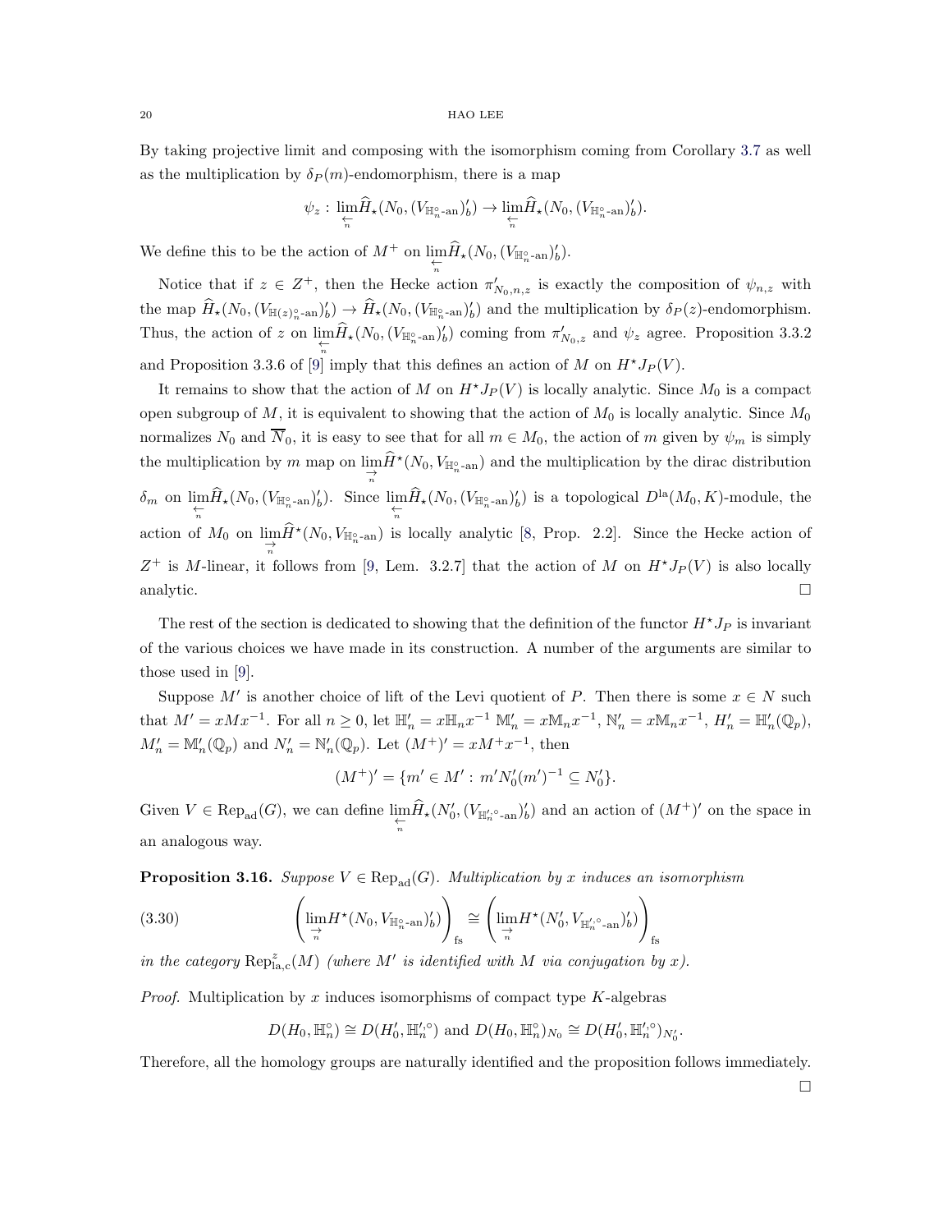By taking projective limit and composing with the isomorphism coming from Corollary 3.7 as well as the multiplication by $\delta_P(m)$-endomorphism, there is a map

$$\psi_z : \varprojlim_n \widehat{H}_\star(N_0, (V_{\mathbb{H}_n^\circ\text{-an}})'_b) \to \varprojlim_n \widehat{H}_\star(N_0, (V_{\mathbb{H}_n^\circ\text{-an}})'_b).$$

We define this to be the action of $M^+$ on $\varprojlim_n \widehat{H}_\star(N_0, (V_{\mathbb{H}_n^\circ\text{-an}})'_b)$.

Notice that if $z \in Z^+$, then the Hecke action $\pi'_{N_0,n,z}$ is exactly the composition of $\psi_{n,z}$ with the map $\widehat{H}_\star(N_0, (V_{\mathbb{H}(z)_n^\circ\text{-an}})'_b) \to \widehat{H}_\star(N_0, (V_{\mathbb{H}_n^\circ\text{-an}})'_b)$ and the multiplication by $\delta_P(z)$-endomorphism. Thus, the action of $z$ on $\varprojlim_n \widehat{H}_\star(N_0, (V_{\mathbb{H}_n^\circ\text{-an}})'_b)$ coming from $\pi'_{N_0,z}$ and $\psi_z$ agree. Proposition 3.3.2 and Proposition 3.3.6 of [9] imply that this defines an action of $M$ on $H^\star J_P(V)$.

It remains to show that the action of $M$ on $H^\star J_P(V)$ is locally analytic. Since $M_0$ is a compact open subgroup of $M$, it is equivalent to showing that the action of $M_0$ is locally analytic. Since $M_0$ normalizes $N_0$ and $\overline{N}_0$, it is easy to see that for all $m \in M_0$, the action of $m$ given by $\psi_m$ is simply the multiplication by $m$ map on $\varinjlim_n \widehat{H}^\star(N_0, V_{\mathbb{H}_n^\circ\text{-an}})$ and the multiplication by the dirac distribution $\delta_m$ on $\varprojlim_n \widehat{H}_\star(N_0, (V_{\mathbb{H}_n^\circ\text{-an}})'_b)$. Since $\varprojlim_n \widehat{H}_\star(N_0, (V_{\mathbb{H}_n^\circ\text{-an}})'_b)$ is a topological $D^{\mathrm{la}}(M_0, K)$-module, the action of $M_0$ on $\varinjlim_n \widehat{H}^\star(N_0, V_{\mathbb{H}_n^\circ\text{-an}})$ is locally analytic [8, Prop. 2.2]. Since the Hecke action of $Z^+$ is $M$-linear, it follows from [9, Lem. 3.2.7] that the action of $M$ on $H^\star J_P(V)$ is also locally analytic. $\square$

The rest of the section is dedicated to showing that the definition of the functor $H^\star J_P$ is invariant of the various choices we have made in its construction. A number of the arguments are similar to those used in [9].

Suppose $M'$ is another choice of lift of the Levi quotient of $P$. Then there is some $x \in N$ such that $M' = xMx^{-1}$. For all $n \geq 0$, let $\mathbb{H}'_n = x\mathbb{H}_n x^{-1}$ $\mathbb{M}'_n = x\mathbb{M}_n x^{-1}$, $\mathbb{N}'_n = x\mathbb{M}_n x^{-1}$, $H'_n = \mathbb{H}'_n(\mathbb{Q}_p)$, $M'_n = \mathbb{M}'_n(\mathbb{Q}_p)$ and $N'_n = \mathbb{N}'_n(\mathbb{Q}_p)$. Let $(M^+)' = xM^+x^{-1}$, then

$$(M^+)' = \{m' \in M' : m'N'_0(m')^{-1} \subseteq N'_0\}.$$

Given $V \in \mathrm{Rep}_{\mathrm{ad}}(G)$, we can define $\varprojlim_n \widehat{H}_\star(N'_0, (V_{\mathbb{H}_n'^{\circ}\text{-an}})'_b)$ and an action of $(M^+)'$ on the space in an analogous way.

**Proposition 3.16.** *Suppose $V \in \mathrm{Rep}_{\mathrm{ad}}(G)$. Multiplication by $x$ induces an isomorphism*

$$\left(\varinjlim_n H^\star(N_0, V_{\mathbb{H}_n^\circ\text{-an}})'_b)\right)_{\mathrm{fs}} \cong \left(\varinjlim_n H^\star(N'_0, V_{\mathbb{H}_n'^{\circ}\text{-an}})'_b)\right)_{\mathrm{fs}} \tag{3.30}$$

*in the category $\mathrm{Rep}^z_{\mathrm{la,c}}(M)$ (where $M'$ is identified with $M$ via conjugation by $x$).*

*Proof.* Multiplication by $x$ induces isomorphisms of compact type $K$-algebras

$$D(H_0, \mathbb{H}_n^\circ) \cong D(H'_0, \mathbb{H}_n'^{\circ}) \text{ and } D(H_0, \mathbb{H}_n^\circ)_{N_0} \cong D(H'_0, \mathbb{H}_n'^{\circ})_{N'_0}.$$

Therefore, all the homology groups are naturally identified and the proposition follows immediately. $\square$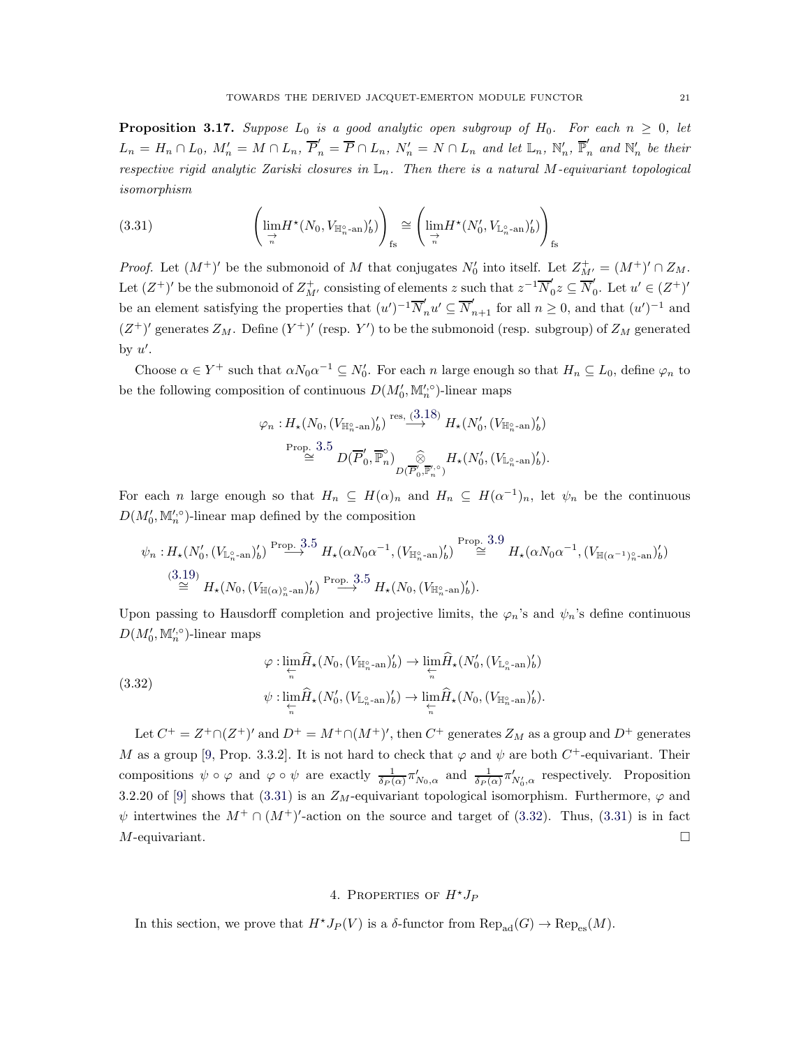**Proposition 3.17.** *Suppose $L_0$ is a good analytic open subgroup of $H_0$. For each $n \geq 0$, let $L_n = H_n \cap L_0$, $M'_n = M \cap L_n$, $\overline{P}'_n = \overline{P} \cap L_n$, $N'_n = N \cap L_n$ and let $\mathbb{L}_n$, $\mathbb{N}'_n$, $\overline{\mathbb{P}}'_n$ and $\mathbb{N}'_n$ be their respective rigid analytic Zariski closures in $\mathbb{L}_n$. Then there is a natural $M$-equivariant topological isomorphism*

$$\left(\varinjlim_n H^\star(N_0, V_{\mathbb{H}_n^\circ\text{-an}})'_b)\right)_{\text{fs}} \cong \left(\varinjlim_n H^\star(N'_0, V_{\mathbb{L}_n^\circ\text{-an}})'_b)\right)_{\text{fs}} \tag{3.31}$$

*Proof.* Let $(M^+)'$ be the submonoid of $M$ that conjugates $N'_0$ into itself. Let $Z^+_{M'} = (M^+)' \cap Z_M$. Let $(Z^+)'$ be the submonoid of $Z^+_{M'}$ consisting of elements $z$ such that $z^{-1}\overline{N}'_0 z \subseteq \overline{N}'_0$. Let $u' \in (Z^+)'$ be an element satisfying the properties that $(u')^{-1}\overline{N}'_n u' \subseteq \overline{N}'_{n+1}$ for all $n \geq 0$, and that $(u')^{-1}$ and $(Z^+)'$ generates $Z_M$. Define $(Y^+)'$ (resp. $Y'$) to be the submonoid (resp. subgroup) of $Z_M$ generated by $u'$.

Choose $\alpha \in Y^+$ such that $\alpha N_0 \alpha^{-1} \subseteq N'_0$. For each $n$ large enough so that $H_n \subseteq L_0$, define $\varphi_n$ to be the following composition of continuous $D(M'_0, \mathbb{M}'^{\circ}_n)$-linear maps

$$\begin{aligned}
\varphi_n : H_\star(N_0, (V_{\mathbb{H}_n^\circ\text{-an}})'_b) &\xrightarrow{\text{res, (3.18)}} H_\star(N'_0, (V_{\mathbb{H}_n^\circ\text{-an}})'_b) \\
&\overset{\text{Prop. 3.5}}{\cong} D(\overline{P}'_0, \overline{\mathbb{P}}^\circ_n) \widehat{\underset{D(\overline{P}'_0, \overline{\mathbb{P}}'^{\circ}_n)}{\otimes}} H_\star(N'_0, (V_{\mathbb{L}_n^\circ\text{-an}})'_b).
\end{aligned}$$

For each $n$ large enough so that $H_n \subseteq H(\alpha)_n$ and $H_n \subseteq H(\alpha^{-1})_n$, let $\psi_n$ be the continuous $D(M'_0, \mathbb{M}'^{\circ}_n)$-linear map defined by the composition

$$\begin{aligned}
\psi_n : H_\star(N'_0, (V_{\mathbb{L}_n^\circ\text{-an}})'_b) &\xrightarrow{\text{Prop. 3.5}} H_\star(\alpha N_0 \alpha^{-1}, (V_{\mathbb{H}_n^\circ\text{-an}})'_b) \overset{\text{Prop. 3.9}}{\cong} H_\star(\alpha N_0 \alpha^{-1}, (V_{\mathbb{H}(\alpha^{-1})_n^\circ\text{-an}})'_b) \\
&\overset{(3.19)}{\cong} H_\star(N_0, (V_{\mathbb{H}(\alpha)_n^\circ\text{-an}})'_b) \xrightarrow{\text{Prop. 3.5}} H_\star(N_0, (V_{\mathbb{H}_n^\circ\text{-an}})'_b).
\end{aligned}$$

Upon passing to Hausdorff completion and projective limits, the $\varphi_n$'s and $\psi_n$'s define continuous $D(M'_0, \mathbb{M}'^{\circ}_n)$-linear maps

$$\begin{aligned}
\varphi &: \varprojlim_n \widehat{H}_\star(N_0, (V_{\mathbb{H}_n^\circ\text{-an}})'_b) \to \varprojlim_n \widehat{H}_\star(N'_0, (V_{\mathbb{L}_n^\circ\text{-an}})'_b) \\
\psi &: \varprojlim_n \widehat{H}_\star(N'_0, (V_{\mathbb{L}_n^\circ\text{-an}})'_b) \to \varprojlim_n \widehat{H}_\star(N_0, (V_{\mathbb{H}_n^\circ\text{-an}})'_b).
\end{aligned} \tag{3.32}$$

Let $C^+ = Z^+ \cap (Z^+)'$ and $D^+ = M^+ \cap (M^+)'$, then $C^+$ generates $Z_M$ as a group and $D^+$ generates $M$ as a group [9, Prop. 3.3.2]. It is not hard to check that $\varphi$ and $\psi$ are both $C^+$-equivariant. Their compositions $\psi \circ \varphi$ and $\varphi \circ \psi$ are exactly $\frac{1}{\delta_P(\alpha)}\pi'_{N_0,\alpha}$ and $\frac{1}{\delta_P(\alpha)}\pi'_{N'_0,\alpha}$ respectively. Proposition 3.2.20 of [9] shows that (3.31) is an $Z_M$-equivariant topological isomorphism. Furthermore, $\varphi$ and $\psi$ intertwines the $M^+ \cap (M^+)'$-action on the source and target of (3.32). Thus, (3.31) is in fact $M$-equivariant. $\square$

## 4. Properties of $H^\star J_P$

In this section, we prove that $H^\star J_P(V)$ is a $\delta$-functor from $\text{Rep}_{\text{ad}}(G) \to \text{Rep}_{\text{es}}(M)$.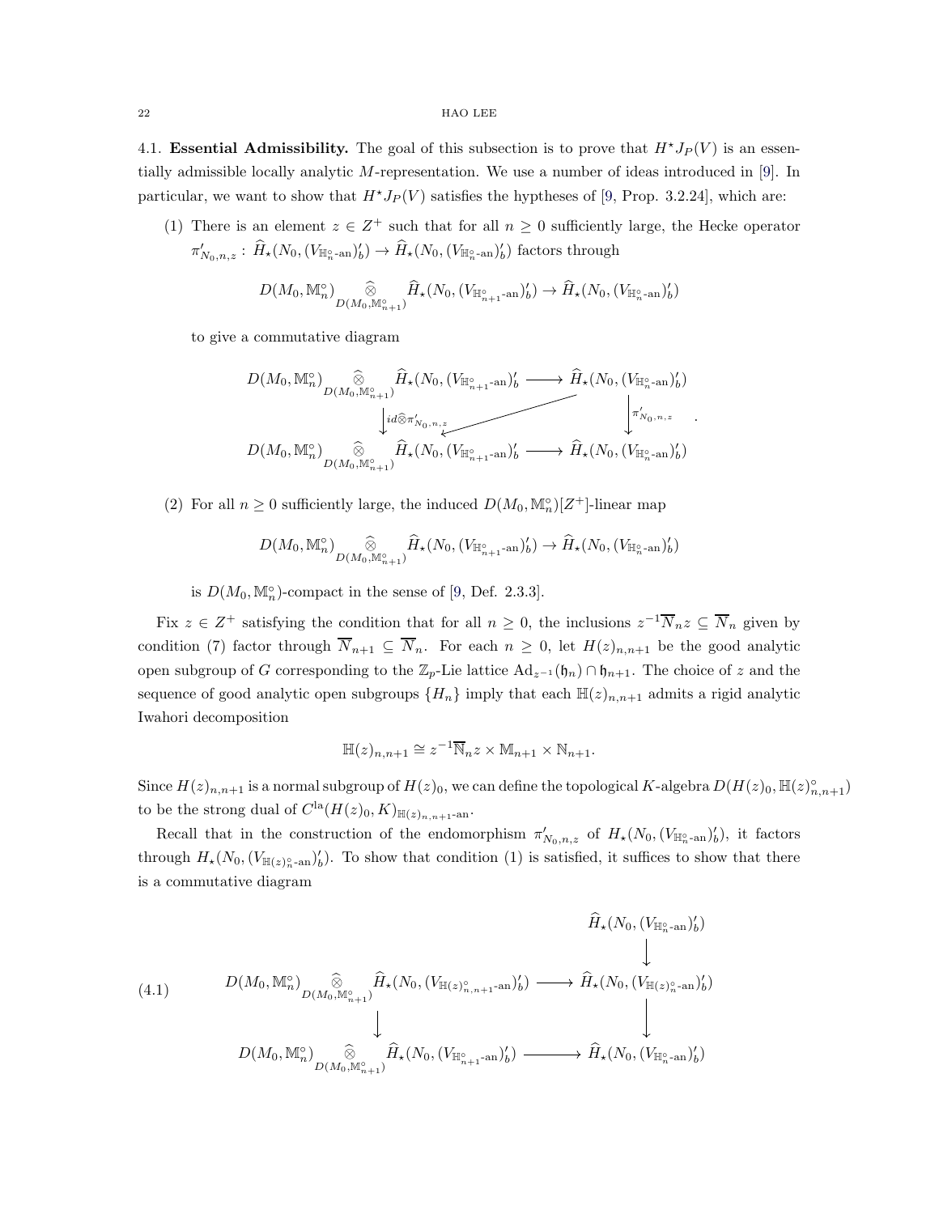4.1. **Essential Admissibility.** The goal of this subsection is to prove that $H^\star J_P(V)$ is an essentially admissible locally analytic $M$-representation. We use a number of ideas introduced in [9]. In particular, we want to show that $H^\star J_P(V)$ satisfies the hyptheses of [9, Prop. 3.2.24], which are:

(1) There is an element $z \in Z^+$ such that for all $n \geq 0$ sufficiently large, the Hecke operator $\pi'_{N_0,n,z} : \widehat{H}_\star(N_0, (V_{\mathbb{H}_n^\circ\text{-an}})'_b) \to \widehat{H}_\star(N_0, (V_{\mathbb{H}_n^\circ\text{-an}})'_b)$ factors through

$$D(M_0, \mathbb{M}_n^\circ) \underset{D(M_0,\mathbb{M}_{n+1}^\circ)}{\widehat{\otimes}} \widehat{H}_\star(N_0, (V_{\mathbb{H}_{n+1}^\circ\text{-an}})'_b) \to \widehat{H}_\star(N_0, (V_{\mathbb{H}_n^\circ\text{-an}})'_b)$$

to give a commutative diagram

$$\begin{array}{ccc}
D(M_0, \mathbb{M}_n^\circ) \underset{D(M_0,\mathbb{M}_{n+1}^\circ)}{\widehat{\otimes}} \widehat{H}_\star(N_0, (V_{\mathbb{H}_{n+1}^\circ\text{-an}})'_b & \longrightarrow & \widehat{H}_\star(N_0, (V_{\mathbb{H}_n^\circ\text{-an}})'_b) \\
\Big\downarrow id\widehat{\otimes}\pi'_{N_0,n,z} & \swarrow & \Big\downarrow \pi'_{N_0,n,z} \\
D(M_0, \mathbb{M}_n^\circ) \underset{D(M_0,\mathbb{M}_{n+1}^\circ)}{\widehat{\otimes}} \widehat{H}_\star(N_0, (V_{\mathbb{H}_{n+1}^\circ\text{-an}})'_b & \longrightarrow & \widehat{H}_\star(N_0, (V_{\mathbb{H}_n^\circ\text{-an}})'_b)
\end{array}.$$

(2) For all $n \geq 0$ sufficiently large, the induced $D(M_0, \mathbb{M}_n^\circ)[Z^+]$-linear map

$$D(M_0, \mathbb{M}_n^\circ) \underset{D(M_0,\mathbb{M}_{n+1}^\circ)}{\widehat{\otimes}} \widehat{H}_\star(N_0, (V_{\mathbb{H}_{n+1}^\circ\text{-an}})'_b) \to \widehat{H}_\star(N_0, (V_{\mathbb{H}_n^\circ\text{-an}})'_b)$$

is $D(M_0, \mathbb{M}_n^\circ)$-compact in the sense of [9, Def. 2.3.3].

Fix $z \in Z^+$ satisfying the condition that for all $n \geq 0$, the inclusions $z^{-1}\overline{N}_n z \subseteq \overline{N}_n$ given by condition (7) factor through $\overline{N}_{n+1} \subseteq \overline{N}_n$. For each $n \geq 0$, let $H(z)_{n,n+1}$ be the good analytic open subgroup of $G$ corresponding to the $\mathbb{Z}_p$-Lie lattice $\mathrm{Ad}_{z^{-1}}(\mathfrak{h}_n) \cap \mathfrak{h}_{n+1}$. The choice of $z$ and the sequence of good analytic open subgroups $\{H_n\}$ imply that each $\mathbb{H}(z)_{n,n+1}$ admits a rigid analytic Iwahori decomposition

$$\mathbb{H}(z)_{n,n+1} \cong z^{-1}\overline{\mathbb{N}}_n z \times \mathbb{M}_{n+1} \times \mathbb{N}_{n+1}.$$

Since $H(z)_{n,n+1}$ is a normal subgroup of $H(z)_0$, we can define the topological $K$-algebra $D(H(z)_0, \mathbb{H}(z)_{n,n+1}^\circ)$ to be the strong dual of $C^{\mathrm{la}}(H(z)_0, K)_{\mathbb{H}(z)_{n,n+1}\text{-an}}$.

Recall that in the construction of the endomorphism $\pi'_{N_0,n,z}$ of $H_\star(N_0, (V_{\mathbb{H}_n^\circ\text{-an}})'_b)$, it factors through $H_\star(N_0, (V_{\mathbb{H}(z)_n^\circ\text{-an}})'_b)$. To show that condition (1) is satisfied, it suffices to show that there is a commutative diagram

$$\begin{array}{ccc}
 & & \widehat{H}_\star(N_0, (V_{\mathbb{H}_n^\circ\text{-an}})'_b) \\
 & & \Big\downarrow \\
D(M_0, \mathbb{M}_n^\circ) \underset{D(M_0,\mathbb{M}_{n+1}^\circ)}{\widehat{\otimes}} \widehat{H}_\star(N_0, (V_{\mathbb{H}(z)_{n,n+1}^\circ\text{-an}})'_b) & \longrightarrow & \widehat{H}_\star(N_0, (V_{\mathbb{H}(z)_n^\circ\text{-an}})'_b) \\
\Big\downarrow & & \Big\downarrow \\
D(M_0, \mathbb{M}_n^\circ) \underset{D(M_0,\mathbb{M}_{n+1}^\circ)}{\widehat{\otimes}} \widehat{H}_\star(N_0, (V_{\mathbb{H}_{n+1}^\circ\text{-an}})'_b) & \longrightarrow & \widehat{H}_\star(N_0, (V_{\mathbb{H}_n^\circ\text{-an}})'_b)
\end{array} \tag{4.1}$$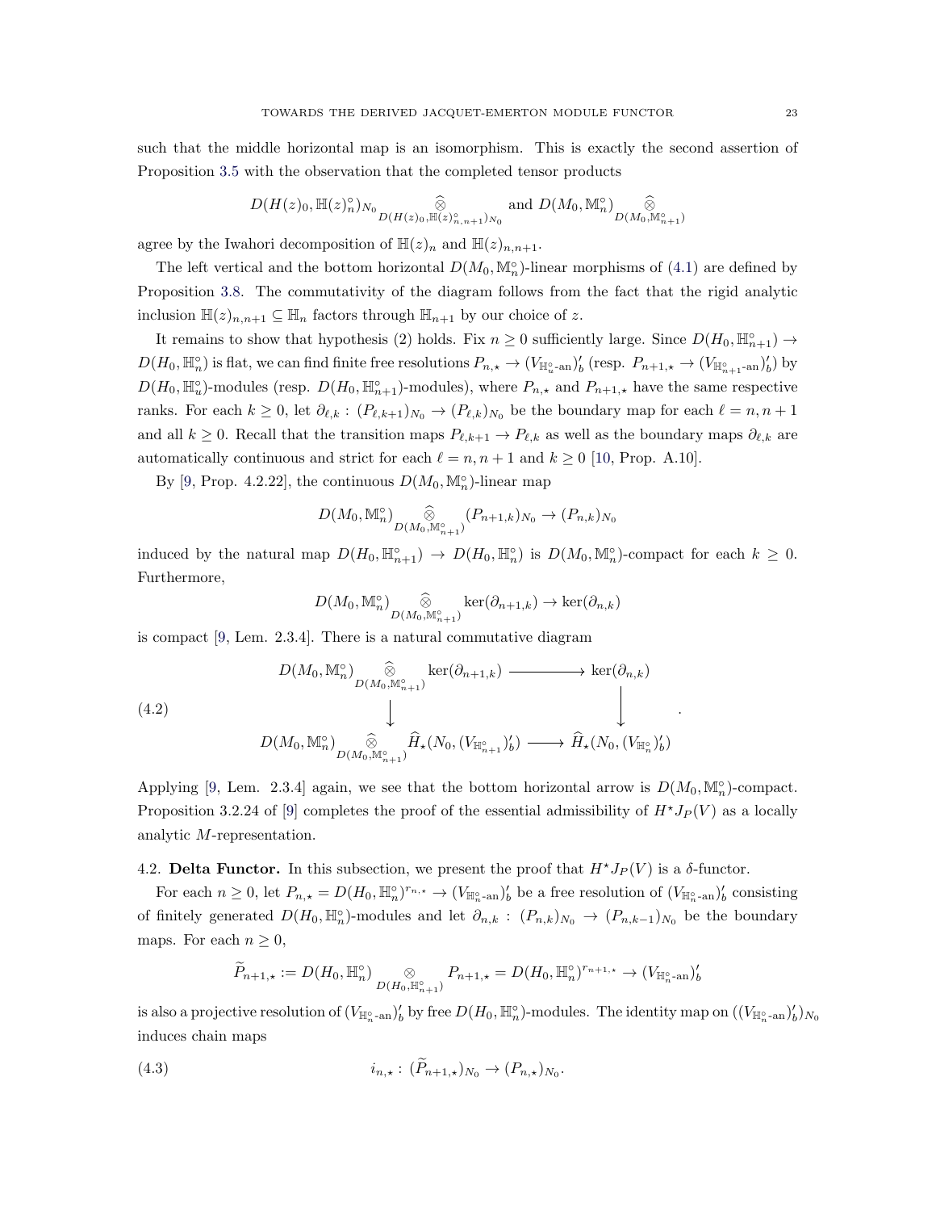such that the middle horizontal map is an isomorphism. This is exactly the second assertion of Proposition 3.5 with the observation that the completed tensor products

$$D(H(z)_0, \mathbb{H}(z)_n^\circ)_{N_0} \underset{D(H(z)_0, \mathbb{H}(z)^\circ_{n,n+1})_{N_0}}{\widehat{\otimes}} \text{ and } D(M_0, \mathbb{M}_n^\circ) \underset{D(M_0, \mathbb{M}^\circ_{n+1})}{\widehat{\otimes}}$$

agree by the Iwahori decomposition of $\mathbb{H}(z)_n$ and $\mathbb{H}(z)_{n,n+1}$.

The left vertical and the bottom horizontal $D(M_0, \mathbb{M}_n^\circ)$-linear morphisms of (4.1) are defined by Proposition 3.8. The commutativity of the diagram follows from the fact that the rigid analytic inclusion $\mathbb{H}(z)_{n,n+1} \subseteq \mathbb{H}_n$ factors through $\mathbb{H}_{n+1}$ by our choice of $z$.

It remains to show that hypothesis (2) holds. Fix $n \geq 0$ sufficiently large. Since $D(H_0, \mathbb{H}^\circ_{n+1}) \to D(H_0, \mathbb{H}^\circ_n)$ is flat, we can find finite free resolutions $P_{n,\star} \to (V_{\mathbb{H}^\circ_u\text{-an}})'_b$ (resp. $P_{n+1,\star} \to (V_{\mathbb{H}^\circ_{n+1}\text{-an}})'_b$) by $D(H_0, \mathbb{H}^\circ_u)$-modules (resp. $D(H_0, \mathbb{H}^\circ_{n+1})$-modules), where $P_{n,\star}$ and $P_{n+1,\star}$ have the same respective ranks. For each $k \geq 0$, let $\partial_{\ell,k} : (P_{\ell,k+1})_{N_0} \to (P_{\ell,k})_{N_0}$ be the boundary map for each $\ell = n, n+1$ and all $k \geq 0$. Recall that the transition maps $P_{\ell,k+1} \to P_{\ell,k}$ as well as the boundary maps $\partial_{\ell,k}$ are automatically continuous and strict for each $\ell = n, n+1$ and $k \geq 0$ [10, Prop. A.10].

By [9, Prop. 4.2.22], the continuous $D(M_0, \mathbb{M}_n^\circ)$-linear map

$$D(M_0, \mathbb{M}_n^\circ) \underset{D(M_0, \mathbb{M}^\circ_{n+1})}{\widehat{\otimes}} (P_{n+1,k})_{N_0} \to (P_{n,k})_{N_0}$$

induced by the natural map $D(H_0, \mathbb{H}^\circ_{n+1}) \to D(H_0, \mathbb{H}^\circ_n)$ is $D(M_0, \mathbb{M}^\circ_n)$-compact for each $k \geq 0$. Furthermore,

$$D(M_0, \mathbb{M}_n^\circ) \underset{D(M_0, \mathbb{M}^\circ_{n+1})}{\widehat{\otimes}} \ker(\partial_{n+1,k}) \to \ker(\partial_{n,k})$$

is compact [9, Lem. 2.3.4]. There is a natural commutative diagram

$$\begin{array}{ccc} D(M_0, \mathbb{M}_n^\circ) \underset{D(M_0, \mathbb{M}^\circ_{n+1})}{\widehat{\otimes}} \ker(\partial_{n+1,k}) & \longrightarrow & \ker(\partial_{n,k}) \\ \big\downarrow & & \big\downarrow \\ D(M_0, \mathbb{M}_n^\circ) \underset{D(M_0, \mathbb{M}^\circ_{n+1})}{\widehat{\otimes}} \widehat{H}_\star(N_0, (V_{\mathbb{H}^\circ_{n+1}})'_b) & \longrightarrow & \widehat{H}_\star(N_0, (V_{\mathbb{H}^\circ_n})'_b) \end{array} \tag{4.2}$$

Applying [9, Lem. 2.3.4] again, we see that the bottom horizontal arrow is $D(M_0, \mathbb{M}_n^\circ)$-compact. Proposition 3.2.24 of [9] completes the proof of the essential admissibility of $H^\star J_P(V)$ as a locally analytic $M$-representation.

4.2. **Delta Functor.** In this subsection, we present the proof that $H^\star J_P(V)$ is a $\delta$-functor.

For each $n \geq 0$, let $P_{n,\star} = D(H_0, \mathbb{H}_n^\circ)^{r_{n,\star}} \to (V_{\mathbb{H}_n^\circ\text{-an}})'_b$ be a free resolution of $(V_{\mathbb{H}_n^\circ\text{-an}})'_b$ consisting of finitely generated $D(H_0, \mathbb{H}_n^\circ)$-modules and let $\partial_{n,k} : (P_{n,k})_{N_0} \to (P_{n,k-1})_{N_0}$ be the boundary maps. For each $n \geq 0$,

$$\widetilde{P}_{n+1,\star} := D(H_0, \mathbb{H}_n^\circ) \underset{D(H_0, \mathbb{H}^\circ_{n+1})}{\otimes} P_{n+1,\star} = D(H_0, \mathbb{H}_n^\circ)^{r_{n+1,\star}} \to (V_{\mathbb{H}_n^\circ\text{-an}})'_b$$

is also a projective resolution of $(V_{\mathbb{H}_n^\circ\text{-an}})'_b$ by free $D(H_0, \mathbb{H}_n^\circ)$-modules. The identity map on $((V_{\mathbb{H}_n^\circ\text{-an}})'_b)_{N_0}$ induces chain maps

$$i_{n,\star} : (\widetilde{P}_{n+1,\star})_{N_0} \to (P_{n,\star})_{N_0}. \tag{4.3}$$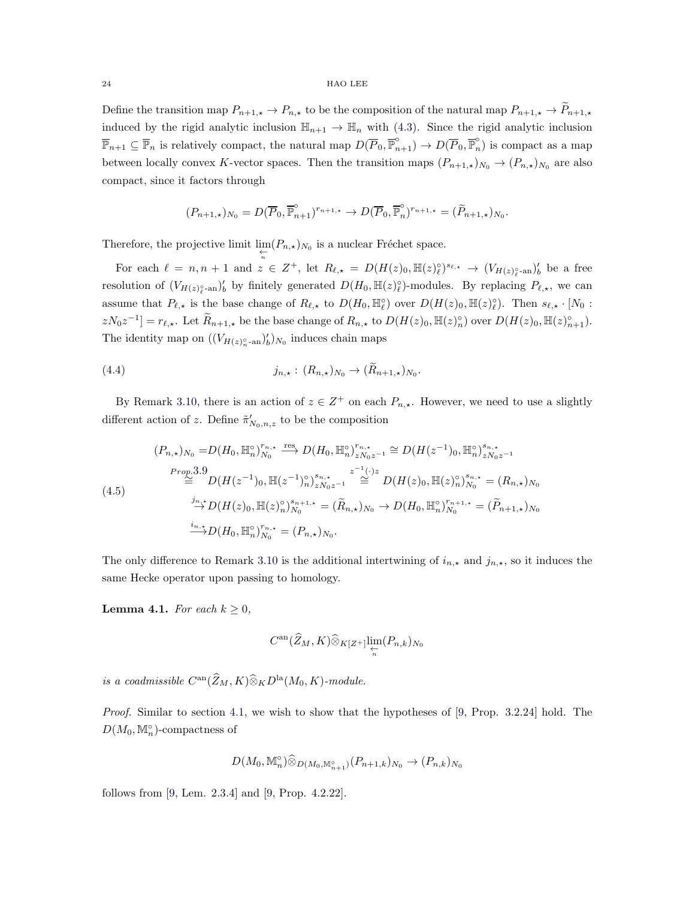Define the transition map $P_{n+1,\star} \to P_{n,\star}$ to be the composition of the natural map $P_{n+1,\star} \to \widetilde{P}_{n+1,\star}$ induced by the rigid analytic inclusion $\mathbb{H}_{n+1} \to \mathbb{H}_n$ with (4.3). Since the rigid analytic inclusion $\overline{\mathbb{P}}_{n+1} \subseteq \overline{\mathbb{P}}_n$ is relatively compact, the natural map $D(\overline{P}_0, \overline{\mathbb{P}}^\circ_{n+1}) \to D(\overline{P}_0, \overline{\mathbb{P}}^\circ_n)$ is compact as a map between locally convex $K$-vector spaces. Then the transition maps $(P_{n+1,\star})_{N_0} \to (P_{n,\star})_{N_0}$ are also compact, since it factors through

$$(P_{n+1,\star})_{N_0} = D(\overline{P}_0, \overline{\mathbb{P}}^\circ_{n+1})^{r_{n+1,\star}} \to D(\overline{P}_0, \overline{\mathbb{P}}^\circ_n)^{r_{n+1,\star}} = (\widetilde{P}_{n+1,\star})_{N_0}.$$

Therefore, the projective limit $\varprojlim_n (P_{n,\star})_{N_0}$ is a nuclear Fréchet space.

For each $\ell = n, n+1$ and $z \in Z^+$, let $R_{\ell,\star} = D(H(z)_0, \mathbb{H}(z)^\circ_\ell)^{s_{\ell,\star}} \to (V_{H(z)^\circ_\ell\text{-an}})'_b$ be a free resolution of $(V_{H(z)^\circ_\ell\text{-an}})'_b$ by finitely generated $D(H_0, \mathbb{H}(z)^\circ_\ell)$-modules. By replacing $P_{\ell,\star}$, we can assume that $P_{\ell,\star}$ is the base change of $R_{\ell,\star}$ to $D(H_0, \mathbb{H}^\circ_\ell)$ over $D(H(z)_0, \mathbb{H}(z)^\circ_\ell)$. Then $s_{\ell,\star} \cdot [N_0 : zN_0z^{-1}] = r_{\ell,\star}$. Let $\widetilde{R}_{n+1,\star}$ be the base change of $R_{n,\star}$ to $D(H(z)_0, \mathbb{H}(z)^\circ_n)$ over $D(H(z)_0, \mathbb{H}(z)^\circ_{n+1})$. The identity map on $((V_{H(z)^\circ_n\text{-an}})'_b)_{N_0}$ induces chain maps

$$j_{n,\star} : (R_{n,\star})_{N_0} \to (\widetilde{R}_{n+1,\star})_{N_0}. \tag{4.4}$$

By Remark 3.10, there is an action of $z \in Z^+$ on each $P_{n,\star}$. However, we need to use a slightly different action of $z$. Define $\tilde{\pi}'_{N_0,n,z}$ to be the composition

$$\begin{aligned}
(P_{n,\star})_{N_0} =& D(H_0, \mathbb{H}^\circ_n)^{r_{n,\star}}_{N_0} \xrightarrow{\text{res}} D(H_0, \mathbb{H}^\circ_n)^{r_{n,\star}}_{zN_0z^{-1}} \cong D(H(z^{-1})_0, \mathbb{H}^\circ_n)^{s_{n,\star}}_{zN_0z^{-1}} \\
&\overset{Prop. 3.9}{\cong} D(H(z^{-1})_0, \mathbb{H}(z^{-1})^\circ_n)^{s_{n,\star}}_{zN_0z^{-1}} \overset{z^{-1}(\cdot)z}{\cong} D(H(z)_0, \mathbb{H}(z)^\circ_n)^{s_{n,\star}}_{N_0} = (R_{n,\star})_{N_0} \\
&\xrightarrow{j_{n,\star}} D(H(z)_0, \mathbb{H}(z)^\circ_n)^{s_{n+1,\star}}_{N_0} = (\widetilde{R}_{n,\star})_{N_0} \to D(H_0, \mathbb{H}^\circ_n)^{r_{n+1,\star}}_{N_0} = (\widetilde{P}_{n+1,\star})_{N_0} \\
&\xrightarrow{i_{n,\star}} D(H_0, \mathbb{H}^\circ_n)^{r_{n,\star}}_{N_0} = (P_{n,\star})_{N_0}.
\end{aligned} \tag{4.5}$$

The only difference to Remark 3.10 is the additional intertwining of $i_{n,\star}$ and $j_{n,\star}$, so it induces the same Hecke operator upon passing to homology.

**Lemma 4.1.** *For each $k \geq 0$,*

$$C^{\text{an}}(\widehat{Z}_M, K) \widehat{\otimes}_{K[Z^+]} \varprojlim_n (P_{n,k})_{N_0}$$

*is a coadmissible $C^{\text{an}}(\widehat{Z}_M, K) \widehat{\otimes}_K D^{\text{la}}(M_0, K)$-module.*

*Proof.* Similar to section 4.1, we wish to show that the hypotheses of [9, Prop. 3.2.24] hold. The $D(M_0, \mathbb{M}^\circ_n)$-compactness of

$$D(M_0, \mathbb{M}^\circ_n) \widehat{\otimes}_{D(M_0, \mathbb{M}^\circ_{n+1})} (P_{n+1,k})_{N_0} \to (P_{n,k})_{N_0}$$

follows from [9, Lem. 2.3.4] and [9, Prop. 4.2.22].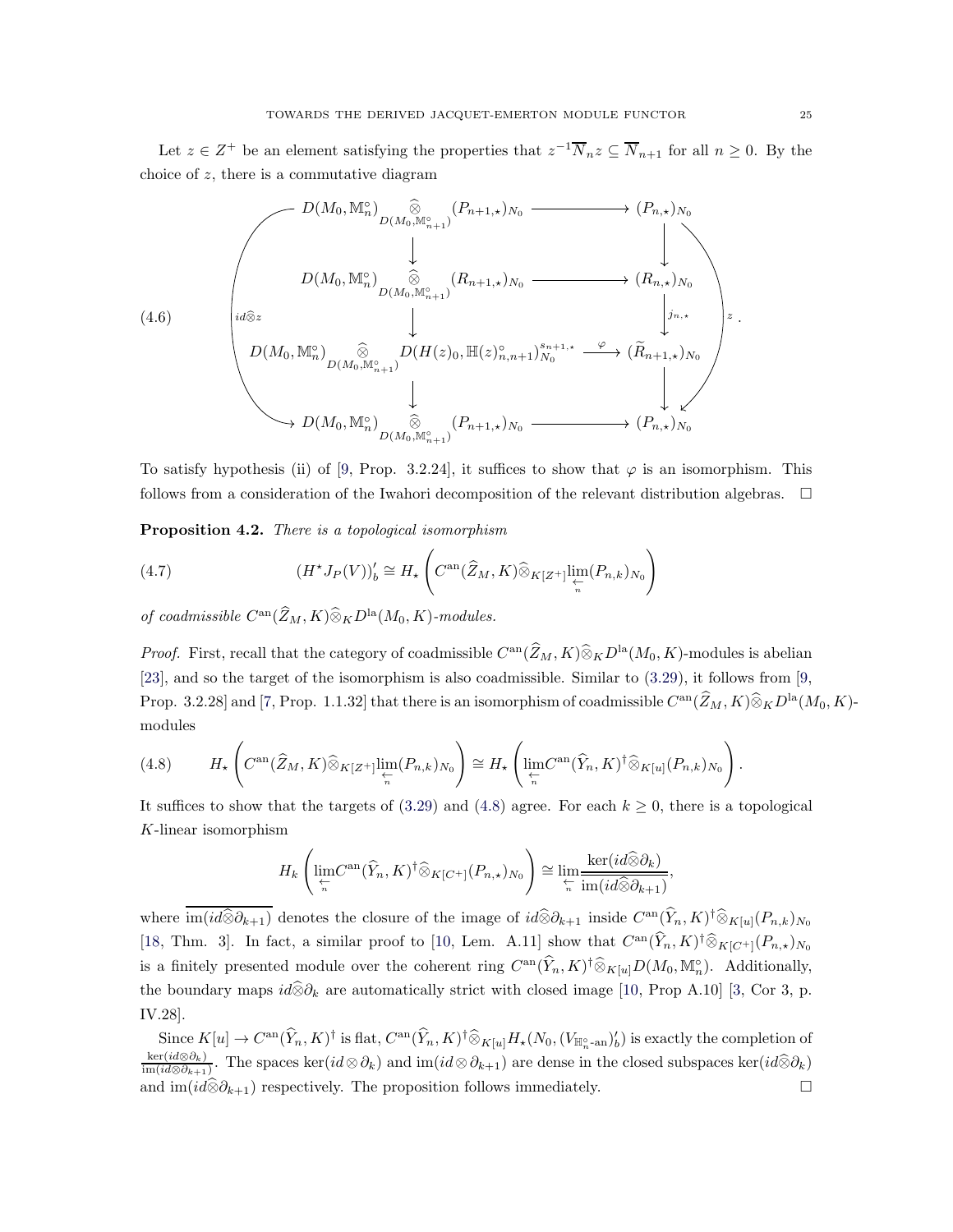Let $z \in Z^+$ be an element satisfying the properties that $z^{-1}\overline{N}_n z \subseteq \overline{N}_{n+1}$ for all $n \geq 0$. By the choice of $z$, there is a commutative diagram

$$
\begin{array}{ccc}
D(M_0, \mathbb{M}_n^\circ) \underset{D(M_0,\mathbb{M}_{n+1}^\circ)}{\widehat{\otimes}} (P_{n+1,\star})_{N_0} & \longrightarrow & (P_{n,\star})_{N_0} \\
\downarrow & & \downarrow \\
D(M_0, \mathbb{M}_n^\circ) \underset{D(M_0,\mathbb{M}_{n+1}^\circ)}{\widehat{\otimes}} (R_{n+1,\star})_{N_0} & \longrightarrow & (R_{n,\star})_{N_0} \\
\downarrow & & \downarrow {\scriptstyle j_{n,\star}} \\
D(M_0, \mathbb{M}_n^\circ) \underset{D(M_0,\mathbb{M}_{n+1}^\circ)}{\widehat{\otimes}} D(H(z)_0, \mathbb{H}(z)^\circ_{n,n+1})^{s_{n+1,\star}}_{N_0} & \xrightarrow{\varphi} & (\widetilde{R}_{n+1,\star})_{N_0} \\
\downarrow & & \downarrow \\
D(M_0, \mathbb{M}_n^\circ) \underset{D(M_0,\mathbb{M}_{n+1}^\circ)}{\widehat{\otimes}} (P_{n+1,\star})_{N_0} & \longrightarrow & (P_{n,\star})_{N_0}
\end{array}
\tag{4.6}
$$

where the left vertical composite is $id\widehat{\otimes}z$ and the right vertical composite is $z$.

To satisfy hypothesis (ii) of [9, Prop. 3.2.24], it suffices to show that $\varphi$ is an isomorphism. This follows from a consideration of the Iwahori decomposition of the relevant distribution algebras. $\square$

**Proposition 4.2.** *There is a topological isomorphism*

$$
(H^\star J_P(V))'_b \cong H_\star\left(C^{\mathrm{an}}(\widehat{Z}_M, K)\widehat{\otimes}_{K[Z^+]}\varprojlim_n (P_{n,k})_{N_0}\right) \tag{4.7}
$$

*of coadmissible $C^{\mathrm{an}}(\widehat{Z}_M, K)\widehat{\otimes}_K D^{\mathrm{la}}(M_0, K)$-modules.*

*Proof.* First, recall that the category of coadmissible $C^{\mathrm{an}}(\widehat{Z}_M, K)\widehat{\otimes}_K D^{\mathrm{la}}(M_0, K)$-modules is abelian [23], and so the target of the isomorphism is also coadmissible. Similar to (3.29), it follows from [9, Prop. 3.2.28] and [7, Prop. 1.1.32] that there is an isomorphism of coadmissible $C^{\mathrm{an}}(\widehat{Z}_M, K)\widehat{\otimes}_K D^{\mathrm{la}}(M_0, K)$-modules

$$
H_\star\left(C^{\mathrm{an}}(\widehat{Z}_M, K)\widehat{\otimes}_{K[Z^+]}\varprojlim_n (P_{n,k})_{N_0}\right) \cong H_\star\left(\varprojlim_n C^{\mathrm{an}}(\widehat{Y}_n, K)^\dagger\widehat{\otimes}_{K[u]}(P_{n,k})_{N_0}\right). \tag{4.8}
$$

It suffices to show that the targets of (3.29) and (4.8) agree. For each $k \geq 0$, there is a topological $K$-linear isomorphism

$$
H_k\left(\varprojlim_n C^{\mathrm{an}}(\widehat{Y}_n, K)^\dagger\widehat{\otimes}_{K[C^+]}(P_{n,\star})_{N_0}\right) \cong \varprojlim_n \frac{\ker(id\widehat{\otimes}\partial_k)}{\overline{\mathrm{im}(id\widehat{\otimes}\partial_{k+1})}},
$$

where $\overline{\mathrm{im}(id\widehat{\otimes}\partial_{k+1})}$ denotes the closure of the image of $id\widehat{\otimes}\partial_{k+1}$ inside $C^{\mathrm{an}}(\widehat{Y}_n, K)^\dagger\widehat{\otimes}_{K[u]}(P_{n,k})_{N_0}$ [18, Thm. 3]. In fact, a similar proof to [10, Lem. A.11] show that $C^{\mathrm{an}}(\widehat{Y}_n, K)^\dagger\widehat{\otimes}_{K[C^+]}(P_{n,\star})_{N_0}$ is a finitely presented module over the coherent ring $C^{\mathrm{an}}(\widehat{Y}_n, K)^\dagger\widehat{\otimes}_{K[u]}D(M_0, \mathbb{M}_n^\circ)$. Additionally, the boundary maps $id\widehat{\otimes}\partial_k$ are automatically strict with closed image [10, Prop A.10] [3, Cor 3, p. IV.28].

Since $K[u] \to C^{\mathrm{an}}(\widehat{Y}_n, K)^\dagger$ is flat, $C^{\mathrm{an}}(\widehat{Y}_n, K)^\dagger\widehat{\otimes}_{K[u]}H_\star(N_0, (V_{\mathbb{H}_n^\circ\text{-an}})'_b)$ is exactly the completion of $\frac{\ker(id\otimes\partial_k)}{\mathrm{im}(id\otimes\partial_{k+1})}$. The spaces $\ker(id\otimes\partial_k)$ and $\mathrm{im}(id\otimes\partial_{k+1})$ are dense in the closed subspaces $\ker(id\widehat{\otimes}\partial_k)$ and $\mathrm{im}(id\widehat{\otimes}\partial_{k+1})$ respectively. The proposition follows immediately. $\square$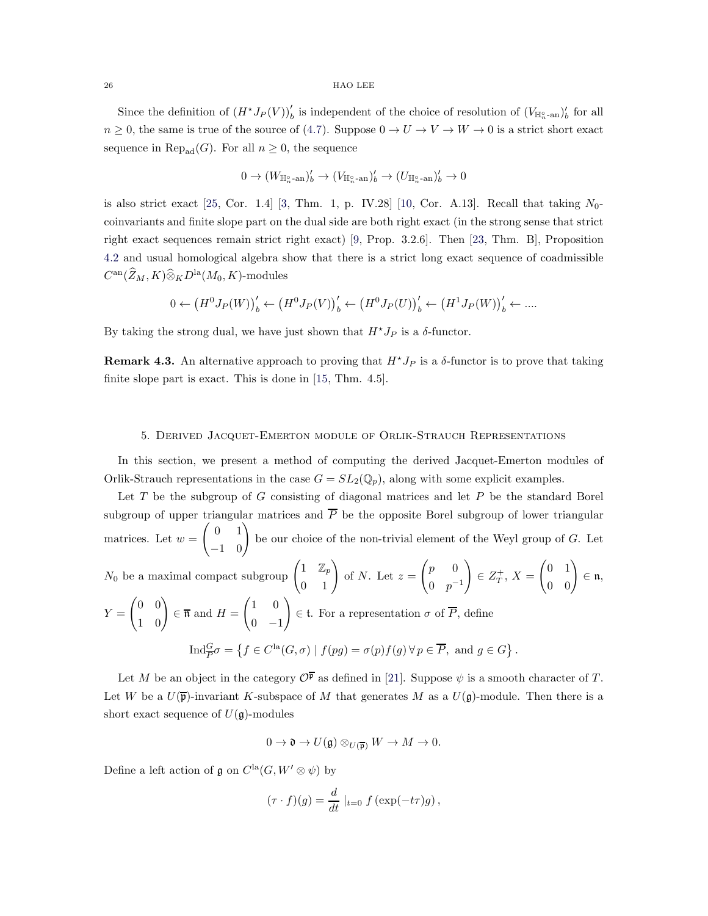Since the definition of $(H^\star J_P(V))'_b$ is independent of the choice of resolution of $(V_{\mathbb{H}_n^\circ\text{-an}})'_b$ for all $n \geq 0$, the same is true of the source of (4.7). Suppose $0 \to U \to V \to W \to 0$ is a strict short exact sequence in $\mathrm{Rep}_{\mathrm{ad}}(G)$. For all $n \geq 0$, the sequence

$$0 \to (W_{\mathbb{H}_n^\circ\text{-an}})'_b \to (V_{\mathbb{H}_n^\circ\text{-an}})'_b \to (U_{\mathbb{H}_n^\circ\text{-an}})'_b \to 0$$

is also strict exact [25, Cor. 1.4] [3, Thm. 1, p. IV.28] [10, Cor. A.13]. Recall that taking $N_0$-coinvariants and finite slope part on the dual side are both right exact (in the strong sense that strict right exact sequences remain strict right exact) [9, Prop. 3.2.6]. Then [23, Thm. B], Proposition 4.2 and usual homological algebra show that there is a strict long exact sequence of coadmissible $C^{\mathrm{an}}(\widehat{Z}_M, K)\widehat{\otimes}_K D^{\mathrm{la}}(M_0, K)$-modules

$$0 \leftarrow \left(H^0 J_P(W)\right)'_b \leftarrow \left(H^0 J_P(V)\right)'_b \leftarrow \left(H^0 J_P(U)\right)'_b \leftarrow \left(H^1 J_P(W)\right)'_b \leftarrow ....$$

By taking the strong dual, we have just shown that $H^\star J_P$ is a $\delta$-functor.

**Remark 4.3.** An alternative approach to proving that $H^\star J_P$ is a $\delta$-functor is to prove that taking finite slope part is exact. This is done in [15, Thm. 4.5].

## 5. Derived Jacquet-Emerton module of Orlik-Strauch Representations

In this section, we present a method of computing the derived Jacquet-Emerton modules of Orlik-Strauch representations in the case $G = SL_2(\mathbb{Q}_p)$, along with some explicit examples.

Let $T$ be the subgroup of $G$ consisting of diagonal matrices and let $P$ be the standard Borel subgroup of upper triangular matrices and $\overline{P}$ be the opposite Borel subgroup of lower triangular matrices. Let $w = \begin{pmatrix} 0 & 1 \\ -1 & 0 \end{pmatrix}$ be our choice of the non-trivial element of the Weyl group of $G$. Let $N_0$ be a maximal compact subgroup $\begin{pmatrix} 1 & \mathbb{Z}_p \\ 0 & 1 \end{pmatrix}$ of $N$. Let $z = \begin{pmatrix} p & 0 \\ 0 & p^{-1} \end{pmatrix} \in Z_T^+$, $X = \begin{pmatrix} 0 & 1 \\ 0 & 0 \end{pmatrix} \in \mathfrak{n}$, $Y = \begin{pmatrix} 0 & 0 \\ 1 & 0 \end{pmatrix} \in \overline{\mathfrak{n}}$ and $H = \begin{pmatrix} 1 & 0 \\ 0 & -1 \end{pmatrix} \in \mathfrak{t}$. For a representation $\sigma$ of $\overline{P}$, define

$$\mathrm{Ind}_{\overline{P}}^G \sigma = \left\{ f \in C^{\mathrm{la}}(G, \sigma) \mid f(pg) = \sigma(p) f(g) \,\forall\, p \in \overline{P}, \text{ and } g \in G \right\}.$$

Let $M$ be an object in the category $\mathcal{O}^{\overline{\mathfrak{p}}}$ as defined in [21]. Suppose $\psi$ is a smooth character of $T$. Let $W$ be a $U(\overline{\mathfrak{p}})$-invariant $K$-subspace of $M$ that generates $M$ as a $U(\mathfrak{g})$-module. Then there is a short exact sequence of $U(\mathfrak{g})$-modules

$$0 \to \mathfrak{d} \to U(\mathfrak{g}) \otimes_{U(\overline{\mathfrak{p}})} W \to M \to 0.$$

Define a left action of $\mathfrak{g}$ on $C^{\mathrm{la}}(G, W' \otimes \psi)$ by

$$(\tau \cdot f)(g) = \frac{d}{dt}\ |_{t=0}\ f\left(\exp(-t\tau)g\right),$$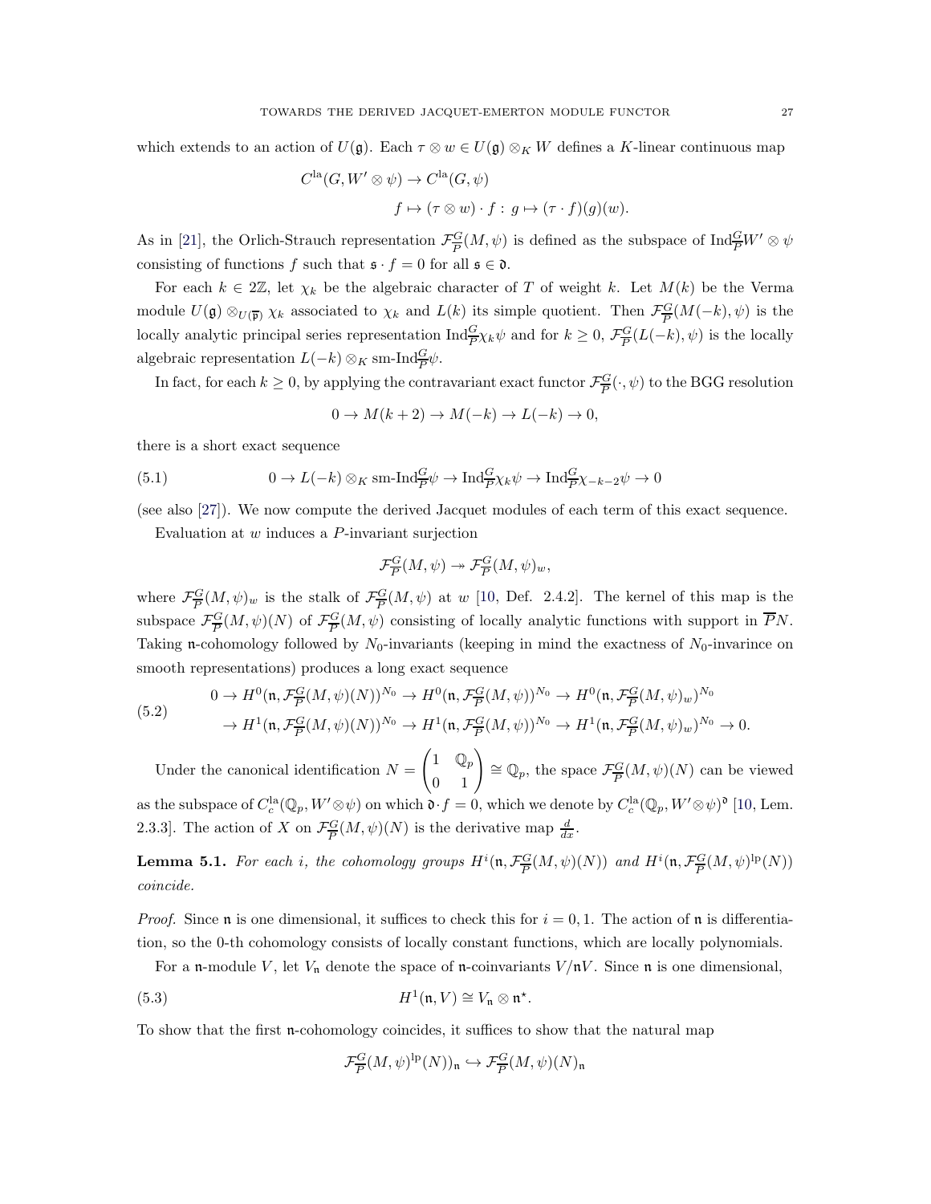which extends to an action of $U(\mathfrak{g})$. Each $\tau \otimes w \in U(\mathfrak{g}) \otimes_K W$ defines a $K$-linear continuous map

$$
\begin{aligned}
C^{\mathrm{la}}(G, W' \otimes \psi) &\to C^{\mathrm{la}}(G, \psi) \\
f &\mapsto (\tau \otimes w) \cdot f : \, g \mapsto (\tau \cdot f)(g)(w).
\end{aligned}
$$

As in [21], the Orlich-Strauch representation $\mathcal{F}^G_{\overline{P}}(M, \psi)$ is defined as the subspace of $\mathrm{Ind}^G_{\overline{P}} W' \otimes \psi$ consisting of functions $f$ such that $\mathfrak{s} \cdot f = 0$ for all $\mathfrak{s} \in \mathfrak{d}$.

For each $k \in 2\mathbb{Z}$, let $\chi_k$ be the algebraic character of $T$ of weight $k$. Let $M(k)$ be the Verma module $U(\mathfrak{g}) \otimes_{U(\overline{\mathfrak{p}})} \chi_k$ associated to $\chi_k$ and $L(k)$ its simple quotient. Then $\mathcal{F}^G_{\overline{P}}(M(-k), \psi)$ is the locally analytic principal series representation $\mathrm{Ind}^G_{\overline{P}} \chi_k \psi$ and for $k \geq 0$, $\mathcal{F}^G_{\overline{P}}(L(-k), \psi)$ is the locally algebraic representation $L(-k) \otimes_K \text{sm-}\mathrm{Ind}^G_{\overline{P}} \psi$.

In fact, for each $k \geq 0$, by applying the contravariant exact functor $\mathcal{F}^G_{\overline{P}}(\cdot, \psi)$ to the BGG resolution

$$
0 \to M(k+2) \to M(-k) \to L(-k) \to 0,
$$

there is a short exact sequence

$$
0 \to L(-k) \otimes_K \text{sm-}\mathrm{Ind}^G_{\overline{P}} \psi \to \mathrm{Ind}^G_{\overline{P}} \chi_k \psi \to \mathrm{Ind}^G_{\overline{P}} \chi_{-k-2} \psi \to 0 \tag{5.1}
$$

(see also [27]). We now compute the derived Jacquet modules of each term of this exact sequence.

Evaluation at $w$ induces a $P$-invariant surjection

$$
\mathcal{F}^G_{\overline{P}}(M, \psi) \twoheadrightarrow \mathcal{F}^G_{\overline{P}}(M, \psi)_w,
$$

where $\mathcal{F}^G_{\overline{P}}(M, \psi)_w$ is the stalk of $\mathcal{F}^G_{\overline{P}}(M, \psi)$ at $w$ [10, Def. 2.4.2]. The kernel of this map is the subspace $\mathcal{F}^G_{\overline{P}}(M, \psi)(N)$ of $\mathcal{F}^G_{\overline{P}}(M, \psi)$ consisting of locally analytic functions with support in $\overline{P}N$. Taking $\mathfrak{n}$-cohomology followed by $N_0$-invariants (keeping in mind the exactness of $N_0$-invarince on smooth representations) produces a long exact sequence

$$
\begin{aligned}
0 &\to H^0(\mathfrak{n}, \mathcal{F}^G_{\overline{P}}(M, \psi)(N))^{N_0} \to H^0(\mathfrak{n}, \mathcal{F}^G_{\overline{P}}(M, \psi))^{N_0} \to H^0(\mathfrak{n}, \mathcal{F}^G_{\overline{P}}(M, \psi)_w)^{N_0} \\
&\to H^1(\mathfrak{n}, \mathcal{F}^G_{\overline{P}}(M, \psi)(N))^{N_0} \to H^1(\mathfrak{n}, \mathcal{F}^G_{\overline{P}}(M, \psi))^{N_0} \to H^1(\mathfrak{n}, \mathcal{F}^G_{\overline{P}}(M, \psi)_w)^{N_0} \to 0.
\end{aligned} \tag{5.2}
$$

Under the canonical identification $N = \begin{pmatrix} 1 & \mathbb{Q}_p \\ 0 & 1 \end{pmatrix} \cong \mathbb{Q}_p$, the space $\mathcal{F}^G_{\overline{P}}(M, \psi)(N)$ can be viewed as the subspace of $C^{\mathrm{la}}_c(\mathbb{Q}_p, W' \otimes \psi)$ on which $\mathfrak{d} \cdot f = 0$, which we denote by $C^{\mathrm{la}}_c(\mathbb{Q}_p, W' \otimes \psi)^{\mathfrak{d}}$ [10, Lem. 2.3.3]. The action of $X$ on $\mathcal{F}^G_{\overline{P}}(M, \psi)(N)$ is the derivative map $\frac{d}{dx}$.

**Lemma 5.1.** *For each $i$, the cohomology groups $H^i(\mathfrak{n}, \mathcal{F}^G_{\overline{P}}(M, \psi)(N))$ and $H^i(\mathfrak{n}, \mathcal{F}^G_{\overline{P}}(M, \psi)^{\mathrm{lp}}(N))$ coincide.*

*Proof.* Since $\mathfrak{n}$ is one dimensional, it suffices to check this for $i = 0, 1$. The action of $\mathfrak{n}$ is differentiation, so the 0-th cohomology consists of locally constant functions, which are locally polynomials.

For a $\mathfrak{n}$-module $V$, let $V_{\mathfrak{n}}$ denote the space of $\mathfrak{n}$-coinvariants $V/\mathfrak{n}V$. Since $\mathfrak{n}$ is one dimensional,

$$
H^1(\mathfrak{n}, V) \cong V_{\mathfrak{n}} \otimes \mathfrak{n}^{\star}. \tag{5.3}
$$

To show that the first $\mathfrak{n}$-cohomology coincides, it suffices to show that the natural map

$$
\mathcal{F}^G_{\overline{P}}(M, \psi)^{\mathrm{lp}}(N))_{\mathfrak{n}} \hookrightarrow \mathcal{F}^G_{\overline{P}}(M, \psi)(N)_{\mathfrak{n}}
$$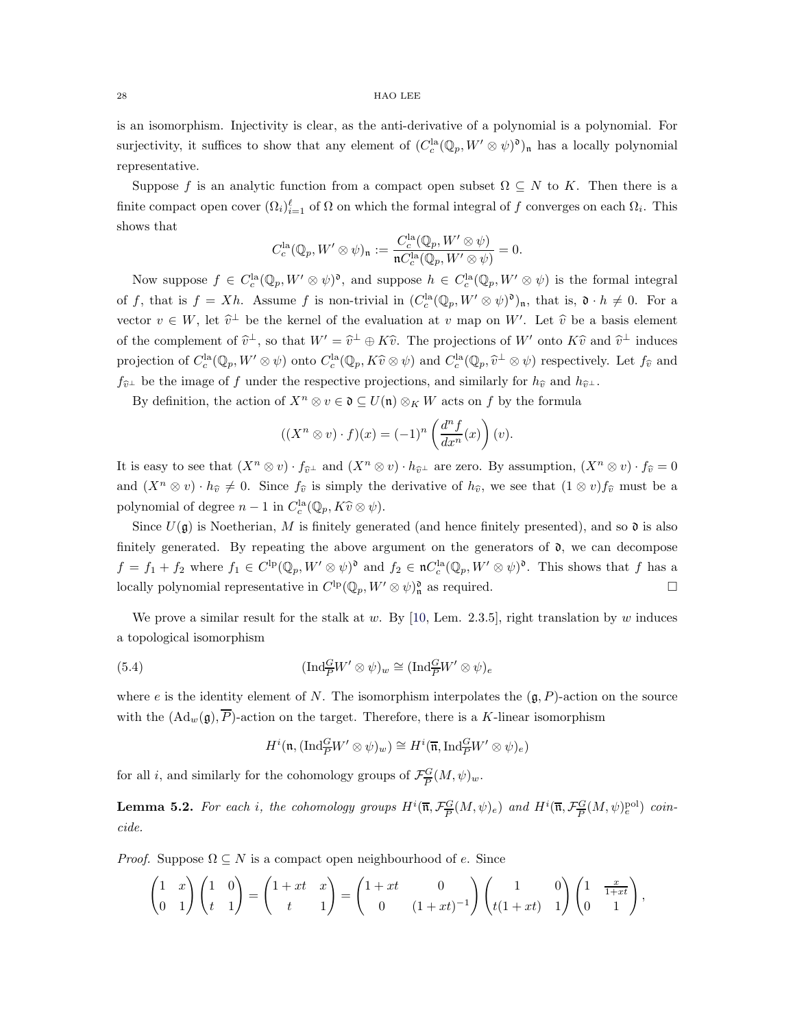is an isomorphism. Injectivity is clear, as the anti-derivative of a polynomial is a polynomial. For surjectivity, it suffices to show that any element of $(C_c^{\mathrm{la}}(\mathbb{Q}_p, W' \otimes \psi)^{\mathfrak{d}})_{\mathfrak{n}}$ has a locally polynomial representative.

Suppose $f$ is an analytic function from a compact open subset $\Omega \subseteq N$ to $K$. Then there is a finite compact open cover $(\Omega_i)_{i=1}^{\ell}$ of $\Omega$ on which the formal integral of $f$ converges on each $\Omega_i$. This shows that

$$C_c^{\mathrm{la}}(\mathbb{Q}_p, W' \otimes \psi)_{\mathfrak{n}} := \frac{C_c^{\mathrm{la}}(\mathbb{Q}_p, W' \otimes \psi)}{\mathfrak{n} C_c^{\mathrm{la}}(\mathbb{Q}_p, W' \otimes \psi)} = 0.$$

Now suppose $f \in C_c^{\mathrm{la}}(\mathbb{Q}_p, W' \otimes \psi)^{\mathfrak{d}}$, and suppose $h \in C_c^{\mathrm{la}}(\mathbb{Q}_p, W' \otimes \psi)$ is the formal integral of $f$, that is $f = Xh$. Assume $f$ is non-trivial in $(C_c^{\mathrm{la}}(\mathbb{Q}_p, W' \otimes \psi)^{\mathfrak{d}})_{\mathfrak{n}}$, that is, $\mathfrak{d} \cdot h \neq 0$. For a vector $v \in W$, let $\widehat{v}^{\perp}$ be the kernel of the evaluation at $v$ map on $W'$. Let $\widehat{v}$ be a basis element of the complement of $\widehat{v}^{\perp}$, so that $W' = \widehat{v}^{\perp} \oplus K\widehat{v}$. The projections of $W'$ onto $K\widehat{v}$ and $\widehat{v}^{\perp}$ induces projection of $C_c^{\mathrm{la}}(\mathbb{Q}_p, W' \otimes \psi)$ onto $C_c^{\mathrm{la}}(\mathbb{Q}_p, K\widehat{v} \otimes \psi)$ and $C_c^{\mathrm{la}}(\mathbb{Q}_p, \widehat{v}^{\perp} \otimes \psi)$ respectively. Let $f_{\widehat{v}}$ and $f_{\widehat{v}^{\perp}}$ be the image of $f$ under the respective projections, and similarly for $h_{\widehat{v}}$ and $h_{\widehat{v}^{\perp}}$.

By definition, the action of $X^n \otimes v \in \mathfrak{d} \subseteq U(\mathfrak{n}) \otimes_K W$ acts on $f$ by the formula

$$((X^n \otimes v) \cdot f)(x) = (-1)^n \left( \frac{d^n f}{dx^n}(x) \right)(v).$$

It is easy to see that $(X^n \otimes v) \cdot f_{\widehat{v}^{\perp}}$ and $(X^n \otimes v) \cdot h_{\widehat{v}^{\perp}}$ are zero. By assumption, $(X^n \otimes v) \cdot f_{\widehat{v}} = 0$ and $(X^n \otimes v) \cdot h_{\widehat{v}} \neq 0$. Since $f_{\widehat{v}}$ is simply the derivative of $h_{\widehat{v}}$, we see that $(1 \otimes v) f_{\widehat{v}}$ must be a polynomial of degree $n-1$ in $C_c^{\mathrm{la}}(\mathbb{Q}_p, K\widehat{v} \otimes \psi)$.

Since $U(\mathfrak{g})$ is Noetherian, $M$ is finitely generated (and hence finitely presented), and so $\mathfrak{d}$ is also finitely generated. By repeating the above argument on the generators of $\mathfrak{d}$, we can decompose $f = f_1 + f_2$ where $f_1 \in C^{\mathrm{lp}}(\mathbb{Q}_p, W' \otimes \psi)^{\mathfrak{d}}$ and $f_2 \in \mathfrak{n} C_c^{\mathrm{la}}(\mathbb{Q}_p, W' \otimes \psi)^{\mathfrak{d}}$. This shows that $f$ has a locally polynomial representative in $C^{\mathrm{lp}}(\mathbb{Q}_p, W' \otimes \psi)^{\mathfrak{d}}_{\mathfrak{n}}$ as required. $\square$

We prove a similar result for the stalk at $w$. By [10, Lem. 2.3.5], right translation by $w$ induces a topological isomorphism

$$(\mathrm{Ind}_{\overline{P}}^{G} W' \otimes \psi)_w \cong (\mathrm{Ind}_{\overline{P}}^{G} W' \otimes \psi)_e \tag{5.4}$$

where $e$ is the identity element of $N$. The isomorphism interpolates the $(\mathfrak{g}, P)$-action on the source with the $(\mathrm{Ad}_w(\mathfrak{g}), \overline{P})$-action on the target. Therefore, there is a $K$-linear isomorphism

$$H^i(\mathfrak{n}, (\mathrm{Ind}_{\overline{P}}^{G} W' \otimes \psi)_w) \cong H^i(\overline{\mathfrak{n}}, \mathrm{Ind}_{\overline{P}}^{G} W' \otimes \psi)_e)$$

for all $i$, and similarly for the cohomology groups of $\mathcal{F}_{\overline{P}}^{G}(M, \psi)_w$.

**Lemma 5.2.** *For each $i$, the cohomology groups $H^i(\overline{\mathfrak{n}}, \mathcal{F}_{\overline{P}}^{G}(M, \psi)_e)$ and $H^i(\overline{\mathfrak{n}}, \mathcal{F}_{\overline{P}}^{G}(M, \psi)_e^{\mathrm{pol}})$ coincide.*

*Proof.* Suppose $\Omega \subseteq N$ is a compact open neighbourhood of $e$. Since

$$\begin{pmatrix} 1 & x \\ 0 & 1 \end{pmatrix} \begin{pmatrix} 1 & 0 \\ t & 1 \end{pmatrix} = \begin{pmatrix} 1 + xt & x \\ t & 1 \end{pmatrix} = \begin{pmatrix} 1 + xt & 0 \\ 0 & (1 + xt)^{-1} \end{pmatrix} \begin{pmatrix} 1 & 0 \\ t(1 + xt) & 1 \end{pmatrix} \begin{pmatrix} 1 & \frac{x}{1+xt} \\ 0 & 1 \end{pmatrix},$$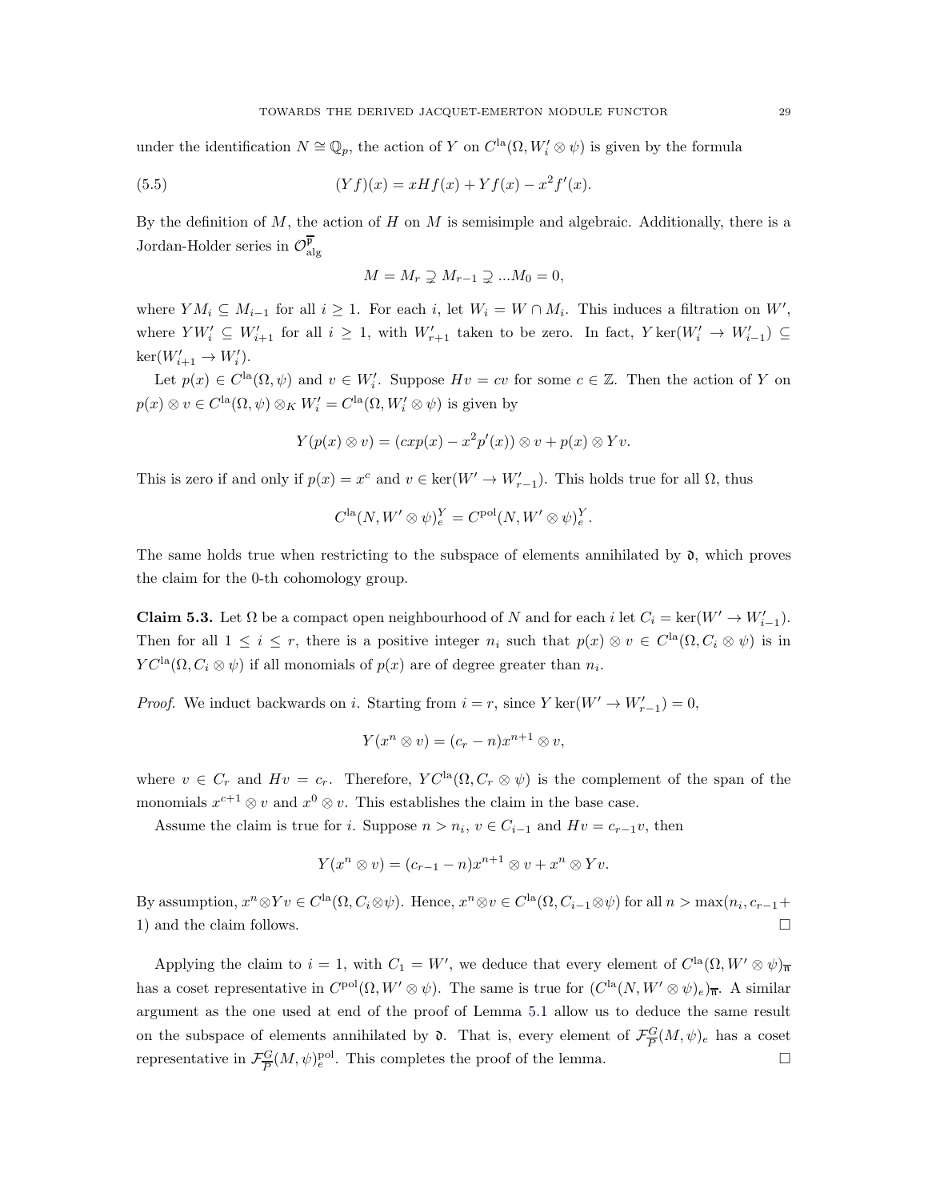under the identification $N \cong \mathbb{Q}_p$, the action of $Y$ on $C^{\mathrm{la}}(\Omega, W_i' \otimes \psi)$ is given by the formula

$$(Yf)(x) = xHf(x) + Yf(x) - x^2 f'(x). \tag{5.5}$$

By the definition of $M$, the action of $H$ on $M$ is semisimple and algebraic. Additionally, there is a Jordan-Holder series in $\mathcal{O}^{\overline{\mathfrak{p}}}_{\mathrm{alg}}$

$$M = M_r \supsetneq M_{r-1} \supsetneq \ldots M_0 = 0,$$

where $YM_i \subseteq M_{i-1}$ for all $i \geq 1$. For each $i$, let $W_i = W \cap M_i$. This induces a filtration on $W'$, where $YW_i' \subseteq W_{i+1}'$ for all $i \geq 1$, with $W_{r+1}'$ taken to be zero. In fact, $Y \ker(W_i' \to W_{i-1}') \subseteq \ker(W_{i+1}' \to W_i')$.

Let $p(x) \in C^{\mathrm{la}}(\Omega, \psi)$ and $v \in W_i'$. Suppose $Hv = cv$ for some $c \in \mathbb{Z}$. Then the action of $Y$ on $p(x) \otimes v \in C^{\mathrm{la}}(\Omega, \psi) \otimes_K W_i' = C^{\mathrm{la}}(\Omega, W_i' \otimes \psi)$ is given by

$$Y(p(x) \otimes v) = (cxp(x) - x^2 p'(x)) \otimes v + p(x) \otimes Yv.$$

This is zero if and only if $p(x) = x^c$ and $v \in \ker(W' \to W_{r-1}')$. This holds true for all $\Omega$, thus

$$C^{\mathrm{la}}(N, W' \otimes \psi)_e^Y = C^{\mathrm{pol}}(N, W' \otimes \psi)_e^Y.$$

The same holds true when restricting to the subspace of elements annihilated by $\mathfrak{d}$, which proves the claim for the 0-th cohomology group.

**Claim 5.3.** Let $\Omega$ be a compact open neighbourhood of $N$ and for each $i$ let $C_i = \ker(W' \to W_{i-1}')$. Then for all $1 \leq i \leq r$, there is a positive integer $n_i$ such that $p(x) \otimes v \in C^{\mathrm{la}}(\Omega, C_i \otimes \psi)$ is in $YC^{\mathrm{la}}(\Omega, C_i \otimes \psi)$ if all monomials of $p(x)$ are of degree greater than $n_i$.

*Proof.* We induct backwards on $i$. Starting from $i = r$, since $Y \ker(W' \to W_{r-1}') = 0$,

$$Y(x^n \otimes v) = (c_r - n)x^{n+1} \otimes v,$$

where $v \in C_r$ and $Hv = c_r$. Therefore, $YC^{\mathrm{la}}(\Omega, C_r \otimes \psi)$ is the complement of the span of the monomials $x^{c+1} \otimes v$ and $x^0 \otimes v$. This establishes the claim in the base case.

Assume the claim is true for $i$. Suppose $n > n_i$, $v \in C_{i-1}$ and $Hv = c_{r-1}v$, then

$$Y(x^n \otimes v) = (c_{r-1} - n)x^{n+1} \otimes v + x^n \otimes Yv.$$

By assumption, $x^n \otimes Yv \in C^{\mathrm{la}}(\Omega, C_i \otimes \psi)$. Hence, $x^n \otimes v \in C^{\mathrm{la}}(\Omega, C_{i-1} \otimes \psi)$ for all $n > \max(n_i, c_{r-1} + 1)$ and the claim follows. $\square$

Applying the claim to $i = 1$, with $C_1 = W'$, we deduce that every element of $C^{\mathrm{la}}(\Omega, W' \otimes \psi)_{\overline{\mathfrak{n}}}$ has a coset representative in $C^{\mathrm{pol}}(\Omega, W' \otimes \psi)$. The same is true for $(C^{\mathrm{la}}(N, W' \otimes \psi)_e)_{\overline{\mathfrak{n}}}$. A similar argument as the one used at end of the proof of Lemma 5.1 allow us to deduce the same result on the subspace of elements annihilated by $\mathfrak{d}$. That is, every element of $\mathcal{F}^G_{\overline{P}}(M, \psi)_e$ has a coset representative in $\mathcal{F}^G_{\overline{P}}(M, \psi)^{\mathrm{pol}}_e$. This completes the proof of the lemma. $\square$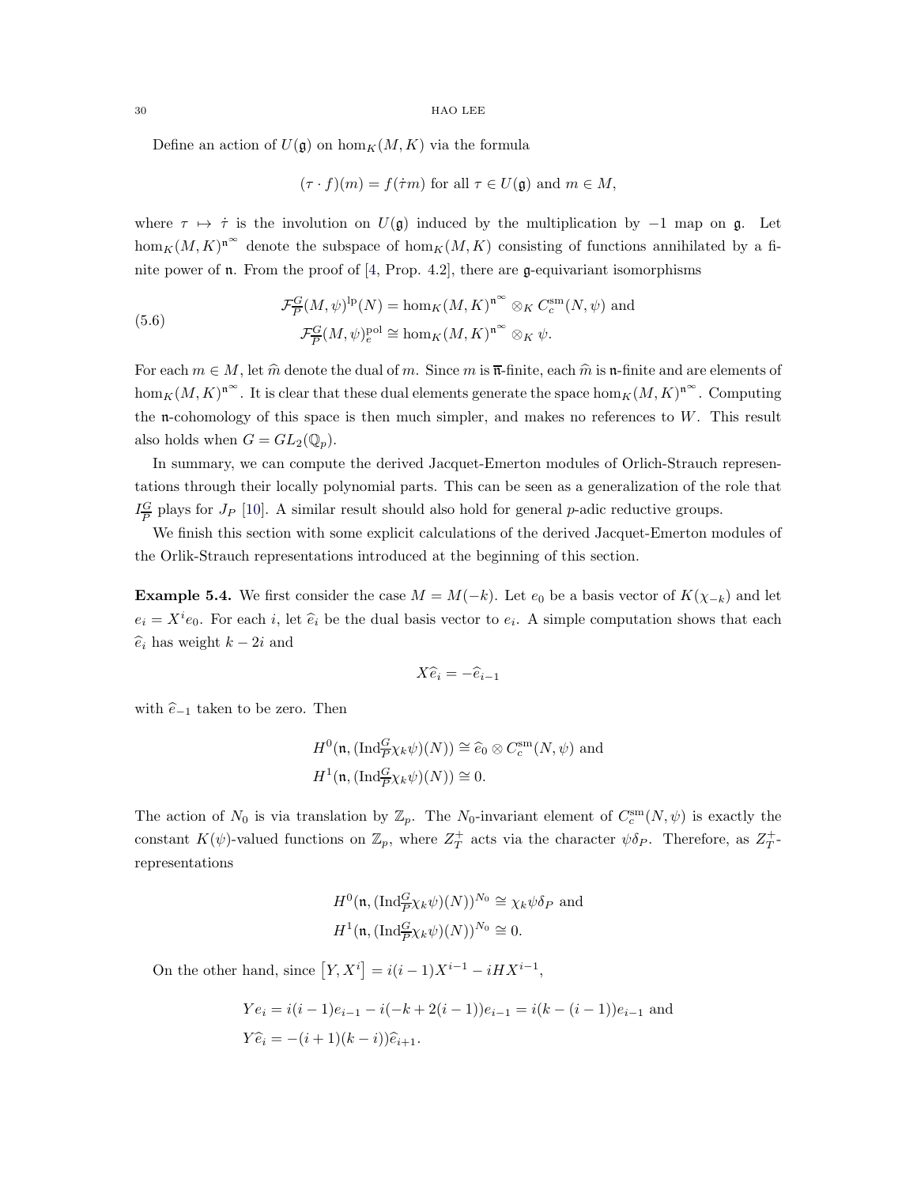Define an action of $U(\mathfrak{g})$ on $\hom_K(M, K)$ via the formula

$$(\tau \cdot f)(m) = f(\dot{\tau} m) \text{ for all } \tau \in U(\mathfrak{g}) \text{ and } m \in M,$$

where $\tau \mapsto \dot{\tau}$ is the involution on $U(\mathfrak{g})$ induced by the multiplication by $-1$ map on $\mathfrak{g}$. Let $\hom_K(M, K)^{\mathfrak{n}^\infty}$ denote the subspace of $\hom_K(M, K)$ consisting of functions annihilated by a finite power of $\mathfrak{n}$. From the proof of [4, Prop. 4.2], there are $\mathfrak{g}$-equivariant isomorphisms

$$\begin{aligned} \mathcal{F}^G_{\overline{P}}(M, \psi)^{\mathrm{lp}}(N) &= \hom_K(M, K)^{\mathfrak{n}^\infty} \otimes_K C^{\mathrm{sm}}_c(N, \psi) \text{ and} \\ \mathcal{F}^G_{\overline{P}}(M, \psi)^{\mathrm{pol}}_e &\cong \hom_K(M, K)^{\mathfrak{n}^\infty} \otimes_K \psi. \end{aligned} \tag{5.6}$$

For each $m \in M$, let $\widehat{m}$ denote the dual of $m$. Since $m$ is $\overline{\mathfrak{n}}$-finite, each $\widehat{m}$ is $\mathfrak{n}$-finite and are elements of $\hom_K(M, K)^{\mathfrak{n}^\infty}$. It is clear that these dual elements generate the space $\hom_K(M, K)^{\mathfrak{n}^\infty}$. Computing the $\mathfrak{n}$-cohomology of this space is then much simpler, and makes no references to $W$. This result also holds when $G = GL_2(\mathbb{Q}_p)$.

In summary, we can compute the derived Jacquet-Emerton modules of Orlich-Strauch representations through their locally polynomial parts. This can be seen as a generalization of the role that $I^G_{\overline{P}}$ plays for $J_P$ [10]. A similar result should also hold for general $p$-adic reductive groups.

We finish this section with some explicit calculations of the derived Jacquet-Emerton modules of the Orlik-Strauch representations introduced at the beginning of this section.

**Example 5.4.** We first consider the case $M = M(-k)$. Let $e_0$ be a basis vector of $K(\chi_{-k})$ and let $e_i = X^i e_0$. For each $i$, let $\widehat{e}_i$ be the dual basis vector to $e_i$. A simple computation shows that each $\widehat{e}_i$ has weight $k - 2i$ and

$$X\widehat{e}_i = -\widehat{e}_{i-1}$$

with $\widehat{e}_{-1}$ taken to be zero. Then

$$\begin{aligned} H^0(\mathfrak{n}, (\mathrm{Ind}^G_{\overline{P}} \chi_k \psi)(N)) &\cong \widehat{e}_0 \otimes C^{\mathrm{sm}}_c(N, \psi) \text{ and} \\ H^1(\mathfrak{n}, (\mathrm{Ind}^G_{\overline{P}} \chi_k \psi)(N)) &\cong 0. \end{aligned}$$

The action of $N_0$ is via translation by $\mathbb{Z}_p$. The $N_0$-invariant element of $C^{\mathrm{sm}}_c(N, \psi)$ is exactly the constant $K(\psi)$-valued functions on $\mathbb{Z}_p$, where $Z^+_T$ acts via the character $\psi\delta_P$. Therefore, as $Z^+_T$-representations

$$\begin{aligned} H^0(\mathfrak{n}, (\mathrm{Ind}^G_{\overline{P}} \chi_k \psi)(N))^{N_0} &\cong \chi_k \psi \delta_P \text{ and} \\ H^1(\mathfrak{n}, (\mathrm{Ind}^G_{\overline{P}} \chi_k \psi)(N))^{N_0} &\cong 0. \end{aligned}$$

On the other hand, since $[Y, X^i] = i(i-1)X^{i-1} - iHX^{i-1}$,

$$\begin{aligned} Ye_i &= i(i-1)e_{i-1} - i(-k + 2(i-1))e_{i-1} = i(k - (i-1))e_{i-1} \text{ and} \\ Y\widehat{e}_i &= -(i+1)(k-i)\widehat{e}_{i+1}. \end{aligned}$$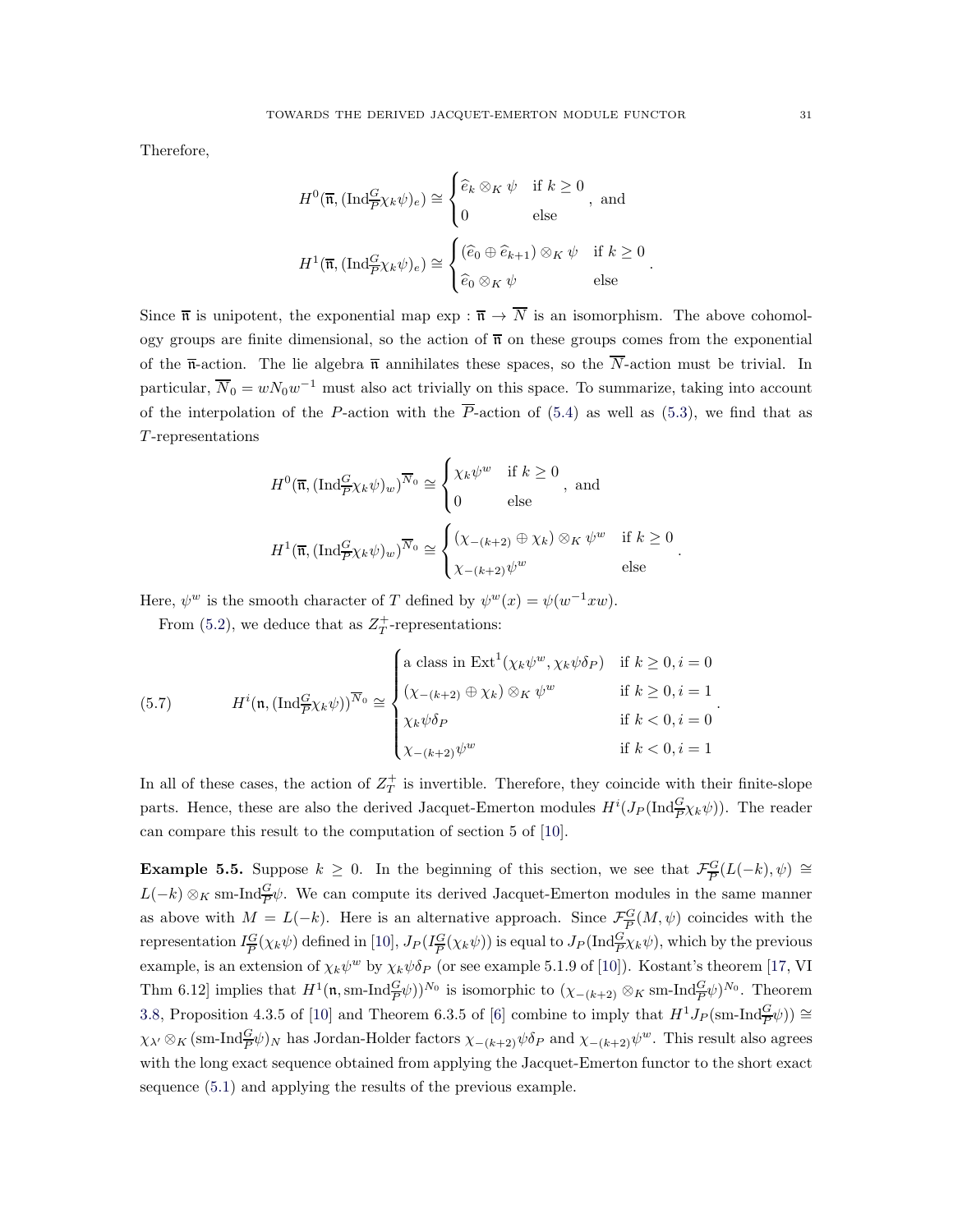Therefore,

$$H^0(\overline{\mathfrak{n}}, (\mathrm{Ind}_{\overline{P}}^G \chi_k \psi)_e) \cong \begin{cases} \widehat{e}_k \otimes_K \psi & \text{if } k \geq 0 \\ 0 & \text{else} \end{cases}, \text{ and}$$

$$H^1(\overline{\mathfrak{n}}, (\mathrm{Ind}_{\overline{P}}^G \chi_k \psi)_e) \cong \begin{cases} (\widehat{e}_0 \oplus \widehat{e}_{k+1}) \otimes_K \psi & \text{if } k \geq 0 \\ \widehat{e}_0 \otimes_K \psi & \text{else} \end{cases}.$$

Since $\overline{\mathfrak{n}}$ is unipotent, the exponential map $\exp : \overline{\mathfrak{n}} \to \overline{N}$ is an isomorphism. The above cohomology groups are finite dimensional, so the action of $\overline{\mathfrak{n}}$ on these groups comes from the exponential of the $\overline{\mathfrak{n}}$-action. The lie algebra $\overline{\mathfrak{n}}$ annihilates these spaces, so the $\overline{N}$-action must be trivial. In particular, $\overline{N}_0 = wN_0w^{-1}$ must also act trivially on this space. To summarize, taking into account of the interpolation of the $P$-action with the $\overline{P}$-action of (5.4) as well as (5.3), we find that as $T$-representations

$$H^0(\overline{\mathfrak{n}}, (\mathrm{Ind}_{\overline{P}}^G \chi_k \psi)_w)^{\overline{N}_0} \cong \begin{cases} \chi_k \psi^w & \text{if } k \geq 0 \\ 0 & \text{else} \end{cases}, \text{ and}$$

$$H^1(\overline{\mathfrak{n}}, (\mathrm{Ind}_{\overline{P}}^G \chi_k \psi)_w)^{\overline{N}_0} \cong \begin{cases} (\chi_{-(k+2)} \oplus \chi_k) \otimes_K \psi^w & \text{if } k \geq 0 \\ \chi_{-(k+2)} \psi^w & \text{else} \end{cases}.$$

Here, $\psi^w$ is the smooth character of $T$ defined by $\psi^w(x) = \psi(w^{-1}xw)$.

From (5.2), we deduce that as $Z_T^+$-representations:

$$H^i(\mathfrak{n}, (\mathrm{Ind}_{\overline{P}}^G \chi_k \psi))^{\overline{N}_0} \cong \begin{cases} \text{a class in } \mathrm{Ext}^1(\chi_k \psi^w, \chi_k \psi \delta_P) & \text{if } k \geq 0, i = 0 \\ (\chi_{-(k+2)} \oplus \chi_k) \otimes_K \psi^w & \text{if } k \geq 0, i = 1 \\ \chi_k \psi \delta_P & \text{if } k < 0, i = 0 \\ \chi_{-(k+2)} \psi^w & \text{if } k < 0, i = 1 \end{cases}. \tag{5.7}$$

In all of these cases, the action of $Z_T^+$ is invertible. Therefore, they coincide with their finite-slope parts. Hence, these are also the derived Jacquet-Emerton modules $H^i(J_P(\mathrm{Ind}_{\overline{P}}^G \chi_k \psi))$. The reader can compare this result to the computation of section 5 of [10].

**Example 5.5.** Suppose $k \geq 0$. In the beginning of this section, we see that $\mathcal{F}_{\overline{P}}^G(L(-k), \psi) \cong L(-k) \otimes_K \text{sm-Ind}_{\overline{P}}^G \psi$. We can compute its derived Jacquet-Emerton modules in the same manner as above with $M = L(-k)$. Here is an alternative approach. Since $\mathcal{F}_{\overline{P}}^G(M, \psi)$ coincides with the representation $I_{\overline{P}}^G(\chi_k \psi)$ defined in [10], $J_P(I_{\overline{P}}^G(\chi_k \psi))$ is equal to $J_P(\mathrm{Ind}_{\overline{P}}^G \chi_k \psi)$, which by the previous example, is an extension of $\chi_k \psi^w$ by $\chi_k \psi \delta_P$ (or see example 5.1.9 of [10]). Kostant's theorem [17, VI Thm 6.12] implies that $H^1(\mathfrak{n}, \text{sm-Ind}_{\overline{P}}^G \psi))^{N_0}$ is isomorphic to $(\chi_{-(k+2)} \otimes_K \text{sm-Ind}_{\overline{P}}^G \psi)^{N_0}$. Theorem 3.8, Proposition 4.3.5 of [10] and Theorem 6.3.5 of [6] combine to imply that $H^1 J_P(\text{sm-Ind}_{\overline{P}}^G \psi)) \cong \chi_{\lambda'} \otimes_K (\text{sm-Ind}_{\overline{P}}^G \psi)_N$ has Jordan-Holder factors $\chi_{-(k+2)} \psi \delta_P$ and $\chi_{-(k+2)} \psi^w$. This result also agrees with the long exact sequence obtained from applying the Jacquet-Emerton functor to the short exact sequence (5.1) and applying the results of the previous example.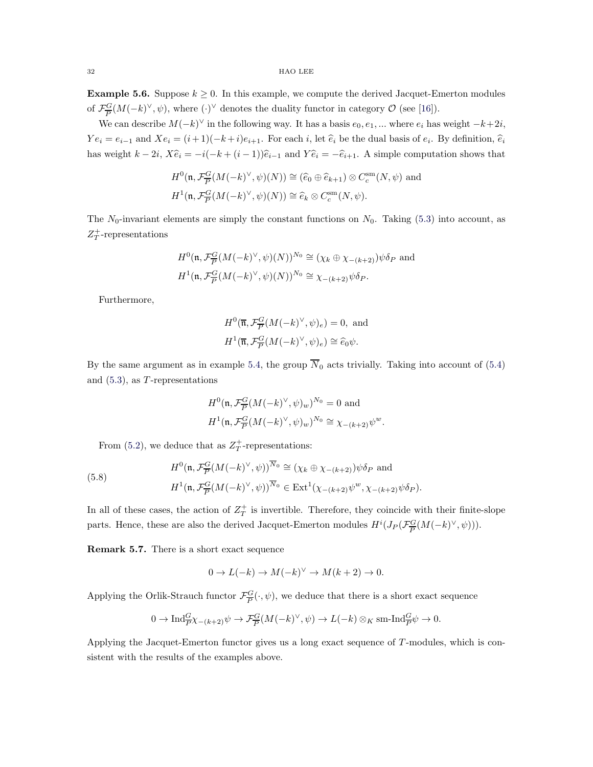**Example 5.6.** Suppose $k \geq 0$. In this example, we compute the derived Jacquet-Emerton modules of $\mathcal{F}^G_{\overline{P}}(M(-k)^\vee, \psi)$, where $(\cdot)^\vee$ denotes the duality functor in category $\mathcal{O}$ (see [16]).

We can describe $M(-k)^\vee$ in the following way. It has a basis $e_0, e_1, \ldots$ where $e_i$ has weight $-k+2i$, $Ye_i = e_{i-1}$ and $Xe_i = (i+1)(-k+i)e_{i+1}$. For each $i$, let $\widehat{e}_i$ be the dual basis of $e_i$. By definition, $\widehat{e}_i$ has weight $k-2i$, $X\widehat{e}_i = -i(-k+(i-1))\widehat{e}_{i-1}$ and $Y\widehat{e}_i = -\widehat{e}_{i+1}$. A simple computation shows that

$$H^0(\mathfrak{n}, \mathcal{F}^G_{\overline{P}}(M(-k)^\vee, \psi)(N)) \cong (\widehat{e}_0 \oplus \widehat{e}_{k+1}) \otimes C_c^{\mathrm{sm}}(N, \psi) \text{ and}$$
$$H^1(\mathfrak{n}, \mathcal{F}^G_{\overline{P}}(M(-k)^\vee, \psi)(N)) \cong \widehat{e}_k \otimes C_c^{\mathrm{sm}}(N, \psi).$$

The $N_0$-invariant elements are simply the constant functions on $N_0$. Taking (5.3) into account, as $Z_T^+$-representations

$$H^0(\mathfrak{n}, \mathcal{F}^G_{\overline{P}}(M(-k)^\vee, \psi)(N))^{N_0} \cong (\chi_k \oplus \chi_{-(k+2)})\psi\delta_P \text{ and}$$
$$H^1(\mathfrak{n}, \mathcal{F}^G_{\overline{P}}(M(-k)^\vee, \psi)(N))^{N_0} \cong \chi_{-(k+2)}\psi\delta_P.$$

Furthermore,

$$H^0(\overline{\mathfrak{n}}, \mathcal{F}^G_{\overline{P}}(M(-k)^\vee, \psi)_e) = 0, \text{ and}$$
$$H^1(\overline{\mathfrak{n}}, \mathcal{F}^G_{\overline{P}}(M(-k)^\vee, \psi)_e) \cong \widehat{e}_0\psi.$$

By the same argument as in example 5.4, the group $\overline{N}_0$ acts trivially. Taking into account of (5.4) and (5.3), as $T$-representations

$$H^0(\mathfrak{n}, \mathcal{F}^G_{\overline{P}}(M(-k)^\vee, \psi)_w)^{N_0} = 0 \text{ and}$$
$$H^1(\mathfrak{n}, \mathcal{F}^G_{\overline{P}}(M(-k)^\vee, \psi)_w)^{N_0} \cong \chi_{-(k+2)}\psi^w.$$

From (5.2), we deduce that as $Z_T^+$-representations:

$$\begin{aligned} &H^0(\mathfrak{n}, \mathcal{F}^G_{\overline{P}}(M(-k)^\vee, \psi))^{\overline{N}_0} \cong (\chi_k \oplus \chi_{-(k+2)})\psi\delta_P \text{ and} \\ &H^1(\mathfrak{n}, \mathcal{F}^G_{\overline{P}}(M(-k)^\vee, \psi))^{\overline{N}_0} \in \mathrm{Ext}^1(\chi_{-(k+2)}\psi^w, \chi_{-(k+2)}\psi\delta_P). \end{aligned} \tag{5.8}$$

In all of these cases, the action of $Z_T^+$ is invertible. Therefore, they coincide with their finite-slope parts. Hence, these are also the derived Jacquet-Emerton modules $H^i(J_P(\mathcal{F}^G_{\overline{P}}(M(-k)^\vee, \psi)))$.

**Remark 5.7.** There is a short exact sequence

$$0 \to L(-k) \to M(-k)^\vee \to M(k+2) \to 0.$$

Applying the Orlik-Strauch functor $\mathcal{F}^G_{\overline{P}}(\cdot, \psi)$, we deduce that there is a short exact sequence

$$0 \to \mathrm{Ind}^G_{\overline{P}}\chi_{-(k+2)}\psi \to \mathcal{F}^G_{\overline{P}}(M(-k)^\vee, \psi) \to L(-k) \otimes_K \text{sm-}\mathrm{Ind}^G_{\overline{P}}\psi \to 0.$$

Applying the Jacquet-Emerton functor gives us a long exact sequence of $T$-modules, which is consistent with the results of the examples above.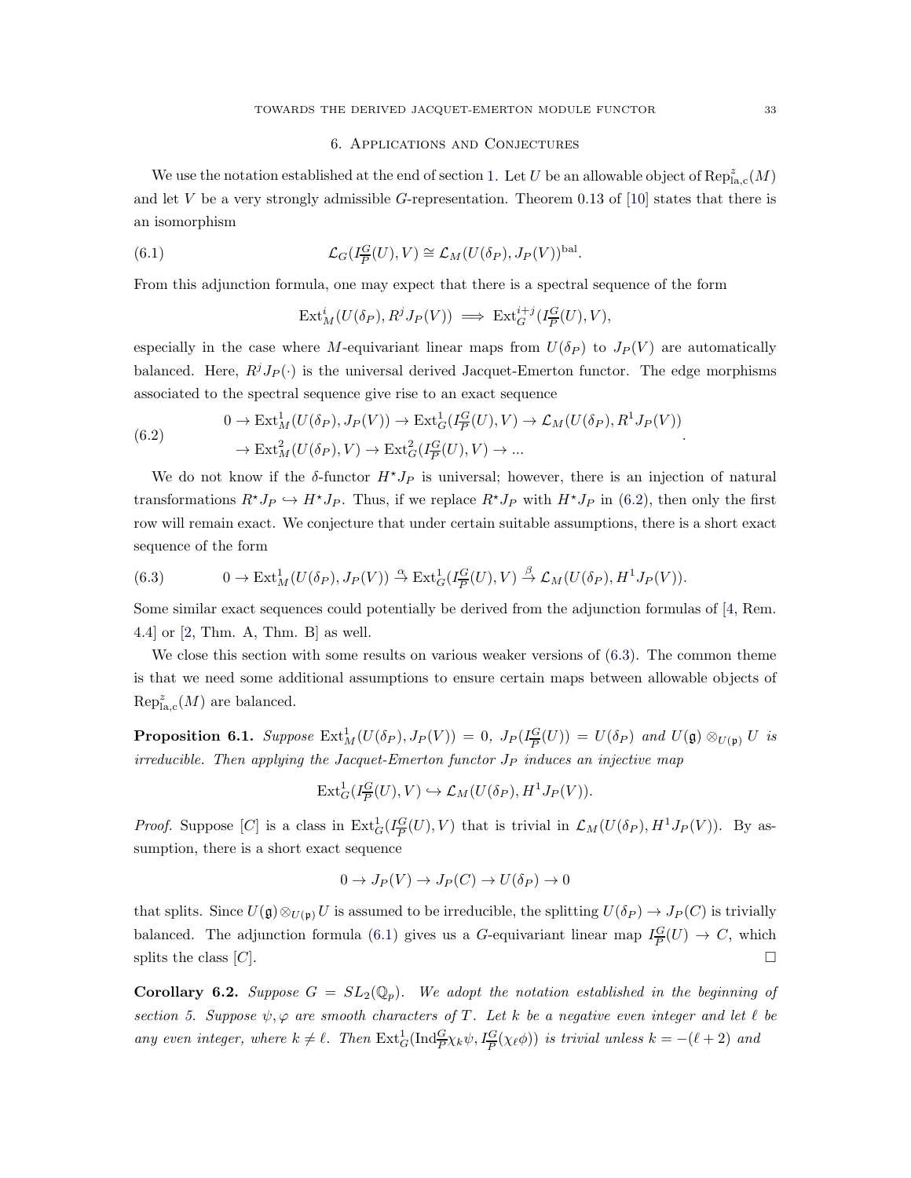## 6. Applications and Conjectures

We use the notation established at the end of section 1. Let $U$ be an allowable object of $\mathrm{Rep}^{z}_{\mathrm{la,c}}(M)$ and let $V$ be a very strongly admissible $G$-representation. Theorem 0.13 of [10] states that there is an isomorphism

$$\mathcal{L}_G(I^G_{\overline{P}}(U), V) \cong \mathcal{L}_M(U(\delta_P), J_P(V))^{\mathrm{bal}}. \tag{6.1}$$

From this adjunction formula, one may expect that there is a spectral sequence of the form

$$\mathrm{Ext}^i_M(U(\delta_P), R^j J_P(V)) \implies \mathrm{Ext}^{i+j}_G(I^G_{\overline{P}}(U), V),$$

especially in the case where $M$-equivariant linear maps from $U(\delta_P)$ to $J_P(V)$ are automatically balanced. Here, $R^j J_P(\cdot)$ is the universal derived Jacquet-Emerton functor. The edge morphisms associated to the spectral sequence give rise to an exact sequence

$$\begin{aligned} 0 &\to \mathrm{Ext}^1_M(U(\delta_P), J_P(V)) \to \mathrm{Ext}^1_G(I^G_{\overline{P}}(U), V) \to \mathcal{L}_M(U(\delta_P), R^1 J_P(V)) \\ &\to \mathrm{Ext}^2_M(U(\delta_P), V) \to \mathrm{Ext}^2_G(I^G_{\overline{P}}(U), V) \to \ldots \end{aligned} \tag{6.2}$$

We do not know if the $\delta$-functor $H^\star J_P$ is universal; however, there is an injection of natural transformations $R^\star J_P \hookrightarrow H^\star J_P$. Thus, if we replace $R^\star J_P$ with $H^\star J_P$ in (6.2), then only the first row will remain exact. We conjecture that under certain suitable assumptions, there is a short exact sequence of the form

$$0 \to \mathrm{Ext}^1_M(U(\delta_P), J_P(V)) \xrightarrow{\alpha} \mathrm{Ext}^1_G(I^G_{\overline{P}}(U), V) \xrightarrow{\beta} \mathcal{L}_M(U(\delta_P), H^1 J_P(V)). \tag{6.3}$$

Some similar exact sequences could potentially be derived from the adjunction formulas of [4, Rem. 4.4] or [2, Thm. A, Thm. B] as well.

We close this section with some results on various weaker versions of (6.3). The common theme is that we need some additional assumptions to ensure certain maps between allowable objects of $\mathrm{Rep}^{z}_{\mathrm{la,c}}(M)$ are balanced.

**Proposition 6.1.** *Suppose $\mathrm{Ext}^1_M(U(\delta_P), J_P(V)) = 0$, $J_P(I^G_{\overline{P}}(U)) = U(\delta_P)$ and $U(\mathfrak{g}) \otimes_{U(\mathfrak{p})} U$ is irreducible. Then applying the Jacquet-Emerton functor $J_P$ induces an injective map*

$$\mathrm{Ext}^1_G(I^G_{\overline{P}}(U), V) \hookrightarrow \mathcal{L}_M(U(\delta_P), H^1 J_P(V)).$$

*Proof.* Suppose $[C]$ is a class in $\mathrm{Ext}^1_G(I^G_{\overline{P}}(U), V)$ that is trivial in $\mathcal{L}_M(U(\delta_P), H^1 J_P(V))$. By assumption, there is a short exact sequence

$$0 \to J_P(V) \to J_P(C) \to U(\delta_P) \to 0$$

that splits. Since $U(\mathfrak{g}) \otimes_{U(\mathfrak{p})} U$ is assumed to be irreducible, the splitting $U(\delta_P) \to J_P(C)$ is trivially balanced. The adjunction formula (6.1) gives us a $G$-equivariant linear map $I^G_{\overline{P}}(U) \to C$, which splits the class $[C]$. $\square$

**Corollary 6.2.** *Suppose $G = SL_2(\mathbb{Q}_p)$. We adopt the notation established in the beginning of section 5. Suppose $\psi, \varphi$ are smooth characters of $T$. Let $k$ be a negative even integer and let $\ell$ be any even integer, where $k \neq \ell$. Then $\mathrm{Ext}^1_G(\mathrm{Ind}^G_{\overline{P}} \chi_k \psi, I^G_{\overline{P}}(\chi_\ell \phi))$ is trivial unless $k = -(\ell + 2)$ and*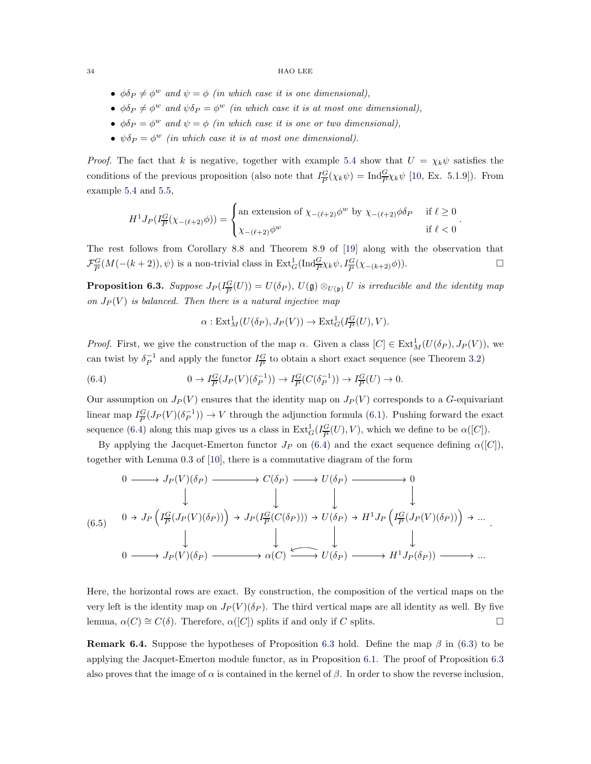- $\phi\delta_P \neq \phi^w$ *and* $\psi = \phi$ *(in which case it is one dimensional),*
- $\phi\delta_P \neq \phi^w$ *and* $\psi\delta_P = \phi^w$ *(in which case it is at most one dimensional),*
- $\phi\delta_P = \phi^w$ *and* $\psi = \phi$ *(in which case it is one or two dimensional),*
- $\psi\delta_P = \phi^w$ *(in which case it is at most one dimensional).*

*Proof.* The fact that $k$ is negative, together with example 5.4 show that $U = \chi_k\psi$ satisfies the conditions of the previous proposition (also note that $I_{\overline{P}}^G(\chi_k\psi) = \mathrm{Ind}_{\overline{P}}^G\chi_k\psi$ [10, Ex. 5.1.9]). From example 5.4 and 5.5,

$$H^1 J_P(I_{\overline{P}}^G(\chi_{-(\ell+2)}\phi)) = \begin{cases} \text{an extension of } \chi_{-(\ell+2)}\phi^w \text{ by } \chi_{-(\ell+2)}\phi\delta_P & \text{if } \ell \geq 0 \\ \chi_{-(\ell+2)}\phi^w & \text{if } \ell < 0 \end{cases}.$$

The rest follows from Corollary 8.8 and Theorem 8.9 of [19] along with the observation that $\mathcal{F}_{\overline{P}}^G(M(-(k+2)), \psi)$ is a non-trivial class in $\mathrm{Ext}^1_G(\mathrm{Ind}_{\overline{P}}^G\chi_k\psi, I_{\overline{P}}^G(\chi_{-(k+2)}\phi))$. $\square$

**Proposition 6.3.** *Suppose $J_P(I_{\overline{P}}^G(U)) = U(\delta_P)$, $U(\mathfrak{g}) \otimes_{U(\mathfrak{p})} U$ is irreducible and the identity map on $J_P(V)$ is balanced. Then there is a natural injective map*

$$\alpha : \mathrm{Ext}^1_M(U(\delta_P), J_P(V)) \to \mathrm{Ext}^1_G(I_{\overline{P}}^G(U), V).$$

*Proof.* First, we give the construction of the map $\alpha$. Given a class $[C] \in \mathrm{Ext}^1_M(U(\delta_P), J_P(V))$, we can twist by $\delta_P^{-1}$ and apply the functor $I_{\overline{P}}^G$ to obtain a short exact sequence (see Theorem 3.2)

$$0 \to I_{\overline{P}}^G(J_P(V)(\delta_P^{-1})) \to I_{\overline{P}}^G(C(\delta_P^{-1})) \to I_{\overline{P}}^G(U) \to 0. \tag{6.4}$$

Our assumption on $J_P(V)$ ensures that the identity map on $J_P(V)$ corresponds to a $G$-equivariant linear map $I_{\overline{P}}^G(J_P(V)(\delta_P^{-1})) \to V$ through the adjunction formula (6.1). Pushing forward the exact sequence (6.4) along this map gives us a class in $\mathrm{Ext}^1_G(I_{\overline{P}}^G(U), V)$, which we define to be $\alpha([C])$.

By applying the Jacquet-Emerton functor $J_P$ on (6.4) and the exact sequence defining $\alpha([C])$, together with Lemma 0.3 of [10], there is a commutative diagram of the form

$$\begin{array}{ccccccccc}
0 & \to & J_P(V)(\delta_P) & \to & C(\delta_P) & \to & U(\delta_P) & \to & 0 \\
& & \downarrow & & \downarrow & & \downarrow & & \downarrow \\
0 & \to & J_P\left(I_{\overline{P}}^G(J_P(V)(\delta_P))\right) & \to & J_P(I_{\overline{P}}^G(C(\delta_P))) & \to & U(\delta_P) & \to & H^1 J_P\left(I_{\overline{P}}^G(J_P(V)(\delta_P))\right) \to \cdots \\
& & \downarrow & & \downarrow & & \downarrow & & \downarrow \\
0 & \to & J_P(V)(\delta_P) & \to & \alpha(C) & \leftrightarrows & U(\delta_P) & \to & H^1 J_P(\delta_P)) \to \cdots
\end{array} \tag{6.5}$$

Here, the horizontal rows are exact. By construction, the composition of the vertical maps on the very left is the identity map on $J_P(V)(\delta_P)$. The third vertical maps are all identity as well. By five lemma, $\alpha(C) \cong C(\delta)$. Therefore, $\alpha([C])$ splits if and only if $C$ splits. $\square$

**Remark 6.4.** Suppose the hypotheses of Proposition 6.3 hold. Define the map $\beta$ in (6.3) to be applying the Jacquet-Emerton module functor, as in Proposition 6.1. The proof of Proposition 6.3 also proves that the image of $\alpha$ is contained in the kernel of $\beta$. In order to show the reverse inclusion,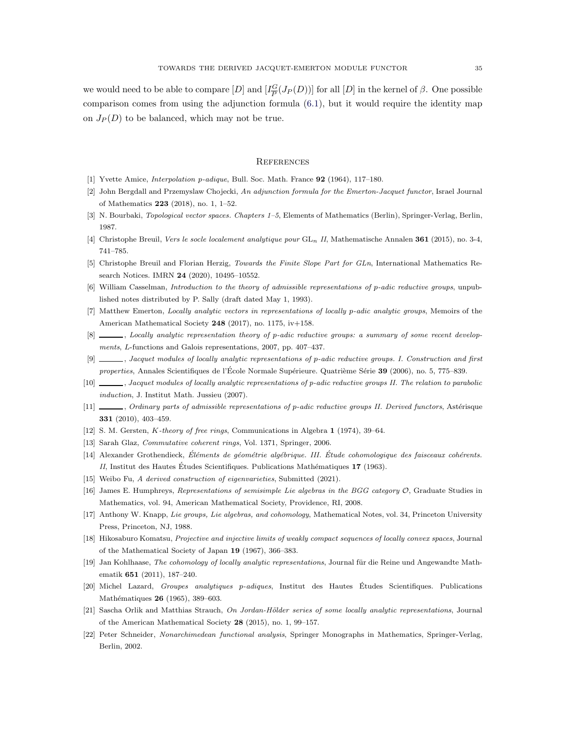we would need to be able to compare $[D]$ and $[I_P^G(J_P(D))]$ for all $[D]$ in the kernel of $\beta$. One possible comparison comes from using the adjunction formula (6.1), but it would require the identity map on $J_P(D)$ to be balanced, which may not be true.

## References

[1] Yvette Amice, *Interpolation p-adique*, Bull. Soc. Math. France **92** (1964), 117–180.

[2] John Bergdall and Przemyslaw Chojecki, *An adjunction formula for the Emerton-Jacquet functor*, Israel Journal of Mathematics **223** (2018), no. 1, 1–52.

[3] N. Bourbaki, *Topological vector spaces. Chapters 1–5*, Elements of Mathematics (Berlin), Springer-Verlag, Berlin, 1987.

[4] Christophe Breuil, *Vers le socle localement analytique pour* $\mathrm{GL}_n$ *II*, Mathematische Annalen **361** (2015), no. 3-4, 741–785.

[5] Christophe Breuil and Florian Herzig, *Towards the Finite Slope Part for GLn*, International Mathematics Research Notices. IMRN **24** (2020), 10495–10552.

[6] William Casselman, *Introduction to the theory of admissible representations of p-adic reductive groups*, unpublished notes distributed by P. Sally (draft dated May 1, 1993).

[7] Matthew Emerton, *Locally analytic vectors in representations of locally p-adic analytic groups*, Memoirs of the American Mathematical Society **248** (2017), no. 1175, iv+158.

[8] ______, *Locally analytic representation theory of p-adic reductive groups: a summary of some recent developments*, L-functions and Galois representations, 2007, pp. 407–437.

[9] ______, *Jacquet modules of locally analytic representations of p-adic reductive groups. I. Construction and first properties*, Annales Scientifiques de l'École Normale Supérieure. Quatrième Série **39** (2006), no. 5, 775–839.

[10] ______, *Jacquet modules of locally analytic representations of p-adic reductive groups II. The relation to parabolic induction*, J. Institut Math. Jussieu (2007).

[11] ______, *Ordinary parts of admissible representations of p-adic reductive groups II. Derived functors*, Astérisque **331** (2010), 403–459.

[12] S. M. Gersten, *K-theory of free rings*, Communications in Algebra **1** (1974), 39–64.

[13] Sarah Glaz, *Commutative coherent rings*, Vol. 1371, Springer, 2006.

[14] Alexander Grothendieck, *Éléments de géométrie algébrique. III. Étude cohomologique des faisceaux cohérents. II*, Institut des Hautes Études Scientifiques. Publications Mathématiques **17** (1963).

[15] Weibo Fu, *A derived construction of eigenvarieties*, Submitted (2021).

[16] James E. Humphreys, *Representations of semisimple Lie algebras in the BGG category* $\mathcal{O}$, Graduate Studies in Mathematics, vol. 94, American Mathematical Society, Providence, RI, 2008.

[17] Anthony W. Knapp, *Lie groups, Lie algebras, and cohomology*, Mathematical Notes, vol. 34, Princeton University Press, Princeton, NJ, 1988.

[18] Hikosaburo Komatsu, *Projective and injective limits of weakly compact sequences of locally convex spaces*, Journal of the Mathematical Society of Japan **19** (1967), 366–383.

[19] Jan Kohlhaase, *The cohomology of locally analytic representations*, Journal für die Reine und Angewandte Mathematik **651** (2011), 187–240.

[20] Michel Lazard, *Groupes analytiques p-adiques*, Institut des Hautes Études Scientifiques. Publications Mathématiques **26** (1965), 389–603.

[21] Sascha Orlik and Matthias Strauch, *On Jordan-Hölder series of some locally analytic representations*, Journal of the American Mathematical Society **28** (2015), no. 1, 99–157.

[22] Peter Schneider, *Nonarchimedean functional analysis*, Springer Monographs in Mathematics, Springer-Verlag, Berlin, 2002.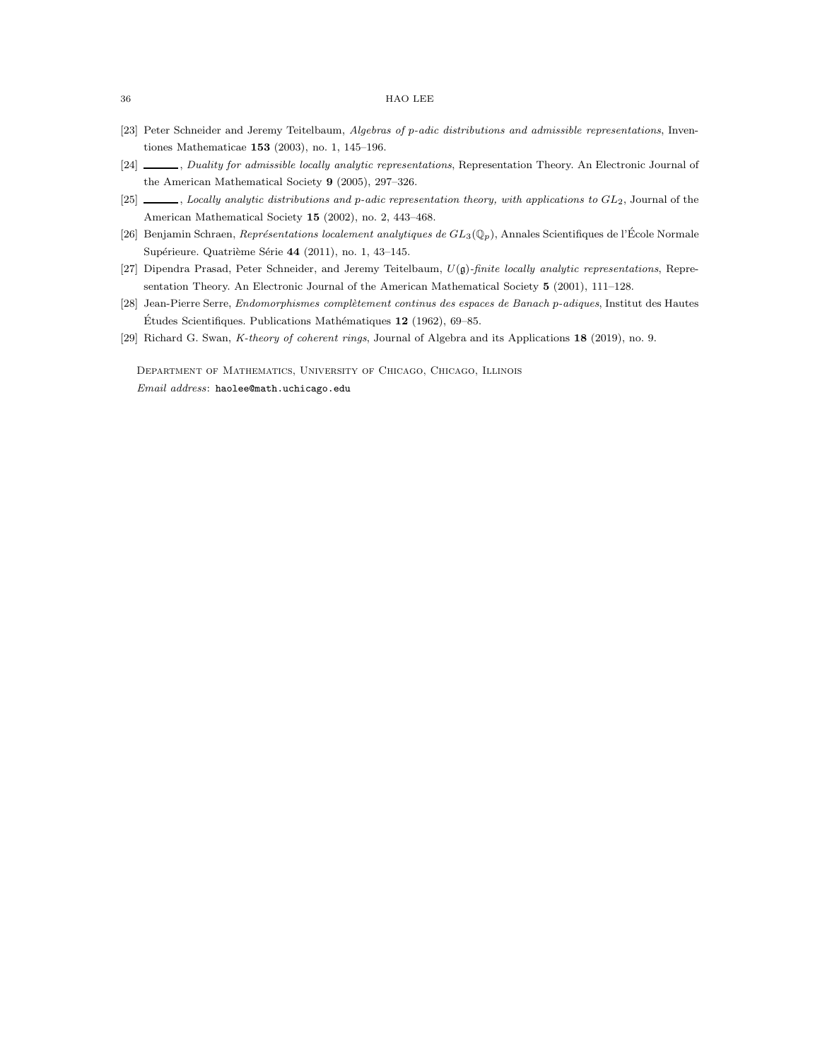[23] Peter Schneider and Jeremy Teitelbaum, *Algebras of $p$-adic distributions and admissible representations*, Inventiones Mathematicae **153** (2003), no. 1, 145–196.

[24] ______, *Duality for admissible locally analytic representations*, Representation Theory. An Electronic Journal of the American Mathematical Society **9** (2005), 297–326.

[25] ______, *Locally analytic distributions and $p$-adic representation theory, with applications to $GL_2$*, Journal of the American Mathematical Society **15** (2002), no. 2, 443–468.

[26] Benjamin Schraen, *Représentations localement analytiques de $GL_3(\mathbb{Q}_p)$*, Annales Scientifiques de l'École Normale Supérieure. Quatrième Série **44** (2011), no. 1, 43–145.

[27] Dipendra Prasad, Peter Schneider, and Jeremy Teitelbaum, *$U(\mathfrak{g})$-finite locally analytic representations*, Representation Theory. An Electronic Journal of the American Mathematical Society **5** (2001), 111–128.

[28] Jean-Pierre Serre, *Endomorphismes complètement continus des espaces de Banach $p$-adiques*, Institut des Hautes Études Scientifiques. Publications Mathématiques **12** (1962), 69–85.

[29] Richard G. Swan, *K-theory of coherent rings*, Journal of Algebra and its Applications **18** (2019), no. 9.

Department of Mathematics, University of Chicago, Chicago, Illinois

*Email address*: `haolee@math.uchicago.edu`